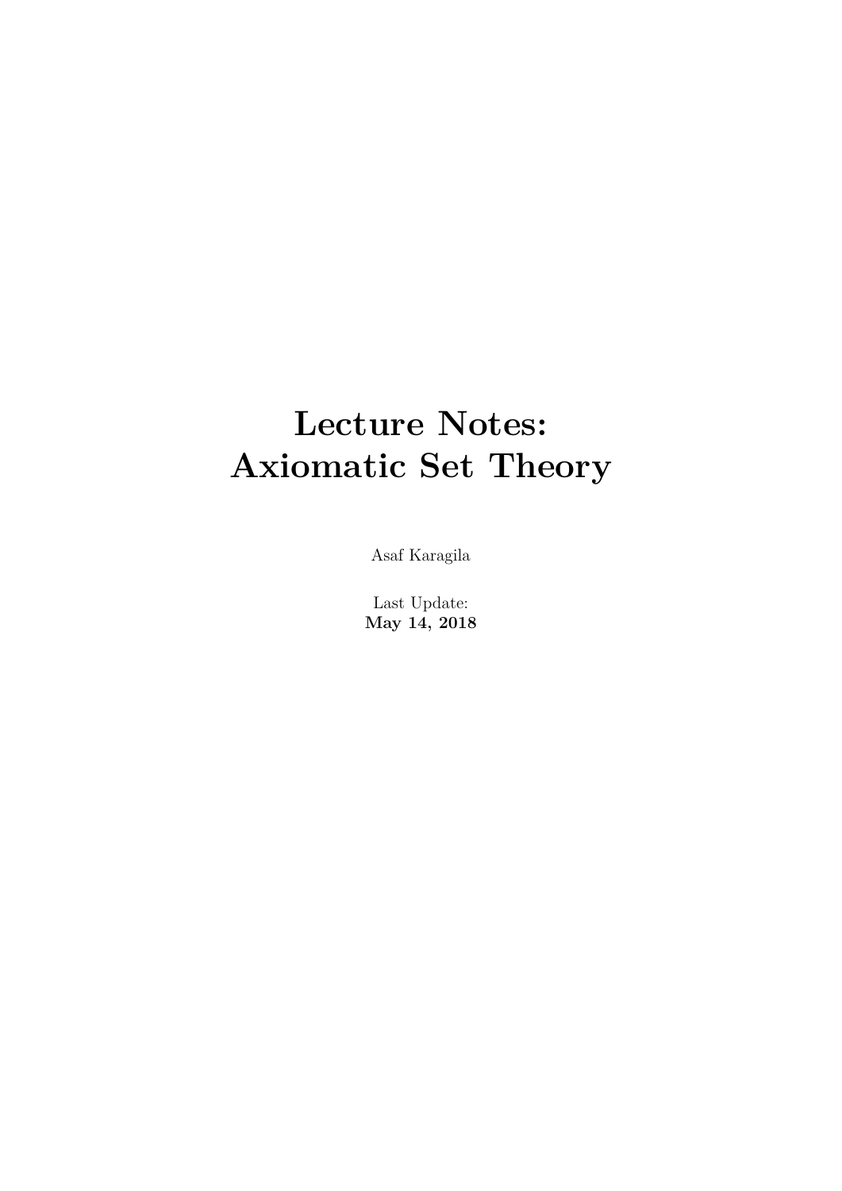# Lecture Notes: Axiomatic Set Theory

Asaf Karagila

Last Update:
**May 14, 2018**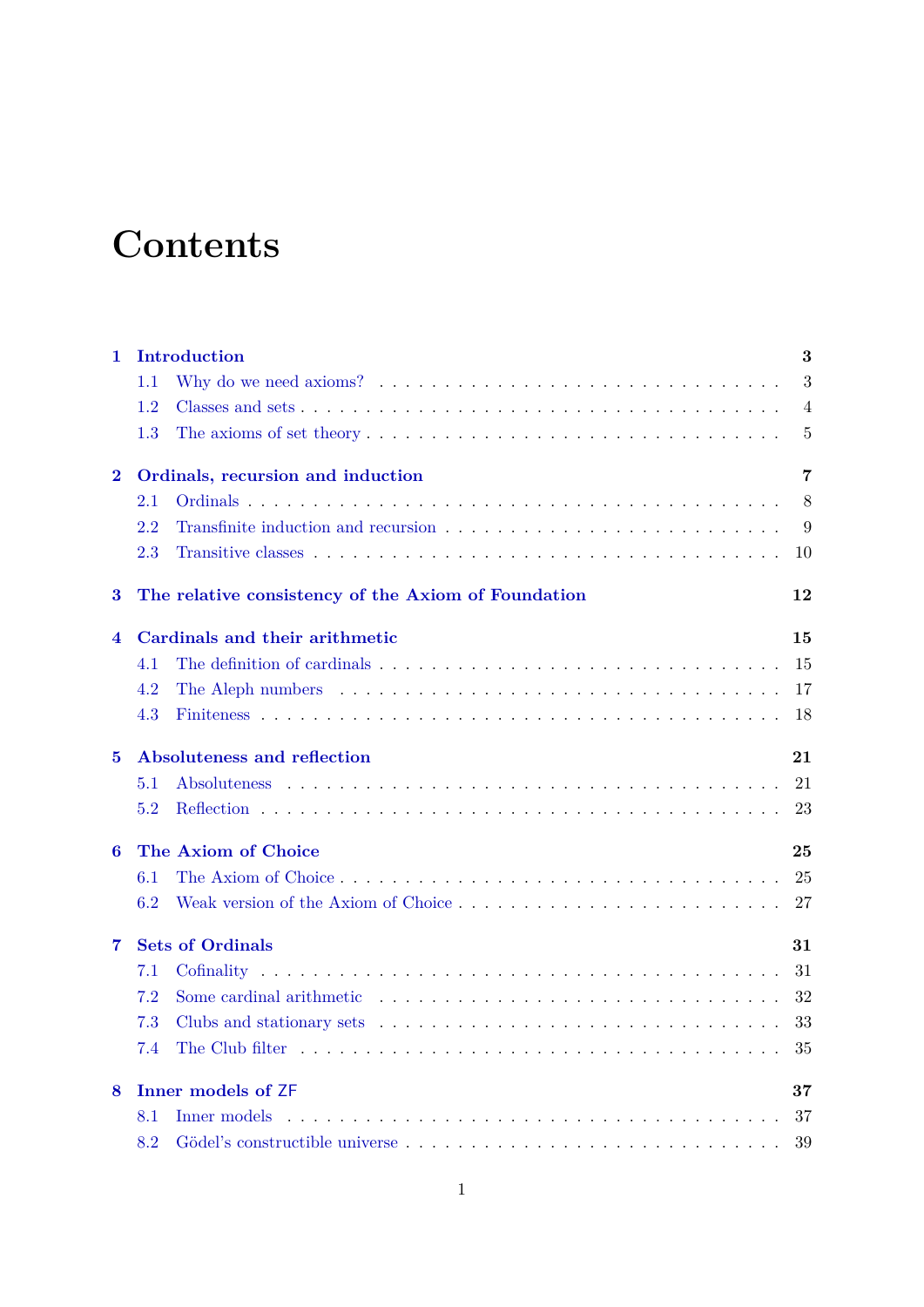# Contents

- **1 Introduction** — 3
  - 1.1 Why do we need axioms? — 3
  - 1.2 Classes and sets — 4
  - 1.3 The axioms of set theory — 5
- **2 Ordinals, recursion and induction** — 7
  - 2.1 Ordinals — 8
  - 2.2 Transfinite induction and recursion — 9
  - 2.3 Transitive classes — 10
- **3 The relative consistency of the Axiom of Foundation** — 12
- **4 Cardinals and their arithmetic** — 15
  - 4.1 The definition of cardinals — 15
  - 4.2 The Aleph numbers — 17
  - 4.3 Finiteness — 18
- **5 Absoluteness and reflection** — 21
  - 5.1 Absoluteness — 21
  - 5.2 Reflection — 23
- **6 The Axiom of Choice** — 25
  - 6.1 The Axiom of Choice — 25
  - 6.2 Weak version of the Axiom of Choice — 27
- **7 Sets of Ordinals** — 31
  - 7.1 Cofinality — 31
  - 7.2 Some cardinal arithmetic — 32
  - 7.3 Clubs and stationary sets — 33
  - 7.4 The Club filter — 35
- **8 Inner models of ZF** — 37
  - 8.1 Inner models — 37
  - 8.2 Gödel's constructible universe — 39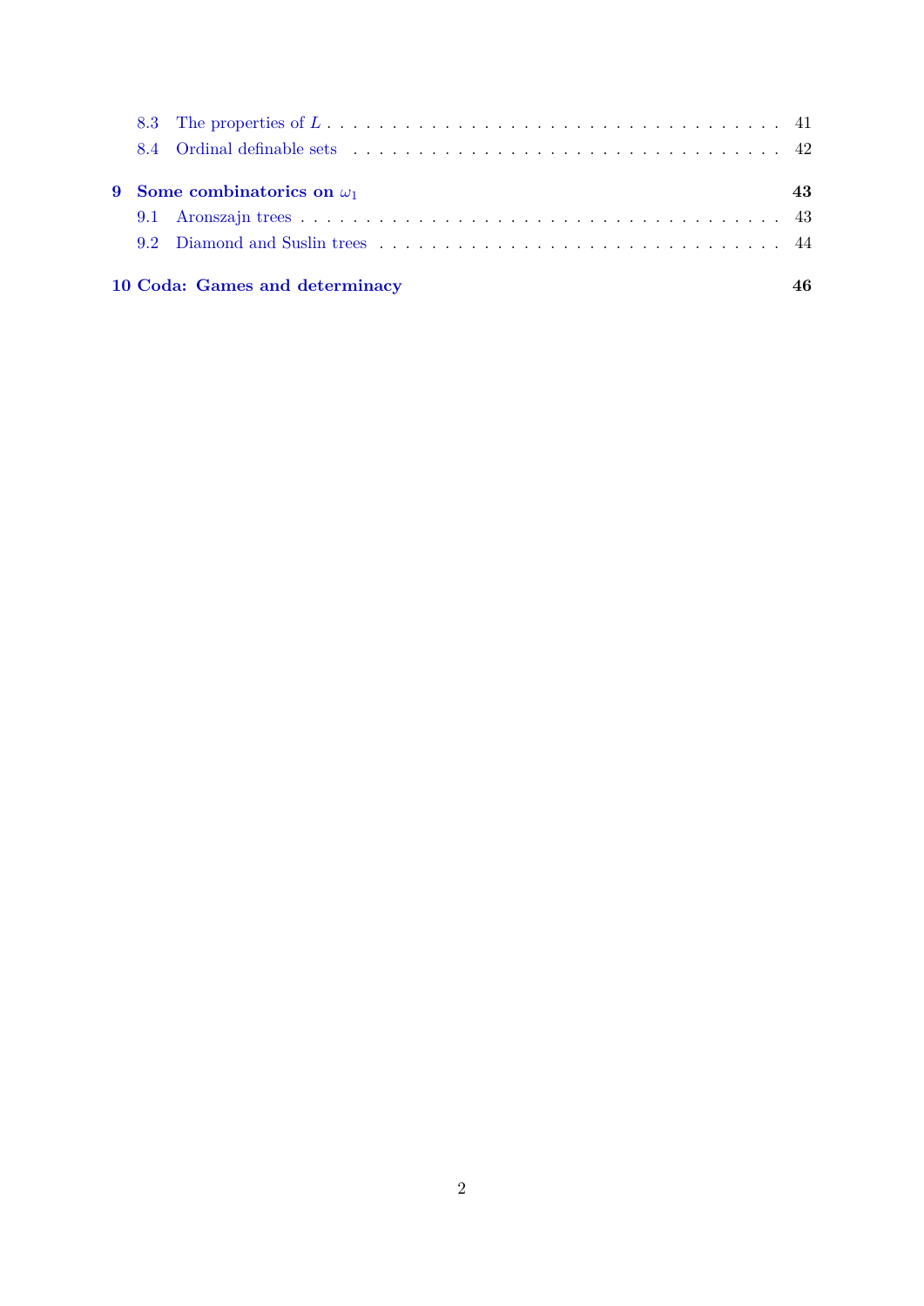- 8.3 The properties of $L$ . . . 41
- 8.4 Ordinal definable sets . . . 42

**9 Some combinatorics on $\omega_1$** **43**

- 9.1 Aronszajn trees . . . 43
- 9.2 Diamond and Suslin trees . . . 44

**10 Coda: Games and determinacy** **46**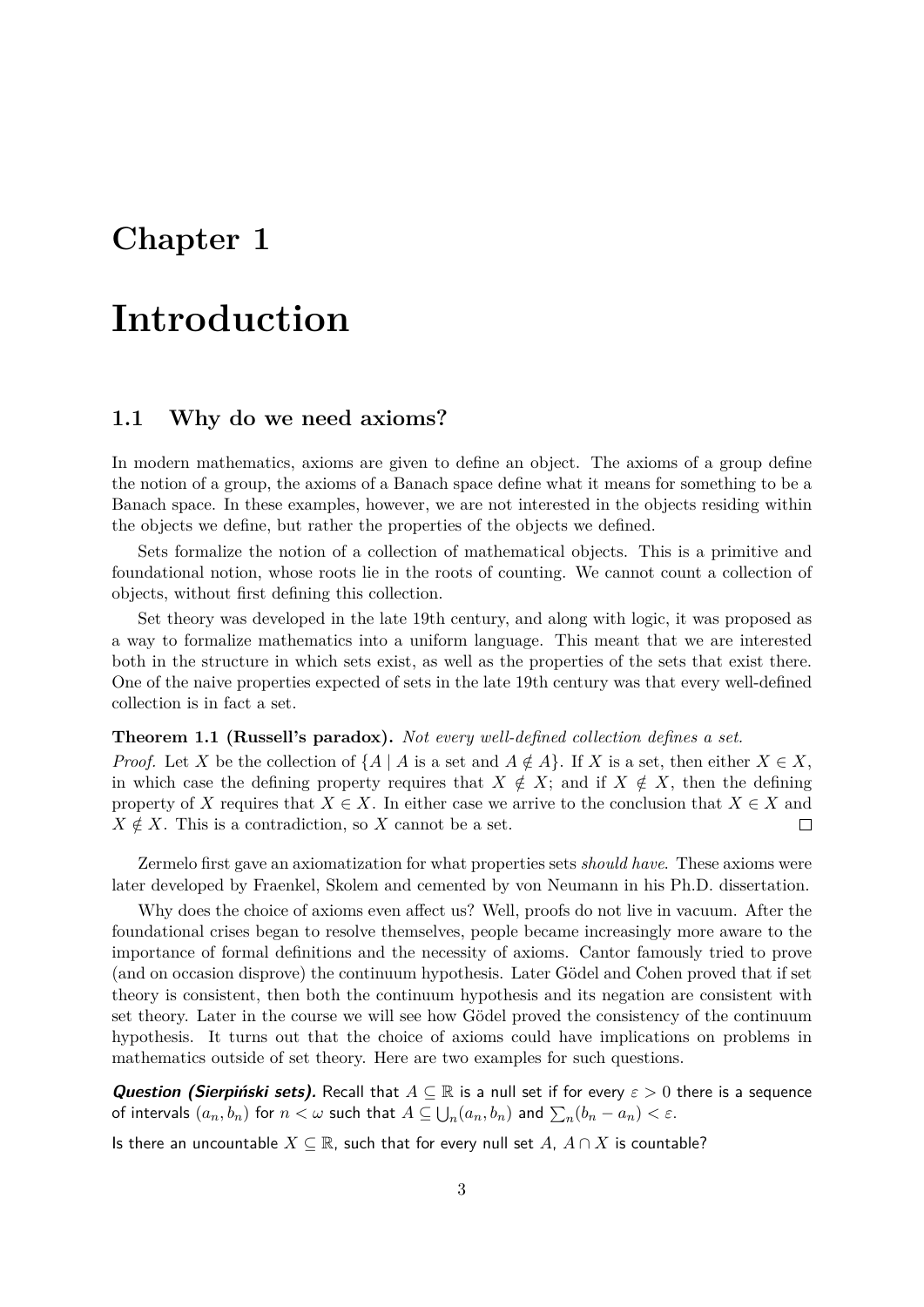// Chapter 1

# Introduction

## 1.1 Why do we need axioms?

In modern mathematics, axioms are given to define an object. The axioms of a group define the notion of a group, the axioms of a Banach space define what it means for something to be a Banach space. In these examples, however, we are not interested in the objects residing within the objects we define, but rather the properties of the objects we defined.

Sets formalize the notion of a collection of mathematical objects. This is a primitive and foundational notion, whose roots lie in the roots of counting. We cannot count a collection of objects, without first defining this collection.

Set theory was developed in the late 19th century, and along with logic, it was proposed as a way to formalize mathematics into a uniform language. This meant that we are interested both in the structure in which sets exist, as well as the properties of the sets that exist there. One of the naive properties expected of sets in the late 19th century was that every well-defined collection is in fact a set.

**Theorem 1.1 (Russell's paradox).** *Not every well-defined collection defines a set.*

*Proof.* Let $X$ be the collection of $\{A \mid A \text{ is a set and } A \notin A\}$. If $X$ is a set, then either $X \in X$, in which case the defining property requires that $X \notin X$; and if $X \notin X$, then the defining property of $X$ requires that $X \in X$. In either case we arrive to the conclusion that $X \in X$ and $X \notin X$. This is a contradiction, so $X$ cannot be a set. □

Zermelo first gave an axiomatization for what properties sets *should have*. These axioms were later developed by Fraenkel, Skolem and cemented by von Neumann in his Ph.D. dissertation.

Why does the choice of axioms even affect us? Well, proofs do not live in vacuum. After the foundational crises began to resolve themselves, people became increasingly more aware to the importance of formal definitions and the necessity of axioms. Cantor famously tried to prove (and on occasion disprove) the continuum hypothesis. Later Gödel and Cohen proved that if set theory is consistent, then both the continuum hypothesis and its negation are consistent with set theory. Later in the course we will see how Gödel proved the consistency of the continuum hypothesis. It turns out that the choice of axioms could have implications on problems in mathematics outside of set theory. Here are two examples for such questions.

***Question (Sierpiński sets).*** Recall that $A \subseteq \mathbb{R}$ is a null set if for every $\varepsilon > 0$ there is a sequence of intervals $(a_n, b_n)$ for $n < \omega$ such that $A \subseteq \bigcup_n (a_n, b_n)$ and $\sum_n (b_n - a_n) < \varepsilon$.

Is there an uncountable $X \subseteq \mathbb{R}$, such that for every null set $A$, $A \cap X$ is countable?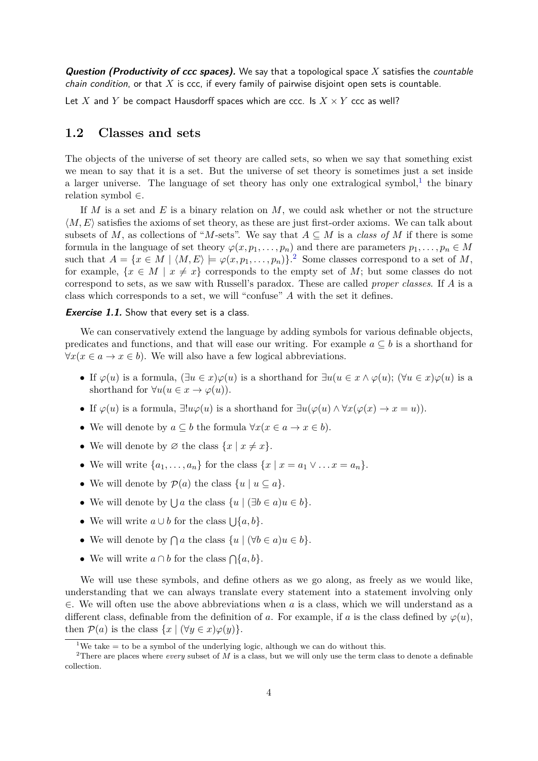***Question (Productivity of ccc spaces).*** We say that a topological space $X$ satisfies the *countable chain condition*, or that $X$ is ccc, if every family of pairwise disjoint open sets is countable.

Let $X$ and $Y$ be compact Hausdorff spaces which are ccc. Is $X \times Y$ ccc as well?

## 1.2 Classes and sets

The objects of the universe of set theory are called sets, so when we say that something exist we mean to say that it is a set. But the universe of set theory is sometimes just a set inside a larger universe. The language of set theory has only one extralogical symbol,[1] the binary relation symbol $\in$.

If $M$ is a set and $E$ is a binary relation on $M$, we could ask whether or not the structure $\langle M, E\rangle$ satisfies the axioms of set theory, as these are just first-order axioms. We can talk about subsets of $M$, as collections of "$M$-sets". We say that $A \subseteq M$ is a *class of* $M$ if there is some formula in the language of set theory $\varphi(x, p_1, \ldots, p_n)$ and there are parameters $p_1, \ldots, p_n \in M$ such that $A = \{x \in M \mid \langle M, E\rangle \models \varphi(x, p_1, \ldots, p_n)\}$.[2] Some classes correspond to a set of $M$, for example, $\{x \in M \mid x \neq x\}$ corresponds to the empty set of $M$; but some classes do not correspond to sets, as we saw with Russell's paradox. These are called *proper classes*. If $A$ is a class which corresponds to a set, we will "confuse" $A$ with the set it defines.

***Exercise 1.1.*** Show that every set is a class.

We can conservatively extend the language by adding symbols for various definable objects, predicates and functions, and that will ease our writing. For example $a \subseteq b$ is a shorthand for $\forall x(x \in a \to x \in b)$. We will also have a few logical abbreviations.

- If $\varphi(u)$ is a formula, $(\exists u \in x)\varphi(u)$ is a shorthand for $\exists u(u \in x \wedge \varphi(u)$; $(\forall u \in x)\varphi(u)$ is a shorthand for $\forall u(u \in x \to \varphi(u))$.
- If $\varphi(u)$ is a formula, $\exists! u\varphi(u)$ is a shorthand for $\exists u(\varphi(u) \wedge \forall x(\varphi(x) \to x = u))$.
- We will denote by $a \subseteq b$ the formula $\forall x(x \in a \to x \in b)$.
- We will denote by $\varnothing$ the class $\{x \mid x \neq x\}$.
- We will write $\{a_1, \ldots, a_n\}$ for the class $\{x \mid x = a_1 \vee \ldots x = a_n\}$.
- We will denote by $\mathcal{P}(a)$ the class $\{u \mid u \subseteq a\}$.
- We will denote by $\bigcup a$ the class $\{u \mid (\exists b \in a)u \in b\}$.
- We will write $a \cup b$ for the class $\bigcup\{a, b\}$.
- We will denote by $\bigcap a$ the class $\{u \mid (\forall b \in a)u \in b\}$.
- We will write $a \cap b$ for the class $\bigcap\{a, b\}$.

We will use these symbols, and define others as we go along, as freely as we would like, understanding that we can always translate every statement into a statement involving only $\in$. We will often use the above abbreviations when $a$ is a class, which we will understand as a different class, definable from the definition of $a$. For example, if $a$ is the class defined by $\varphi(u)$, then $\mathcal{P}(a)$ is the class $\{x \mid (\forall y \in x)\varphi(y)\}$.

[1] We take $=$ to be a symbol of the underlying logic, although we can do without this.

[2] There are places where *every* subset of $M$ is a class, but we will only use the term class to denote a definable collection.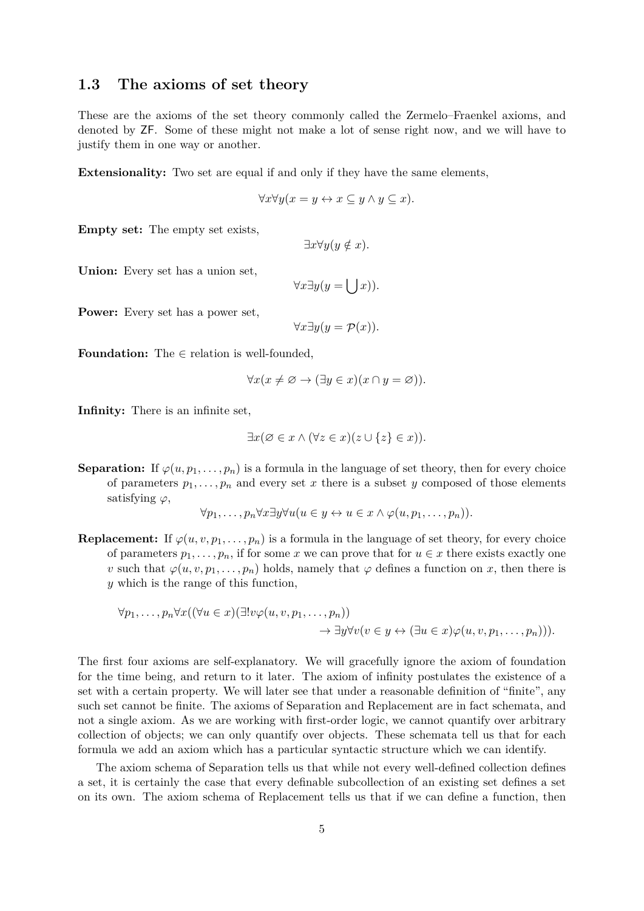### 1.3 The axioms of set theory

These are the axioms of the set theory commonly called the Zermelo–Fraenkel axioms, and denoted by ZF. Some of these might not make a lot of sense right now, and we will have to justify them in one way or another.

**Extensionality:** Two set are equal if and only if they have the same elements,

$$\forall x \forall y (x = y \leftrightarrow x \subseteq y \land y \subseteq x).$$

**Empty set:** The empty set exists,

$$\exists x \forall y (y \notin x).$$

**Union:** Every set has a union set,

$$\forall x \exists y (y = \bigcup x)).$$

**Power:** Every set has a power set,

$$\forall x \exists y (y = \mathcal{P}(x)).$$

**Foundation:** The $\in$ relation is well-founded,

$$\forall x (x \neq \varnothing \to (\exists y \in x)(x \cap y = \varnothing)).$$

**Infinity:** There is an infinite set,

$$\exists x (\varnothing \in x \land (\forall z \in x)(z \cup \{z\} \in x)).$$

**Separation:** If $\varphi(u, p_1, \dots, p_n)$ is a formula in the language of set theory, then for every choice of parameters $p_1, \dots, p_n$ and every set $x$ there is a subset $y$ composed of those elements satisfying $\varphi$,

$$\forall p_1, \dots, p_n \forall x \exists y \forall u (u \in y \leftrightarrow u \in x \land \varphi(u, p_1, \dots, p_n)).$$

**Replacement:** If $\varphi(u, v, p_1, \dots, p_n)$ is a formula in the language of set theory, for every choice of parameters $p_1, \dots, p_n$, if for some $x$ we can prove that for $u \in x$ there exists exactly one $v$ such that $\varphi(u, v, p_1, \dots, p_n)$ holds, namely that $\varphi$ defines a function on $x$, then there is $y$ which is the range of this function,

$$\forall p_1, \dots, p_n \forall x ((\forall u \in x)(\exists! v \varphi(u, v, p_1, \dots, p_n)) \\ \to \exists y \forall v (v \in y \leftrightarrow (\exists u \in x)\varphi(u, v, p_1, \dots, p_n))).$$

The first four axioms are self-explanatory. We will gracefully ignore the axiom of foundation for the time being, and return to it later. The axiom of infinity postulates the existence of a set with a certain property. We will later see that under a reasonable definition of "finite", any such set cannot be finite. The axioms of Separation and Replacement are in fact schemata, and not a single axiom. As we are working with first-order logic, we cannot quantify over arbitrary collection of objects; we can only quantify over objects. These schemata tell us that for each formula we add an axiom which has a particular syntactic structure which we can identify.

The axiom schema of Separation tells us that while not every well-defined collection defines a set, it is certainly the case that every definable subcollection of an existing set defines a set on its own. The axiom schema of Replacement tells us that if we can define a function, then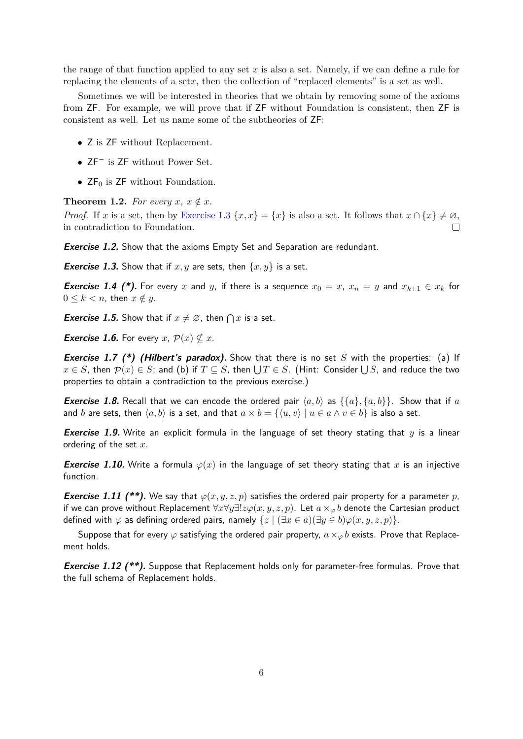the range of that function applied to any set $x$ is also a set. Namely, if we can define a rule for replacing the elements of a set$x$, then the collection of "replaced elements" is a set as well.

Sometimes we will be interested in theories that we obtain by removing some of the axioms from ZF. For example, we will prove that if ZF without Foundation is consistent, then ZF is consistent as well. Let us name some of the subtheories of ZF:

- Z is ZF without Replacement.
- $\mathsf{ZF}^-$ is ZF without Power Set.
- $\mathsf{ZF}_0$ is ZF without Foundation.

**Theorem 1.2.** *For every $x$, $x \notin x$.*

*Proof.* If $x$ is a set, then by Exercise 1.3 $\{x, x\} = \{x\}$ is also a set. It follows that $x \cap \{x\} \neq \varnothing$, in contradiction to Foundation. □

***Exercise 1.2.*** Show that the axioms Empty Set and Separation are redundant.

***Exercise 1.3.*** Show that if $x, y$ are sets, then $\{x, y\}$ is a set.

***Exercise 1.4 (*).*** For every $x$ and $y$, if there is a sequence $x_0 = x$, $x_n = y$ and $x_{k+1} \in x_k$ for $0 \leq k < n$, then $x \notin y$.

***Exercise 1.5.*** Show that if $x \neq \varnothing$, then $\bigcap x$ is a set.

***Exercise 1.6.*** For every $x$, $\mathcal{P}(x) \nsubseteq x$.

***Exercise 1.7 (*) (Hilbert's paradox).*** Show that there is no set $S$ with the properties: (a) If $x \in S$, then $\mathcal{P}(x) \in S$; and (b) if $T \subseteq S$, then $\bigcup T \in S$. (Hint: Consider $\bigcup S$, and reduce the two properties to obtain a contradiction to the previous exercise.)

***Exercise 1.8.*** Recall that we can encode the ordered pair $\langle a, b\rangle$ as $\{\{a\}, \{a, b\}\}$. Show that if $a$ and $b$ are sets, then $\langle a, b\rangle$ is a set, and that $a \times b = \{\langle u, v\rangle \mid u \in a \wedge v \in b\}$ is also a set.

***Exercise 1.9.*** Write an explicit formula in the language of set theory stating that $y$ is a linear ordering of the set $x$.

***Exercise 1.10.*** Write a formula $\varphi(x)$ in the language of set theory stating that $x$ is an injective function.

***Exercise 1.11 (**).*** We say that $\varphi(x, y, z, p)$ satisfies the ordered pair property for a parameter $p$, if we can prove without Replacement $\forall x \forall y \exists! z \varphi(x, y, z, p)$. Let $a \times_\varphi b$ denote the Cartesian product defined with $\varphi$ as defining ordered pairs, namely $\{z \mid (\exists x \in a)(\exists y \in b)\varphi(x, y, z, p)\}$.

Suppose that for every $\varphi$ satisfying the ordered pair property, $a \times_\varphi b$ exists. Prove that Replacement holds.

***Exercise 1.12 (**).*** Suppose that Replacement holds only for parameter-free formulas. Prove that the full schema of Replacement holds.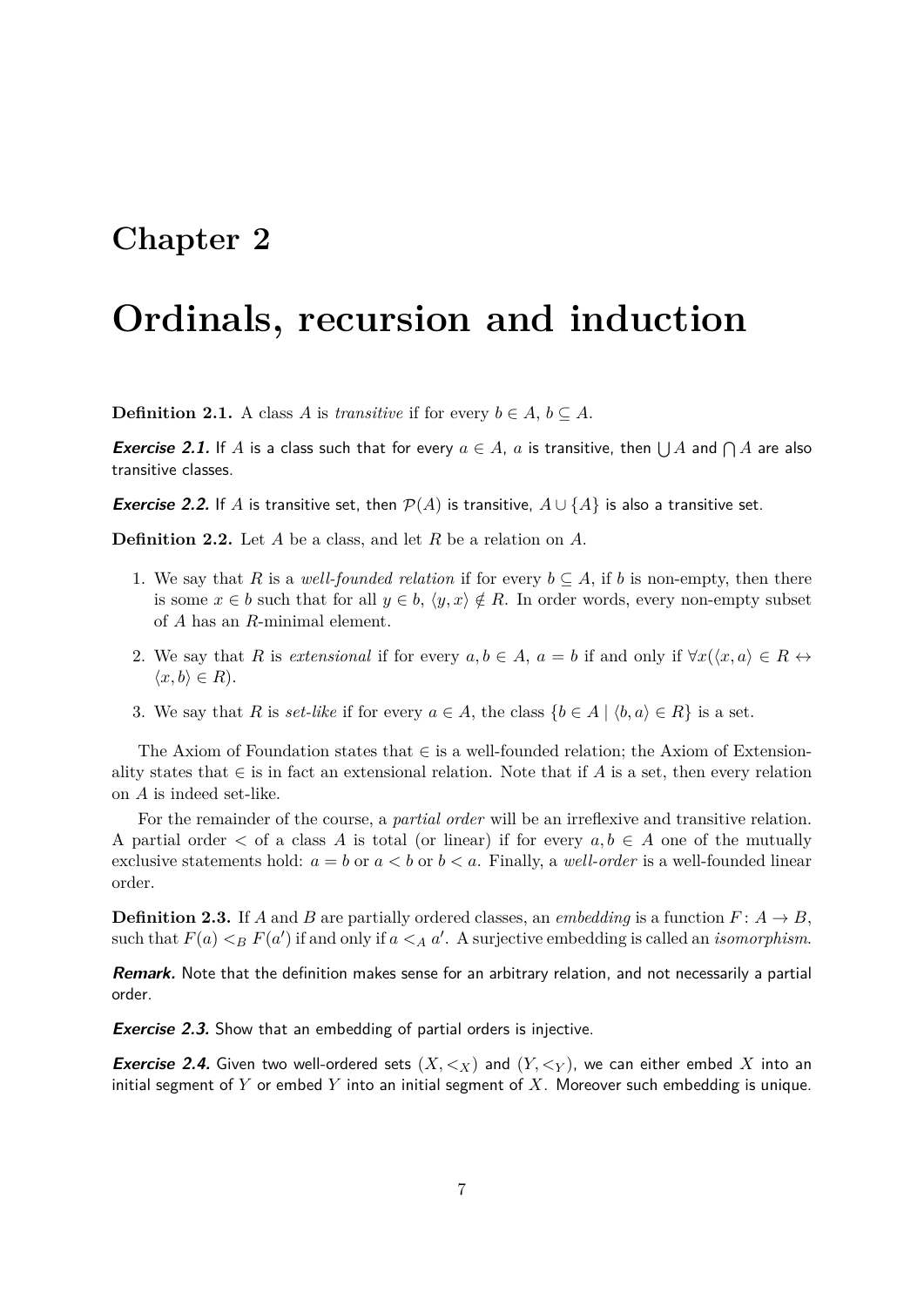# Chapter 2

# Ordinals, recursion and induction

**Definition 2.1.** A class $A$ is *transitive* if for every $b \in A$, $b \subseteq A$.

***Exercise 2.1.*** If $A$ is a class such that for every $a \in A$, $a$ is transitive, then $\bigcup A$ and $\bigcap A$ are also transitive classes.

***Exercise 2.2.*** If $A$ is transitive set, then $\mathcal{P}(A)$ is transitive, $A \cup \{A\}$ is also a transitive set.

**Definition 2.2.** Let $A$ be a class, and let $R$ be a relation on $A$.

1. We say that $R$ is a *well-founded relation* if for every $b \subseteq A$, if $b$ is non-empty, then there is some $x \in b$ such that for all $y \in b$, $\langle y, x \rangle \notin R$. In order words, every non-empty subset of $A$ has an $R$-minimal element.
2. We say that $R$ is *extensional* if for every $a, b \in A$, $a = b$ if and only if $\forall x(\langle x, a \rangle \in R \leftrightarrow \langle x, b \rangle \in R)$.
3. We say that $R$ is *set-like* if for every $a \in A$, the class $\{b \in A \mid \langle b, a \rangle \in R\}$ is a set.

The Axiom of Foundation states that $\in$ is a well-founded relation; the Axiom of Extensionality states that $\in$ is in fact an extensional relation. Note that if $A$ is a set, then every relation on $A$ is indeed set-like.

For the remainder of the course, a *partial order* will be an irreflexive and transitive relation. A partial order $<$ of a class $A$ is total (or linear) if for every $a, b \in A$ one of the mutually exclusive statements hold: $a = b$ or $a < b$ or $b < a$. Finally, a *well-order* is a well-founded linear order.

**Definition 2.3.** If $A$ and $B$ are partially ordered classes, an *embedding* is a function $F: A \to B$, such that $F(a) <_B F(a')$ if and only if $a <_A a'$. A surjective embedding is called an *isomorphism*.

***Remark.*** Note that the definition makes sense for an arbitrary relation, and not necessarily a partial order.

***Exercise 2.3.*** Show that an embedding of partial orders is injective.

***Exercise 2.4.*** Given two well-ordered sets $(X, <_X)$ and $(Y, <_Y)$, we can either embed $X$ into an initial segment of $Y$ or embed $Y$ into an initial segment of $X$. Moreover such embedding is unique.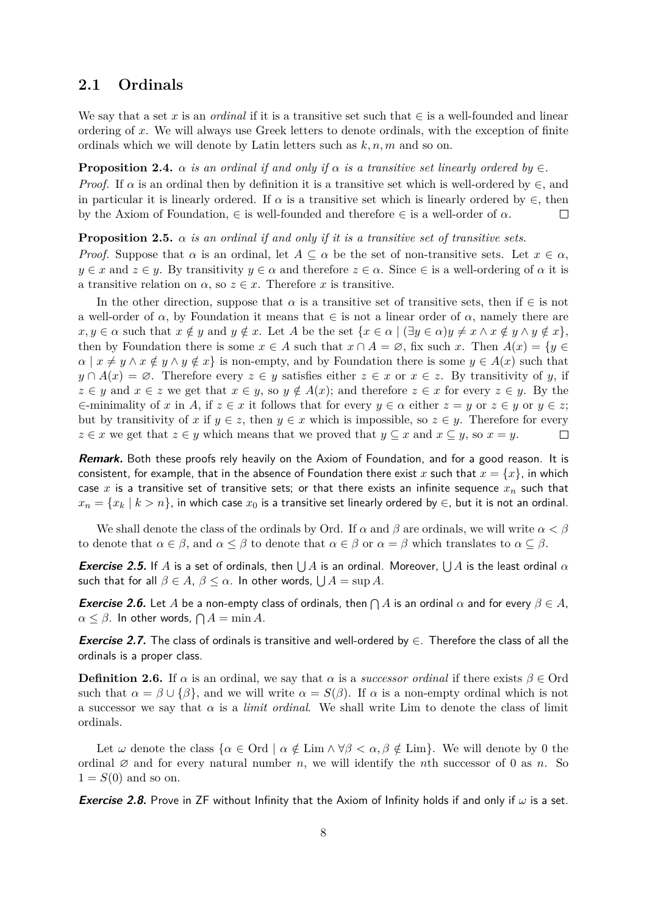## 2.1 Ordinals

We say that a set $x$ is an *ordinal* if it is a transitive set such that $\in$ is a well-founded and linear ordering of $x$. We will always use Greek letters to denote ordinals, with the exception of finite ordinals which we will denote by Latin letters such as $k, n, m$ and so on.

**Proposition 2.4.** *$\alpha$ is an ordinal if and only if $\alpha$ is a transitive set linearly ordered by $\in$.*

*Proof.* If $\alpha$ is an ordinal then by definition it is a transitive set which is well-ordered by $\in$, and in particular it is linearly ordered. If $\alpha$ is a transitive set which is linearly ordered by $\in$, then by the Axiom of Foundation, $\in$ is well-founded and therefore $\in$ is a well-order of $\alpha$. $\square$

**Proposition 2.5.** *$\alpha$ is an ordinal if and only if it is a transitive set of transitive sets.*

*Proof.* Suppose that $\alpha$ is an ordinal, let $A \subseteq \alpha$ be the set of non-transitive sets. Let $x \in \alpha$, $y \in x$ and $z \in y$. By transitivity $y \in \alpha$ and therefore $z \in \alpha$. Since $\in$ is a well-ordering of $\alpha$ it is a transitive relation on $\alpha$, so $z \in x$. Therefore $x$ is transitive.

In the other direction, suppose that $\alpha$ is a transitive set of transitive sets, then if $\in$ is not a well-order of $\alpha$, by Foundation it means that $\in$ is not a linear order of $\alpha$, namely there are $x, y \in \alpha$ such that $x \notin y$ and $y \notin x$. Let $A$ be the set $\{x \in \alpha \mid (\exists y \in \alpha) y \neq x \land x \notin y \land y \notin x\}$, then by Foundation there is some $x \in A$ such that $x \cap A = \varnothing$, fix such $x$. Then $A(x) = \{y \in \alpha \mid x \neq y \land x \notin y \land y \notin x\}$ is non-empty, and by Foundation there is some $y \in A(x)$ such that $y \cap A(x) = \varnothing$. Therefore every $z \in y$ satisfies either $z \in x$ or $x \in z$. By transitivity of $y$, if $z \in y$ and $x \in z$ we get that $x \in y$, so $y \notin A(x)$; and therefore $z \in x$ for every $z \in y$. By the $\in$-minimality of $x$ in $A$, if $z \in x$ it follows that for every $y \in \alpha$ either $z = y$ or $z \in y$ or $y \in z$; but by transitivity of $x$ if $y \in z$, then $y \in x$ which is impossible, so $z \in y$. Therefore for every $z \in x$ we get that $z \in y$ which means that we proved that $y \subseteq x$ and $x \subseteq y$, so $x = y$. $\square$

***Remark.*** Both these proofs rely heavily on the Axiom of Foundation, and for a good reason. It is consistent, for example, that in the absence of Foundation there exist $x$ such that $x = \{x\}$, in which case $x$ is a transitive set of transitive sets; or that there exists an infinite sequence $x_n$ such that $x_n = \{x_k \mid k > n\}$, in which case $x_0$ is a transitive set linearly ordered by $\in$, but it is not an ordinal.

We shall denote the class of the ordinals by Ord. If $\alpha$ and $\beta$ are ordinals, we will write $\alpha < \beta$ to denote that $\alpha \in \beta$, and $\alpha \leq \beta$ to denote that $\alpha \in \beta$ or $\alpha = \beta$ which translates to $\alpha \subseteq \beta$.

***Exercise 2.5.*** If $A$ is a set of ordinals, then $\bigcup A$ is an ordinal. Moreover, $\bigcup A$ is the least ordinal $\alpha$ such that for all $\beta \in A$, $\beta \leq \alpha$. In other words, $\bigcup A = \sup A$.

***Exercise 2.6.*** Let $A$ be a non-empty class of ordinals, then $\bigcap A$ is an ordinal $\alpha$ and for every $\beta \in A$, $\alpha \leq \beta$. In other words, $\bigcap A = \min A$.

***Exercise 2.7.*** The class of ordinals is transitive and well-ordered by $\in$. Therefore the class of all the ordinals is a proper class.

**Definition 2.6.** If $\alpha$ is an ordinal, we say that $\alpha$ is a *successor ordinal* if there exists $\beta \in \text{Ord}$ such that $\alpha = \beta \cup \{\beta\}$, and we will write $\alpha = S(\beta)$. If $\alpha$ is a non-empty ordinal which is not a successor we say that $\alpha$ is a *limit ordinal*. We shall write Lim to denote the class of limit ordinals.

Let $\omega$ denote the class $\{\alpha \in \text{Ord} \mid \alpha \notin \text{Lim} \land \forall \beta < \alpha, \beta \notin \text{Lim}\}$. We will denote by 0 the ordinal $\varnothing$ and for every natural number $n$, we will identify the $n$th successor of 0 as $n$. So $1 = S(0)$ and so on.

***Exercise 2.8.*** Prove in ZF without Infinity that the Axiom of Infinity holds if and only if $\omega$ is a set.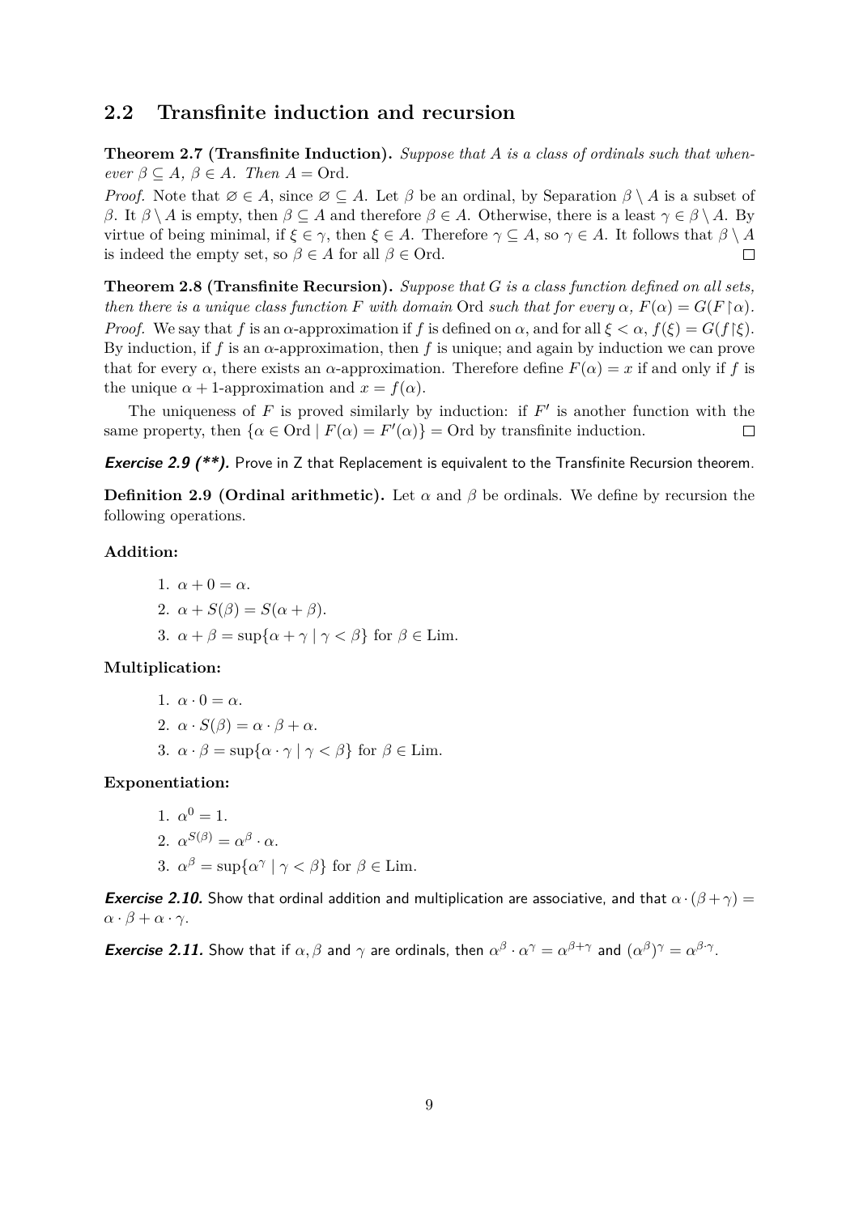## 2.2 Transfinite induction and recursion

**Theorem 2.7 (Transfinite Induction).** *Suppose that $A$ is a class of ordinals such that whenever $\beta \subseteq A$, $\beta \in A$. Then $A = \mathrm{Ord}$.*

*Proof.* Note that $\varnothing \in A$, since $\varnothing \subseteq A$. Let $\beta$ be an ordinal, by Separation $\beta \setminus A$ is a subset of $\beta$. It $\beta \setminus A$ is empty, then $\beta \subseteq A$ and therefore $\beta \in A$. Otherwise, there is a least $\gamma \in \beta \setminus A$. By virtue of being minimal, if $\xi \in \gamma$, then $\xi \in A$. Therefore $\gamma \subseteq A$, so $\gamma \in A$. It follows that $\beta \setminus A$ is indeed the empty set, so $\beta \in A$ for all $\beta \in \mathrm{Ord}$. □

**Theorem 2.8 (Transfinite Recursion).** *Suppose that $G$ is a class function defined on all sets, then there is a unique class function $F$ with domain $\mathrm{Ord}$ such that for every $\alpha$, $F(\alpha) = G(F \restriction \alpha)$.*

*Proof.* We say that $f$ is an $\alpha$-approximation if $f$ is defined on $\alpha$, and for all $\xi < \alpha$, $f(\xi) = G(f \restriction \xi)$. By induction, if $f$ is an $\alpha$-approximation, then $f$ is unique; and again by induction we can prove that for every $\alpha$, there exists an $\alpha$-approximation. Therefore define $F(\alpha) = x$ if and only if $f$ is the unique $\alpha + 1$-approximation and $x = f(\alpha)$.

The uniqueness of $F$ is proved similarly by induction: if $F'$ is another function with the same property, then $\{\alpha \in \mathrm{Ord} \mid F(\alpha) = F'(\alpha)\} = \mathrm{Ord}$ by transfinite induction. □

***Exercise 2.9 (\*\*).*** Prove in Z that Replacement is equivalent to the Transfinite Recursion theorem.

**Definition 2.9 (Ordinal arithmetic).** Let $\alpha$ and $\beta$ be ordinals. We define by recursion the following operations.

**Addition:**

1. $\alpha + 0 = \alpha$.
2. $\alpha + S(\beta) = S(\alpha + \beta)$.
3. $\alpha + \beta = \sup\{\alpha + \gamma \mid \gamma < \beta\}$ for $\beta \in \mathrm{Lim}$.

**Multiplication:**

1. $\alpha \cdot 0 = \alpha$.
2. $\alpha \cdot S(\beta) = \alpha \cdot \beta + \alpha$.
3. $\alpha \cdot \beta = \sup\{\alpha \cdot \gamma \mid \gamma < \beta\}$ for $\beta \in \mathrm{Lim}$.

**Exponentiation:**

1. $\alpha^0 = 1$.
2. $\alpha^{S(\beta)} = \alpha^\beta \cdot \alpha$.
3. $\alpha^\beta = \sup\{\alpha^\gamma \mid \gamma < \beta\}$ for $\beta \in \mathrm{Lim}$.

***Exercise 2.10.*** Show that ordinal addition and multiplication are associative, and that $\alpha \cdot (\beta + \gamma) = \alpha \cdot \beta + \alpha \cdot \gamma$.

***Exercise 2.11.*** Show that if $\alpha, \beta$ and $\gamma$ are ordinals, then $\alpha^\beta \cdot \alpha^\gamma = \alpha^{\beta+\gamma}$ and $(\alpha^\beta)^\gamma = \alpha^{\beta \cdot \gamma}$.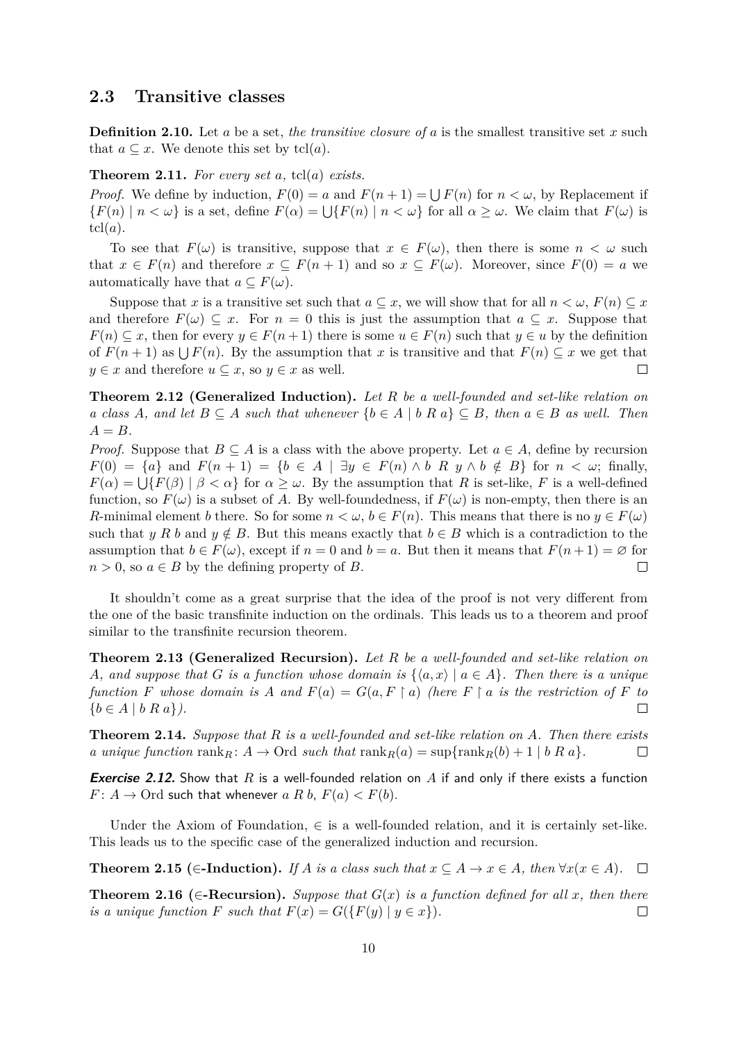## 2.3 Transitive classes

**Definition 2.10.** Let $a$ be a set, *the transitive closure of* $a$ is the smallest transitive set $x$ such that $a \subseteq x$. We denote this set by $\operatorname{tcl}(a)$.

**Theorem 2.11.** *For every set* $a$*,* $\operatorname{tcl}(a)$ *exists.*

*Proof.* We define by induction, $F(0) = a$ and $F(n+1) = \bigcup F(n)$ for $n < \omega$, by Replacement if $\{F(n) \mid n < \omega\}$ is a set, define $F(\alpha) = \bigcup\{F(n) \mid n < \omega\}$ for all $\alpha \geq \omega$. We claim that $F(\omega)$ is $\operatorname{tcl}(a)$.

To see that $F(\omega)$ is transitive, suppose that $x \in F(\omega)$, then there is some $n < \omega$ such that $x \in F(n)$ and therefore $x \subseteq F(n+1)$ and so $x \subseteq F(\omega)$. Moreover, since $F(0) = a$ we automatically have that $a \subseteq F(\omega)$.

Suppose that $x$ is a transitive set such that $a \subseteq x$, we will show that for all $n < \omega$, $F(n) \subseteq x$ and therefore $F(\omega) \subseteq x$. For $n = 0$ this is just the assumption that $a \subseteq x$. Suppose that $F(n) \subseteq x$, then for every $y \in F(n+1)$ there is some $u \in F(n)$ such that $y \in u$ by the definition of $F(n+1)$ as $\bigcup F(n)$. By the assumption that $x$ is transitive and that $F(n) \subseteq x$ we get that $y \in x$ and therefore $u \subseteq x$, so $y \in x$ as well. □

**Theorem 2.12 (Generalized Induction).** *Let* $R$ *be a well-founded and set-like relation on a class* $A$*, and let* $B \subseteq A$ *such that whenever* $\{b \in A \mid b \mathrel{R} a\} \subseteq B$*, then* $a \in B$ *as well. Then* $A = B$*.*

*Proof.* Suppose that $B \subseteq A$ is a class with the above property. Let $a \in A$, define by recursion $F(0) = \{a\}$ and $F(n+1) = \{b \in A \mid \exists y \in F(n) \wedge b \mathrel{R} y \wedge b \notin B\}$ for $n < \omega$; finally, $F(\alpha) = \bigcup\{F(\beta) \mid \beta < \alpha\}$ for $\alpha \geq \omega$. By the assumption that $R$ is set-like, $F$ is a well-defined function, so $F(\omega)$ is a subset of $A$. By well-foundedness, if $F(\omega)$ is non-empty, then there is an $R$-minimal element $b$ there. So for some $n < \omega$, $b \in F(n)$. This means that there is no $y \in F(\omega)$ such that $y \mathrel{R} b$ and $y \notin B$. But this means exactly that $b \in B$ which is a contradiction to the assumption that $b \in F(\omega)$, except if $n = 0$ and $b = a$. But then it means that $F(n+1) = \varnothing$ for $n > 0$, so $a \in B$ by the defining property of $B$. □

It shouldn't come as a great surprise that the idea of the proof is not very different from the one of the basic transfinite induction on the ordinals. This leads us to a theorem and proof similar to the transfinite recursion theorem.

**Theorem 2.13 (Generalized Recursion).** *Let* $R$ *be a well-founded and set-like relation on* $A$*, and suppose that* $G$ *is a function whose domain is* $\{\langle a, x\rangle \mid a \in A\}$*. Then there is a unique function* $F$ *whose domain is* $A$ *and* $F(a) = G(a, F \upharpoonright a)$ *(here* $F \upharpoonright a$ *is the restriction of* $F$ *to* $\{b \in A \mid b \mathrel{R} a\}$*).* □

**Theorem 2.14.** *Suppose that* $R$ *is a well-founded and set-like relation on* $A$*. Then there exists a unique function* $\operatorname{rank}_R \colon A \to \mathrm{Ord}$ *such that* $\operatorname{rank}_R(a) = \sup\{\operatorname{rank}_R(b) + 1 \mid b \mathrel{R} a\}$*.* □

***Exercise 2.12.*** Show that $R$ is a well-founded relation on $A$ if and only if there exists a function $F \colon A \to \mathrm{Ord}$ such that whenever $a \mathrel{R} b$, $F(a) < F(b)$.

Under the Axiom of Foundation, $\in$ is a well-founded relation, and it is certainly set-like. This leads us to the specific case of the generalized induction and recursion.

**Theorem 2.15 ($\in$-Induction).** *If* $A$ *is a class such that* $x \subseteq A \to x \in A$*, then* $\forall x (x \in A)$*.* □

**Theorem 2.16 ($\in$-Recursion).** *Suppose that* $G(x)$ *is a function defined for all* $x$*, then there is a unique function* $F$ *such that* $F(x) = G(\{F(y) \mid y \in x\})$*.* □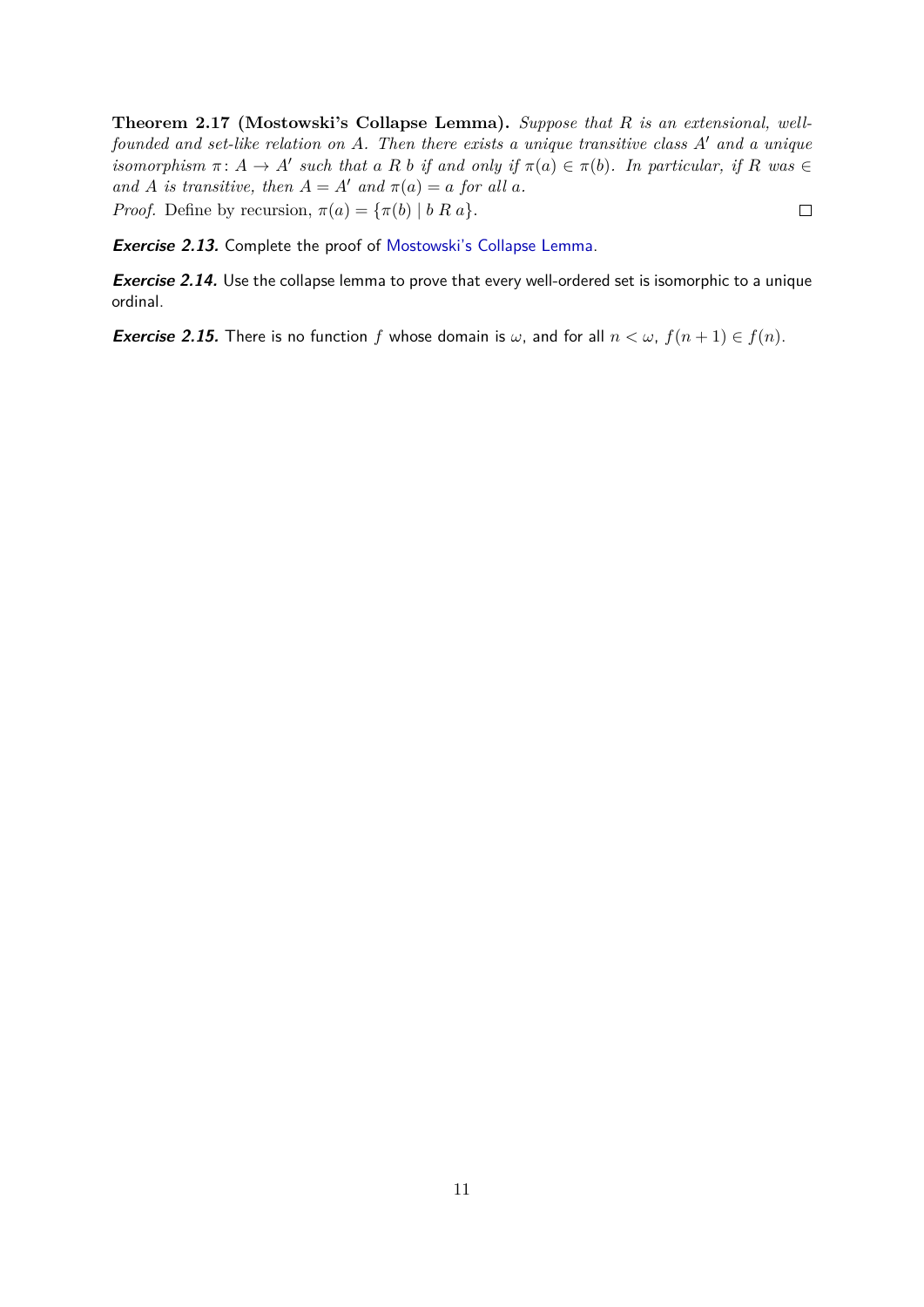**Theorem 2.17 (Mostowski's Collapse Lemma).** *Suppose that $R$ is an extensional, well-founded and set-like relation on $A$. Then there exists a unique transitive class $A'$ and a unique isomorphism $\pi\colon A \to A'$ such that $a\ R\ b$ if and only if $\pi(a) \in \pi(b)$. In particular, if $R$ was $\in$ and $A$ is transitive, then $A = A'$ and $\pi(a) = a$ for all $a$.*

*Proof.* Define by recursion, $\pi(a) = \{\pi(b) \mid b\ R\ a\}$. □

***Exercise 2.13.*** Complete the proof of Mostowski's Collapse Lemma.

***Exercise 2.14.*** Use the collapse lemma to prove that every well-ordered set is isomorphic to a unique ordinal.

***Exercise 2.15.*** There is no function $f$ whose domain is $\omega$, and for all $n < \omega$, $f(n + 1) \in f(n)$.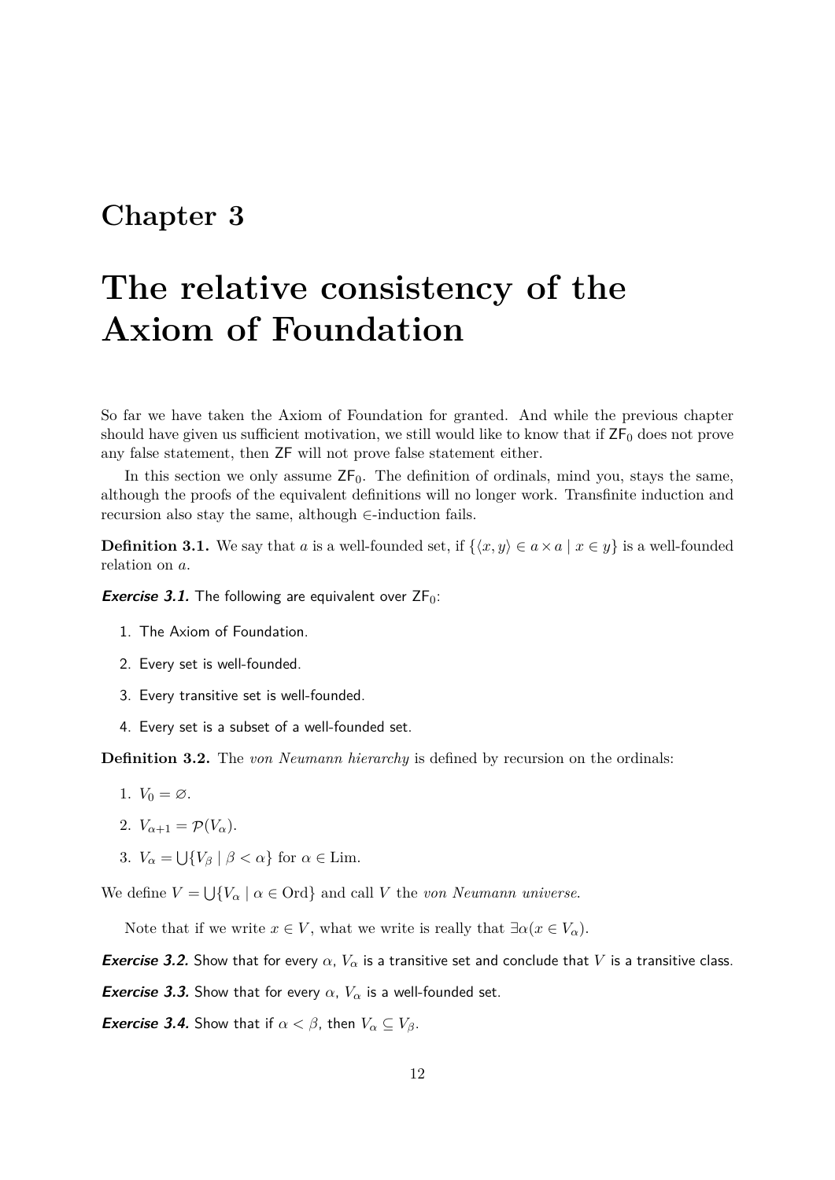# Chapter 3

# The relative consistency of the Axiom of Foundation

So far we have taken the Axiom of Foundation for granted. And while the previous chapter should have given us sufficient motivation, we still would like to know that if $\mathsf{ZF}_0$ does not prove any false statement, then $\mathsf{ZF}$ will not prove false statement either.

In this section we only assume $\mathsf{ZF}_0$. The definition of ordinals, mind you, stays the same, although the proofs of the equivalent definitions will no longer work. Transfinite induction and recursion also stay the same, although $\in$-induction fails.

**Definition 3.1.** We say that $a$ is a well-founded set, if $\{\langle x, y\rangle \in a \times a \mid x \in y\}$ is a well-founded relation on $a$.

***Exercise 3.1.*** The following are equivalent over $\mathsf{ZF}_0$:

1. The Axiom of Foundation.
2. Every set is well-founded.
3. Every transitive set is well-founded.
4. Every set is a subset of a well-founded set.

**Definition 3.2.** The *von Neumann hierarchy* is defined by recursion on the ordinals:

1. $V_0 = \varnothing$.
2. $V_{\alpha+1} = \mathcal{P}(V_\alpha)$.
3. $V_\alpha = \bigcup\{V_\beta \mid \beta < \alpha\}$ for $\alpha \in \mathrm{Lim}$.

We define $V = \bigcup\{V_\alpha \mid \alpha \in \mathrm{Ord}\}$ and call $V$ the *von Neumann universe*.

Note that if we write $x \in V$, what we write is really that $\exists\alpha(x \in V_\alpha)$.

***Exercise 3.2.*** Show that for every $\alpha$, $V_\alpha$ is a transitive set and conclude that $V$ is a transitive class.

***Exercise 3.3.*** Show that for every $\alpha$, $V_\alpha$ is a well-founded set.

***Exercise 3.4.*** Show that if $\alpha < \beta$, then $V_\alpha \subseteq V_\beta$.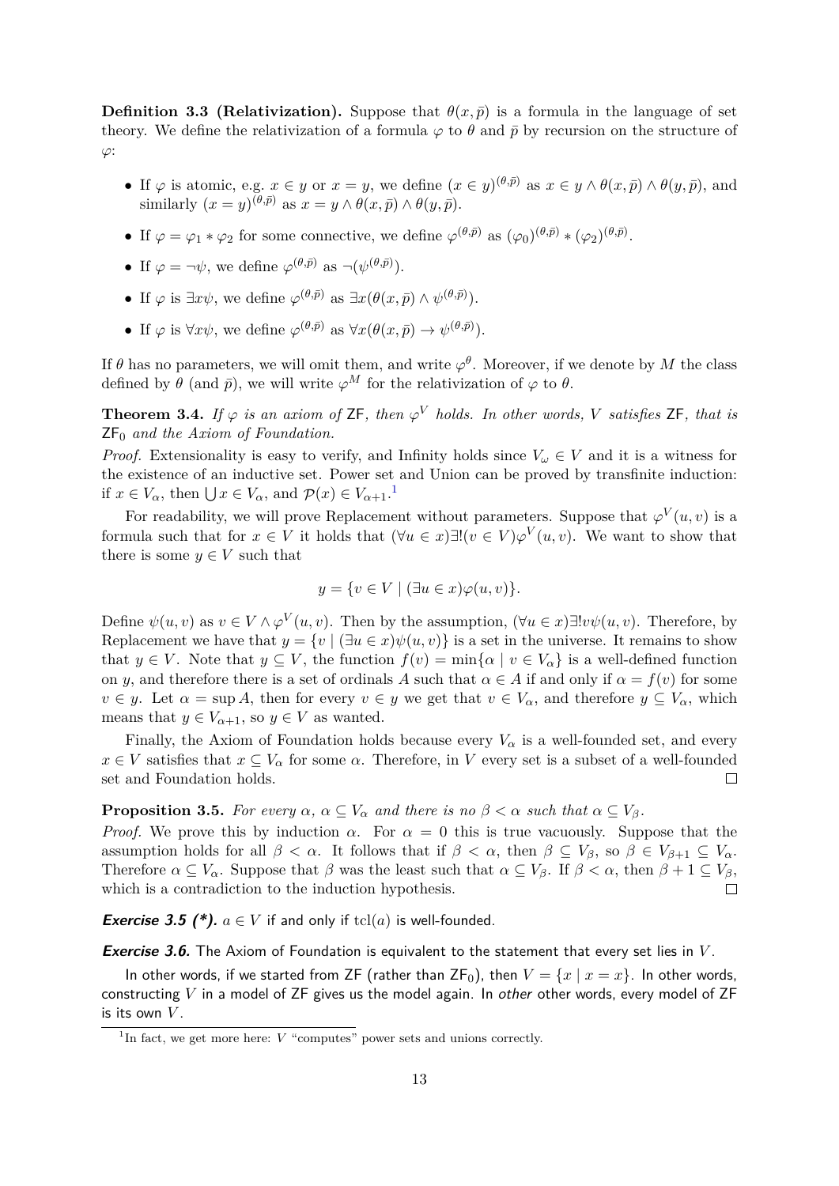**Definition 3.3 (Relativization).** Suppose that $\theta(x, \bar{p})$ is a formula in the language of set theory. We define the relativization of a formula $\varphi$ to $\theta$ and $\bar{p}$ by recursion on the structure of $\varphi$:

- If $\varphi$ is atomic, e.g. $x \in y$ or $x = y$, we define $(x \in y)^{(\theta,\bar{p})}$ as $x \in y \wedge \theta(x, \bar{p}) \wedge \theta(y, \bar{p})$, and similarly $(x = y)^{(\theta,\bar{p})}$ as $x = y \wedge \theta(x, \bar{p}) \wedge \theta(y, \bar{p})$.
- If $\varphi = \varphi_1 * \varphi_2$ for some connective, we define $\varphi^{(\theta,\bar{p})}$ as $(\varphi_0)^{(\theta,\bar{p})} * (\varphi_2)^{(\theta,\bar{p})}$.
- If $\varphi = \neg\psi$, we define $\varphi^{(\theta,\bar{p})}$ as $\neg(\psi^{(\theta,\bar{p})})$.
- If $\varphi$ is $\exists x\psi$, we define $\varphi^{(\theta,\bar{p})}$ as $\exists x(\theta(x, \bar{p}) \wedge \psi^{(\theta,\bar{p})})$.
- If $\varphi$ is $\forall x\psi$, we define $\varphi^{(\theta,\bar{p})}$ as $\forall x(\theta(x, \bar{p}) \to \psi^{(\theta,\bar{p})})$.

If $\theta$ has no parameters, we will omit them, and write $\varphi^\theta$. Moreover, if we denote by $M$ the class defined by $\theta$ (and $\bar{p}$), we will write $\varphi^M$ for the relativization of $\varphi$ to $\theta$.

**Theorem 3.4.** *If $\varphi$ is an axiom of* ZF*, then $\varphi^V$ holds. In other words, $V$ satisfies* ZF*, that is* $\mathsf{ZF}_0$ *and the Axiom of Foundation.*

*Proof.* Extensionality is easy to verify, and Infinity holds since $V_\omega \in V$ and it is a witness for the existence of an inductive set. Power set and Union can be proved by transfinite induction: if $x \in V_\alpha$, then $\bigcup x \in V_\alpha$, and $\mathcal{P}(x) \in V_{\alpha+1}$.[1]

For readability, we will prove Replacement without parameters. Suppose that $\varphi^V(u, v)$ is a formula such that for $x \in V$ it holds that $(\forall u \in x)\exists!(v \in V)\varphi^V(u, v)$. We want to show that there is some $y \in V$ such that

$$y = \{v \in V \mid (\exists u \in x)\varphi(u, v)\}.$$

Define $\psi(u, v)$ as $v \in V \wedge \varphi^V(u, v)$. Then by the assumption, $(\forall u \in x)\exists! v\psi(u, v)$. Therefore, by Replacement we have that $y = \{v \mid (\exists u \in x)\psi(u, v)\}$ is a set in the universe. It remains to show that $y \in V$. Note that $y \subseteq V$, the function $f(v) = \min\{\alpha \mid v \in V_\alpha\}$ is a well-defined function on $y$, and therefore there is a set of ordinals $A$ such that $\alpha \in A$ if and only if $\alpha = f(v)$ for some $v \in y$. Let $\alpha = \sup A$, then for every $v \in y$ we get that $v \in V_\alpha$, and therefore $y \subseteq V_\alpha$, which means that $y \in V_{\alpha+1}$, so $y \in V$ as wanted.

Finally, the Axiom of Foundation holds because every $V_\alpha$ is a well-founded set, and every $x \in V$ satisfies that $x \subseteq V_\alpha$ for some $\alpha$. Therefore, in $V$ every set is a subset of a well-founded set and Foundation holds. ∎

**Proposition 3.5.** *For every $\alpha$, $\alpha \subseteq V_\alpha$ and there is no $\beta < \alpha$ such that $\alpha \subseteq V_\beta$.*

*Proof.* We prove this by induction $\alpha$. For $\alpha = 0$ this is true vacuously. Suppose that the assumption holds for all $\beta < \alpha$. It follows that if $\beta < \alpha$, then $\beta \subseteq V_\beta$, so $\beta \in V_{\beta+1} \subseteq V_\alpha$. Therefore $\alpha \subseteq V_\alpha$. Suppose that $\beta$ was the least such that $\alpha \subseteq V_\beta$. If $\beta < \alpha$, then $\beta + 1 \subseteq V_\beta$, which is a contradiction to the induction hypothesis. ∎

***Exercise 3.5 (\*).*** $a \in V$ if and only if $\operatorname{tcl}(a)$ is well-founded.

***Exercise 3.6.*** The Axiom of Foundation is equivalent to the statement that every set lies in $V$.

In other words, if we started from ZF (rather than $\mathsf{ZF}_0$), then $V = \{x \mid x = x\}$. In other words, constructing $V$ in a model of ZF gives us the model again. In *other* other words, every model of ZF is its own $V$.

---

[1] In fact, we get more here: $V$ "computes" power sets and unions correctly.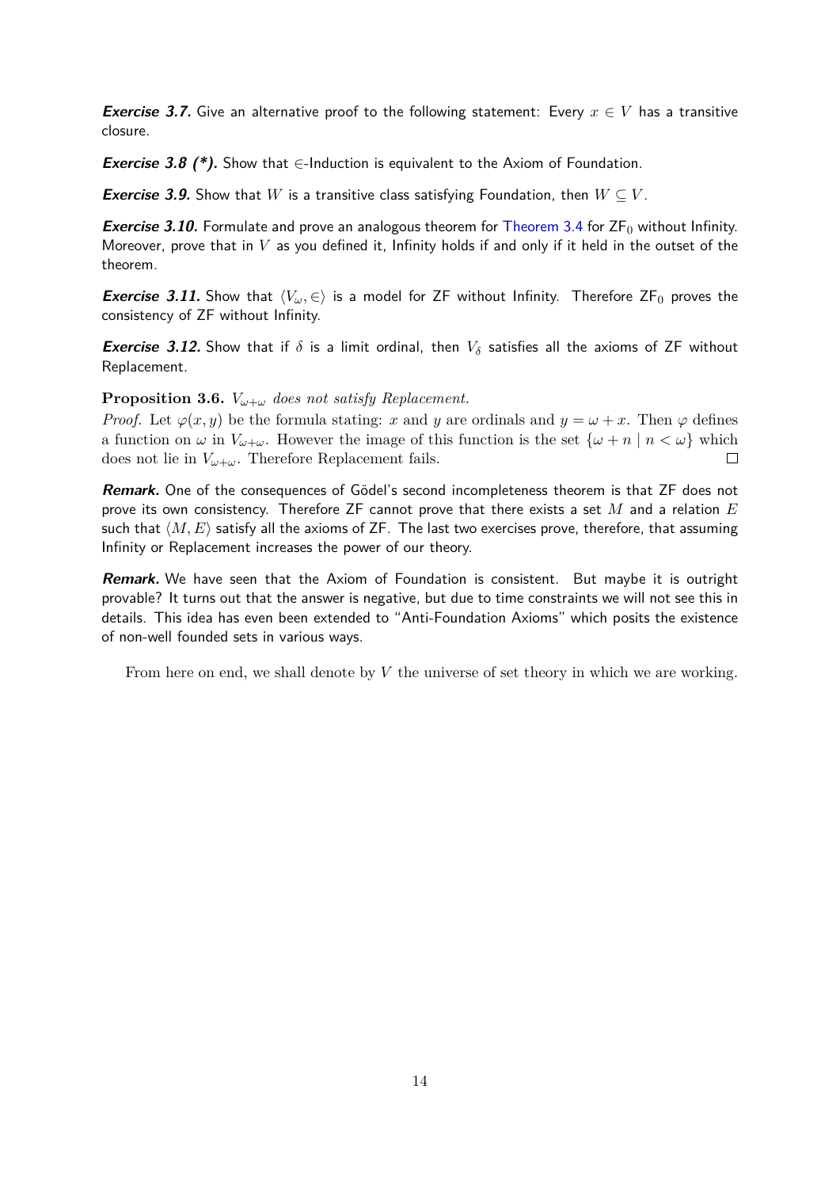***Exercise 3.7.*** Give an alternative proof to the following statement: Every $x \in V$ has a transitive closure.

***Exercise 3.8 (*).*** Show that $\in$-Induction is equivalent to the Axiom of Foundation.

***Exercise 3.9.*** Show that $W$ is a transitive class satisfying Foundation, then $W \subseteq V$.

***Exercise 3.10.*** Formulate and prove an analogous theorem for Theorem 3.4 for $\mathsf{ZF}_0$ without Infinity. Moreover, prove that in $V$ as you defined it, Infinity holds if and only if it held in the outset of the theorem.

***Exercise 3.11.*** Show that $\langle V_\omega, \in \rangle$ is a model for ZF without Infinity. Therefore $\mathsf{ZF}_0$ proves the consistency of ZF without Infinity.

***Exercise 3.12.*** Show that if $\delta$ is a limit ordinal, then $V_\delta$ satisfies all the axioms of ZF without Replacement.

**Proposition 3.6.** *$V_{\omega+\omega}$ does not satisfy Replacement.*

*Proof.* Let $\varphi(x, y)$ be the formula stating: $x$ and $y$ are ordinals and $y = \omega + x$. Then $\varphi$ defines a function on $\omega$ in $V_{\omega+\omega}$. However the image of this function is the set $\{\omega + n \mid n < \omega\}$ which does not lie in $V_{\omega+\omega}$. Therefore Replacement fails. $\square$

***Remark.*** One of the consequences of Gödel's second incompleteness theorem is that ZF does not prove its own consistency. Therefore ZF cannot prove that there exists a set $M$ and a relation $E$ such that $\langle M, E \rangle$ satisfy all the axioms of ZF. The last two exercises prove, therefore, that assuming Infinity or Replacement increases the power of our theory.

***Remark.*** We have seen that the Axiom of Foundation is consistent. But maybe it is outright provable? It turns out that the answer is negative, but due to time constraints we will not see this in details. This idea has even been extended to "Anti-Foundation Axioms" which posits the existence of non-well founded sets in various ways.

From here on end, we shall denote by $V$ the universe of set theory in which we are working.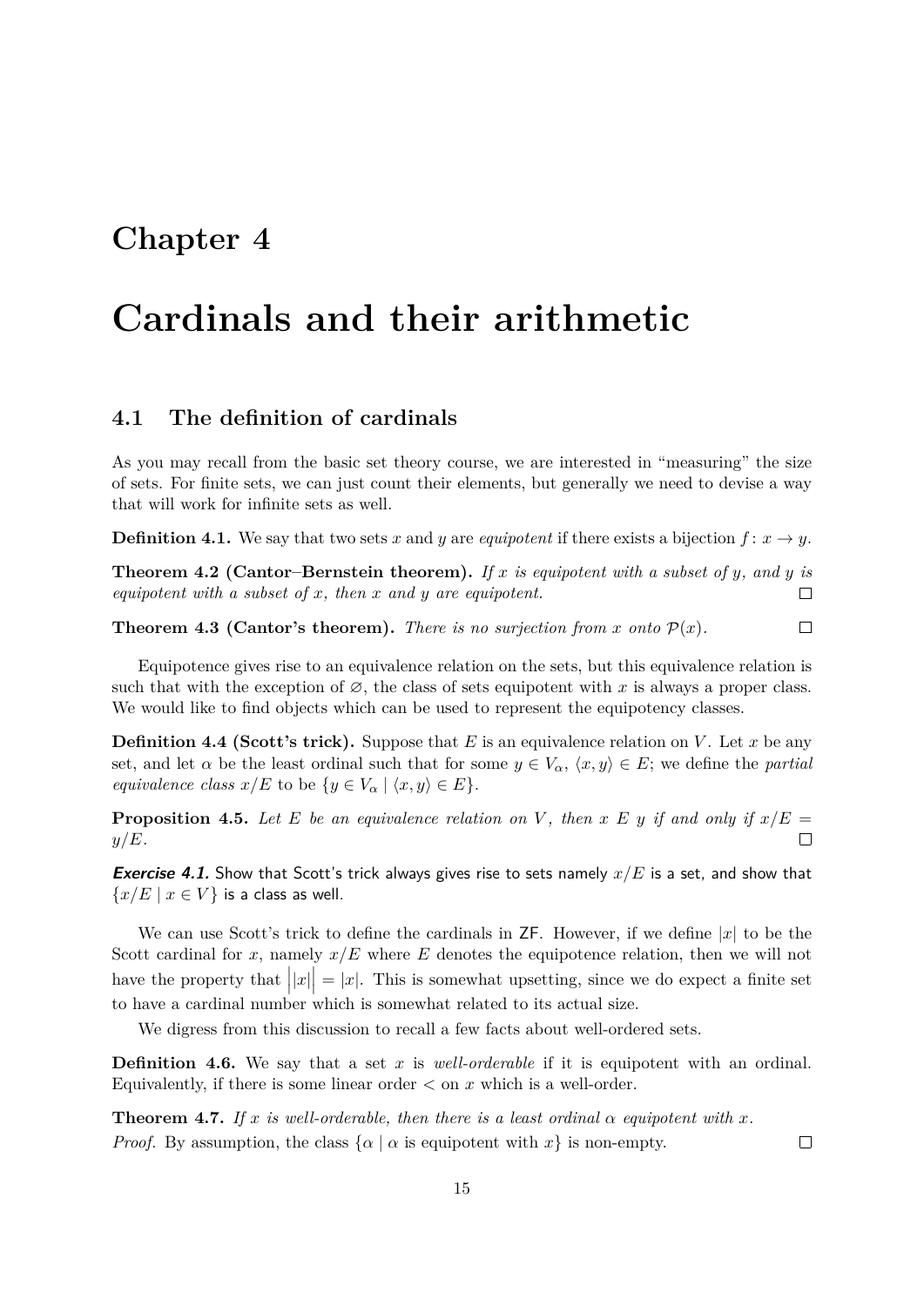# Chapter 4

# Cardinals and their arithmetic

## 4.1 The definition of cardinals

As you may recall from the basic set theory course, we are interested in "measuring" the size of sets. For finite sets, we can just count their elements, but generally we need to devise a way that will work for infinite sets as well.

**Definition 4.1.** We say that two sets $x$ and $y$ are *equipotent* if there exists a bijection $f\colon x \to y$.

**Theorem 4.2 (Cantor–Bernstein theorem).** *If $x$ is equipotent with a subset of $y$, and $y$ is equipotent with a subset of $x$, then $x$ and $y$ are equipotent.* □

**Theorem 4.3 (Cantor's theorem).** *There is no surjection from $x$ onto $\mathcal{P}(x)$.* □

Equipotence gives rise to an equivalence relation on the sets, but this equivalence relation is such that with the exception of $\varnothing$, the class of sets equipotent with $x$ is always a proper class. We would like to find objects which can be used to represent the equipotency classes.

**Definition 4.4 (Scott's trick).** Suppose that $E$ is an equivalence relation on $V$. Let $x$ be any set, and let $\alpha$ be the least ordinal such that for some $y \in V_\alpha$, $\langle x, y\rangle \in E$; we define the *partial equivalence class* $x/E$ to be $\{y \in V_\alpha \mid \langle x, y\rangle \in E\}$.

**Proposition 4.5.** *Let $E$ be an equivalence relation on $V$, then $x \mathrel{E} y$ if and only if $x/E = y/E$.* □

***Exercise 4.1.*** Show that Scott's trick always gives rise to sets namely $x/E$ is a set, and show that $\{x/E \mid x \in V\}$ is a class as well.

We can use Scott's trick to define the cardinals in ZF. However, if we define $|x|$ to be the Scott cardinal for $x$, namely $x/E$ where $E$ denotes the equipotence relation, then we will not have the property that $\big||x|\big| = |x|$. This is somewhat upsetting, since we do expect a finite set to have a cardinal number which is somewhat related to its actual size.

We digress from this discussion to recall a few facts about well-ordered sets.

**Definition 4.6.** We say that a set $x$ is *well-orderable* if it is equipotent with an ordinal. Equivalently, if there is some linear order $<$ on $x$ which is a well-order.

**Theorem 4.7.** *If $x$ is well-orderable, then there is a least ordinal $\alpha$ equipotent with $x$.*

*Proof.* By assumption, the class $\{\alpha \mid \alpha \text{ is equipotent with } x\}$ is non-empty. □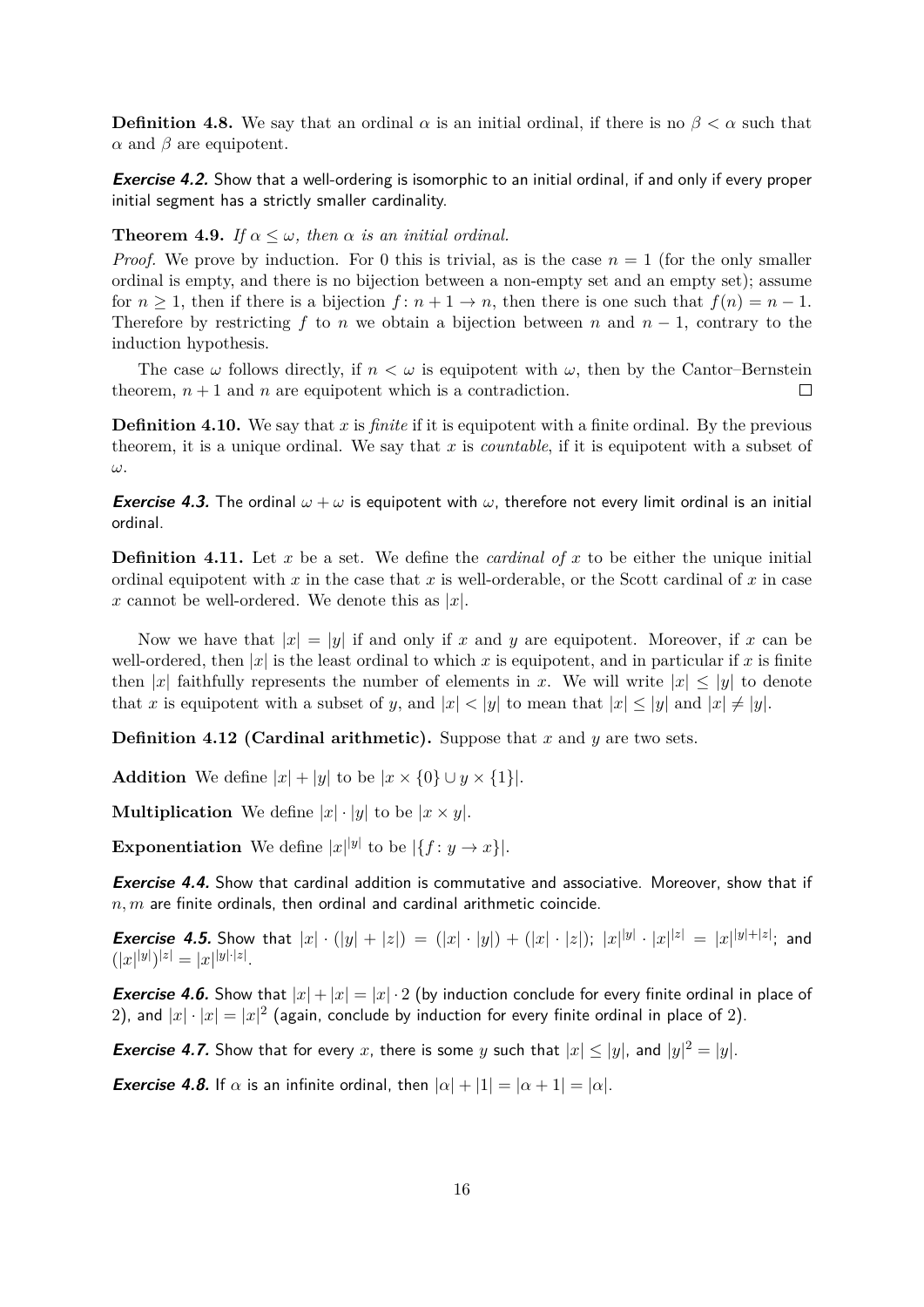**Definition 4.8.** We say that an ordinal $\alpha$ is an initial ordinal, if there is no $\beta < \alpha$ such that $\alpha$ and $\beta$ are equipotent.

***Exercise 4.2.*** Show that a well-ordering is isomorphic to an initial ordinal, if and only if every proper initial segment has a strictly smaller cardinality.

**Theorem 4.9.** *If $\alpha \leq \omega$, then $\alpha$ is an initial ordinal.*

*Proof.* We prove by induction. For 0 this is trivial, as is the case $n = 1$ (for the only smaller ordinal is empty, and there is no bijection between a non-empty set and an empty set); assume for $n \geq 1$, then if there is a bijection $f \colon n + 1 \to n$, then there is one such that $f(n) = n - 1$. Therefore by restricting $f$ to $n$ we obtain a bijection between $n$ and $n - 1$, contrary to the induction hypothesis.

The case $\omega$ follows directly, if $n < \omega$ is equipotent with $\omega$, then by the Cantor–Bernstein theorem, $n + 1$ and $n$ are equipotent which is a contradiction. □

**Definition 4.10.** We say that $x$ is *finite* if it is equipotent with a finite ordinal. By the previous theorem, it is a unique ordinal. We say that $x$ is *countable*, if it is equipotent with a subset of $\omega$.

***Exercise 4.3.*** The ordinal $\omega + \omega$ is equipotent with $\omega$, therefore not every limit ordinal is an initial ordinal.

**Definition 4.11.** Let $x$ be a set. We define the *cardinal of $x$* to be either the unique initial ordinal equipotent with $x$ in the case that $x$ is well-orderable, or the Scott cardinal of $x$ in case $x$ cannot be well-ordered. We denote this as $|x|$.

Now we have that $|x| = |y|$ if and only if $x$ and $y$ are equipotent. Moreover, if $x$ can be well-ordered, then $|x|$ is the least ordinal to which $x$ is equipotent, and in particular if $x$ is finite then $|x|$ faithfully represents the number of elements in $x$. We will write $|x| \leq |y|$ to denote that $x$ is equipotent with a subset of $y$, and $|x| < |y|$ to mean that $|x| \leq |y|$ and $|x| \neq |y|$.

**Definition 4.12 (Cardinal arithmetic).** Suppose that $x$ and $y$ are two sets.

**Addition** We define $|x| + |y|$ to be $|x \times \{0\} \cup y \times \{1\}|$.

**Multiplication** We define $|x| \cdot |y|$ to be $|x \times y|$.

**Exponentiation** We define $|x|^{|y|}$ to be $|\{f \colon y \to x\}|$.

***Exercise 4.4.*** Show that cardinal addition is commutative and associative. Moreover, show that if $n, m$ are finite ordinals, then ordinal and cardinal arithmetic coincide.

***Exercise 4.5.*** Show that $|x| \cdot (|y| + |z|) = (|x| \cdot |y|) + (|x| \cdot |z|)$; $|x|^{|y|} \cdot |x|^{|z|} = |x|^{|y|+|z|}$; and $(|x|^{|y|})^{|z|} = |x|^{|y|\cdot|z|}$.

***Exercise 4.6.*** Show that $|x| + |x| = |x| \cdot 2$ (by induction conclude for every finite ordinal in place of 2), and $|x| \cdot |x| = |x|^2$ (again, conclude by induction for every finite ordinal in place of 2).

***Exercise 4.7.*** Show that for every $x$, there is some $y$ such that $|x| \leq |y|$, and $|y|^2 = |y|$.

***Exercise 4.8.*** If $\alpha$ is an infinite ordinal, then $|\alpha| + |1| = |\alpha + 1| = |\alpha|$.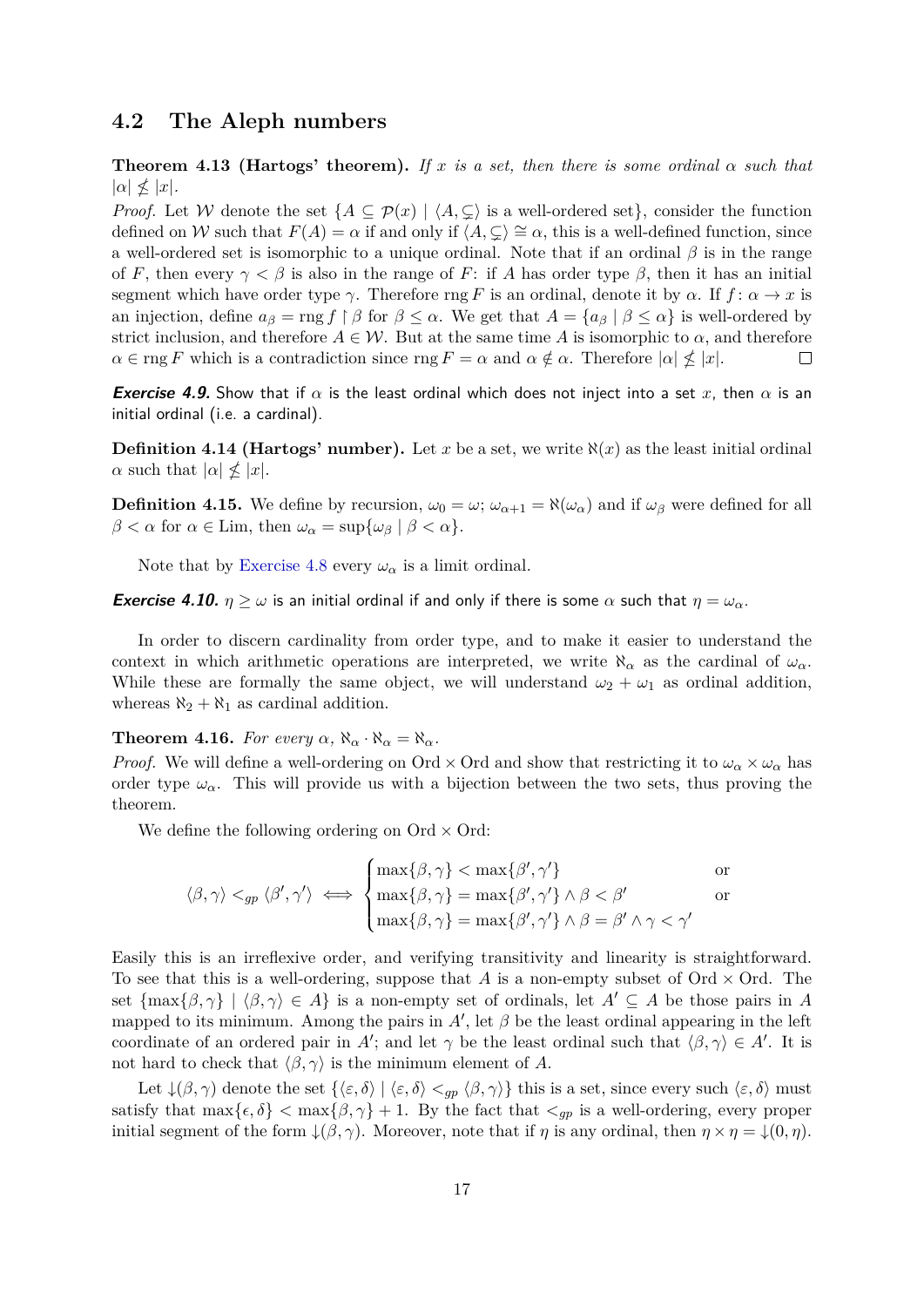## 4.2 The Aleph numbers

**Theorem 4.13 (Hartogs' theorem).** *If $x$ is a set, then there is some ordinal $\alpha$ such that $|\alpha| \nleq |x|$.*

*Proof.* Let $\mathcal{W}$ denote the set $\{A \subseteq \mathcal{P}(x) \mid \langle A, \subsetneq\rangle$ is a well-ordered set$\}$, consider the function defined on $\mathcal{W}$ such that $F(A) = \alpha$ if and only if $\langle A, \subsetneq\rangle \cong \alpha$, this is a well-defined function, since a well-ordered set is isomorphic to a unique ordinal. Note that if an ordinal $\beta$ is in the range of $F$, then every $\gamma < \beta$ is also in the range of $F$: if $A$ has order type $\beta$, then it has an initial segment which have order type $\gamma$. Therefore $\operatorname{rng} F$ is an ordinal, denote it by $\alpha$. If $f\colon \alpha \to x$ is an injection, define $a_\beta = \operatorname{rng} f \restriction \beta$ for $\beta \leq \alpha$. We get that $A = \{a_\beta \mid \beta \leq \alpha\}$ is well-ordered by strict inclusion, and therefore $A \in \mathcal{W}$. But at the same time $A$ is isomorphic to $\alpha$, and therefore $\alpha \in \operatorname{rng} F$ which is a contradiction since $\operatorname{rng} F = \alpha$ and $\alpha \notin \alpha$. Therefore $|\alpha| \nleq |x|$. $\square$

***Exercise 4.9.*** Show that if $\alpha$ is the least ordinal which does not inject into a set $x$, then $\alpha$ is an initial ordinal (i.e. a cardinal).

**Definition 4.14 (Hartogs' number).** Let $x$ be a set, we write $\aleph(x)$ as the least initial ordinal $\alpha$ such that $|\alpha| \nleq |x|$.

**Definition 4.15.** We define by recursion, $\omega_0 = \omega$; $\omega_{\alpha+1} = \aleph(\omega_\alpha)$ and if $\omega_\beta$ were defined for all $\beta < \alpha$ for $\alpha \in \mathrm{Lim}$, then $\omega_\alpha = \sup\{\omega_\beta \mid \beta < \alpha\}$.

Note that by Exercise 4.8 every $\omega_\alpha$ is a limit ordinal.

***Exercise 4.10.*** $\eta \geq \omega$ is an initial ordinal if and only if there is some $\alpha$ such that $\eta = \omega_\alpha$.

In order to discern cardinality from order type, and to make it easier to understand the context in which arithmetic operations are interpreted, we write $\aleph_\alpha$ as the cardinal of $\omega_\alpha$. While these are formally the same object, we will understand $\omega_2 + \omega_1$ as ordinal addition, whereas $\aleph_2 + \aleph_1$ as cardinal addition.

**Theorem 4.16.** *For every $\alpha$, $\aleph_\alpha \cdot \aleph_\alpha = \aleph_\alpha$.*

*Proof.* We will define a well-ordering on $\mathrm{Ord} \times \mathrm{Ord}$ and show that restricting it to $\omega_\alpha \times \omega_\alpha$ has order type $\omega_\alpha$. This will provide us with a bijection between the two sets, thus proving the theorem.

We define the following ordering on $\mathrm{Ord} \times \mathrm{Ord}$:

$$\langle \beta, \gamma\rangle <_{gp} \langle \beta', \gamma'\rangle \iff \begin{cases} \max\{\beta,\gamma\} < \max\{\beta',\gamma'\} & \text{or} \\ \max\{\beta,\gamma\} = \max\{\beta',\gamma'\} \wedge \beta < \beta' & \text{or} \\ \max\{\beta,\gamma\} = \max\{\beta',\gamma'\} \wedge \beta = \beta' \wedge \gamma < \gamma' \end{cases}$$

Easily this is an irreflexive order, and verifying transitivity and linearity is straightforward. To see that this is a well-ordering, suppose that $A$ is a non-empty subset of $\mathrm{Ord} \times \mathrm{Ord}$. The set $\{\max\{\beta,\gamma\} \mid \langle\beta,\gamma\rangle \in A\}$ is a non-empty set of ordinals, let $A' \subseteq A$ be those pairs in $A$ mapped to its minimum. Among the pairs in $A'$, let $\beta$ be the least ordinal appearing in the left coordinate of an ordered pair in $A'$; and let $\gamma$ be the least ordinal such that $\langle\beta,\gamma\rangle \in A'$. It is not hard to check that $\langle\beta,\gamma\rangle$ is the minimum element of $A$.

Let $\downarrow(\beta,\gamma)$ denote the set $\{\langle\varepsilon,\delta\rangle \mid \langle\varepsilon,\delta\rangle <_{gp} \langle\beta,\gamma\rangle\}$ this is a set, since every such $\langle\varepsilon,\delta\rangle$ must satisfy that $\max\{\epsilon,\delta\} < \max\{\beta,\gamma\} + 1$. By the fact that $<_{gp}$ is a well-ordering, every proper initial segment of the form $\downarrow(\beta,\gamma)$. Moreover, note that if $\eta$ is any ordinal, then $\eta \times \eta = \downarrow(0,\eta)$.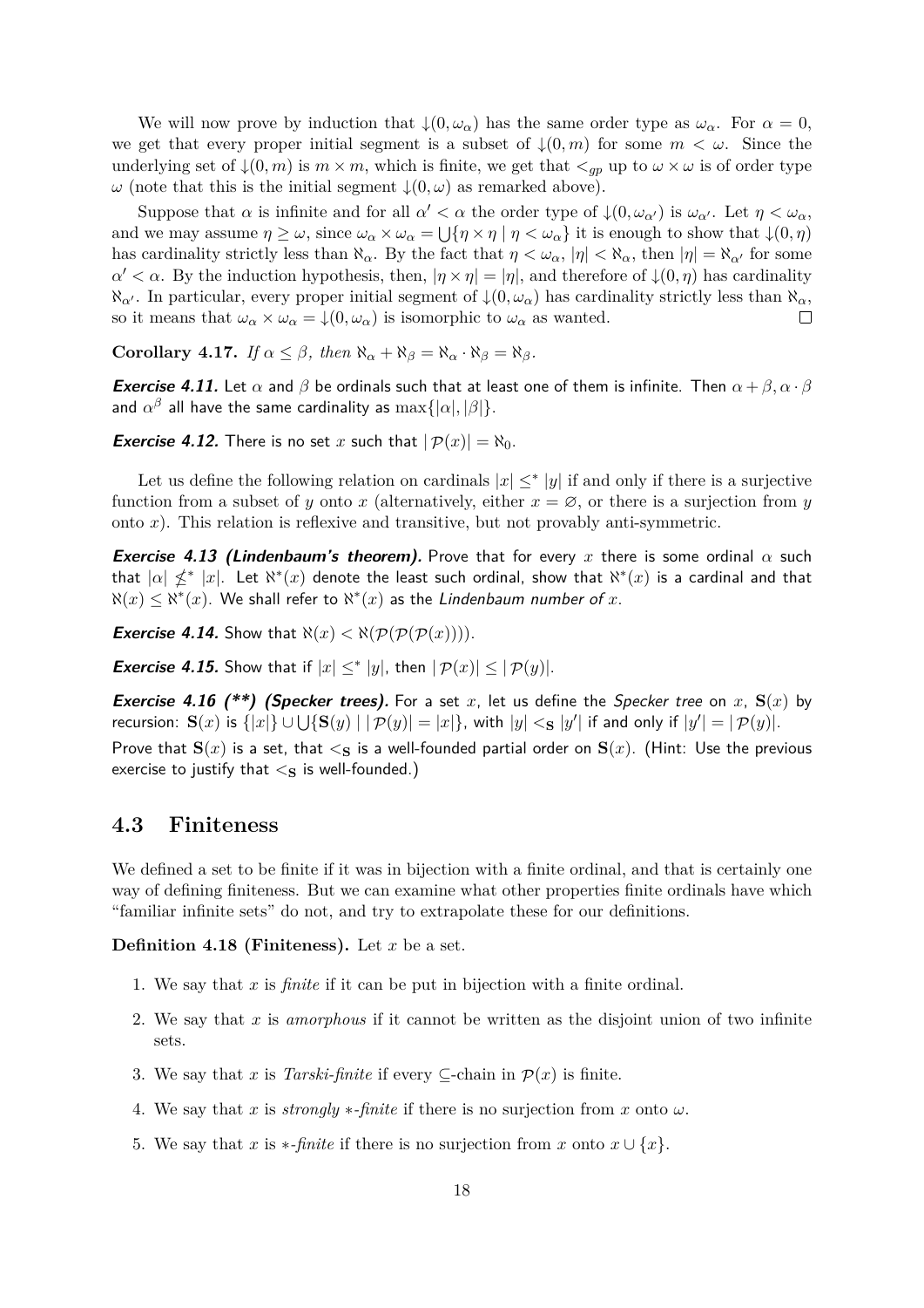We will now prove by induction that $\downarrow(0, \omega_\alpha)$ has the same order type as $\omega_\alpha$. For $\alpha = 0$, we get that every proper initial segment is a subset of $\downarrow(0, m)$ for some $m < \omega$. Since the underlying set of $\downarrow(0, m)$ is $m \times m$, which is finite, we get that $<_{gp}$ up to $\omega \times \omega$ is of order type $\omega$ (note that this is the initial segment $\downarrow(0, \omega)$ as remarked above).

Suppose that $\alpha$ is infinite and for all $\alpha' < \alpha$ the order type of $\downarrow(0, \omega_{\alpha'})$ is $\omega_{\alpha'}$. Let $\eta < \omega_\alpha$, and we may assume $\eta \geq \omega$, since $\omega_\alpha \times \omega_\alpha = \bigcup\{\eta \times \eta \mid \eta < \omega_\alpha\}$ it is enough to show that $\downarrow(0, \eta)$ has cardinality strictly less than $\aleph_\alpha$. By the fact that $\eta < \omega_\alpha$, $|\eta| < \aleph_\alpha$, then $|\eta| = \aleph_{\alpha'}$ for some $\alpha' < \alpha$. By the induction hypothesis, then, $|\eta \times \eta| = |\eta|$, and therefore of $\downarrow(0, \eta)$ has cardinality $\aleph_{\alpha'}$. In particular, every proper initial segment of $\downarrow(0, \omega_\alpha)$ has cardinality strictly less than $\aleph_\alpha$, so it means that $\omega_\alpha \times \omega_\alpha = \downarrow(0, \omega_\alpha)$ is isomorphic to $\omega_\alpha$ as wanted. □

**Corollary 4.17.** *If $\alpha \leq \beta$, then $\aleph_\alpha + \aleph_\beta = \aleph_\alpha \cdot \aleph_\beta = \aleph_\beta$.*

***Exercise 4.11.*** Let $\alpha$ and $\beta$ be ordinals such that at least one of them is infinite. Then $\alpha + \beta, \alpha \cdot \beta$ and $\alpha^\beta$ all have the same cardinality as $\max\{|\alpha|, |\beta|\}$.

***Exercise 4.12.*** There is no set $x$ such that $|\mathcal{P}(x)| = \aleph_0$.

Let us define the following relation on cardinals $|x| \leq^* |y|$ if and only if there is a surjective function from a subset of $y$ onto $x$ (alternatively, either $x = \varnothing$, or there is a surjection from $y$ onto $x$). This relation is reflexive and transitive, but not provably anti-symmetric.

***Exercise 4.13 (Lindenbaum's theorem).*** Prove that for every $x$ there is some ordinal $\alpha$ such that $|\alpha| \not\leq^* |x|$. Let $\aleph^*(x)$ denote the least such ordinal, show that $\aleph^*(x)$ is a cardinal and that $\aleph(x) \leq \aleph^*(x)$. We shall refer to $\aleph^*(x)$ as the *Lindenbaum number of* $x$.

***Exercise 4.14.*** Show that $\aleph(x) < \aleph(\mathcal{P}(\mathcal{P}(\mathcal{P}(x))))$.

***Exercise 4.15.*** Show that if $|x| \leq^* |y|$, then $|\mathcal{P}(x)| \leq |\mathcal{P}(y)|$.

***Exercise 4.16 (\*\*) (Specker trees).*** For a set $x$, let us define the *Specker tree* on $x$, $\mathbf{S}(x)$ by recursion: $\mathbf{S}(x)$ is $\{|x|\} \cup \bigcup\{\mathbf{S}(y) \mid |\mathcal{P}(y)| = |x|\}$, with $|y| <_\mathbf{S} |y'|$ if and only if $|y'| = |\mathcal{P}(y)|$.

Prove that $\mathbf{S}(x)$ is a set, that $<_\mathbf{S}$ is a well-founded partial order on $\mathbf{S}(x)$. (Hint: Use the previous exercise to justify that $<_\mathbf{S}$ is well-founded.)

## 4.3 Finiteness

We defined a set to be finite if it was in bijection with a finite ordinal, and that is certainly one way of defining finiteness. But we can examine what other properties finite ordinals have which "familiar infinite sets" do not, and try to extrapolate these for our definitions.

**Definition 4.18 (Finiteness).** Let $x$ be a set.

1. We say that $x$ is *finite* if it can be put in bijection with a finite ordinal.
2. We say that $x$ is *amorphous* if it cannot be written as the disjoint union of two infinite sets.
3. We say that $x$ is *Tarski-finite* if every $\subseteq$-chain in $\mathcal{P}(x)$ is finite.
4. We say that $x$ is *strongly $*$-finite* if there is no surjection from $x$ onto $\omega$.
5. We say that $x$ is *$*$-finite* if there is no surjection from $x$ onto $x \cup \{x\}$.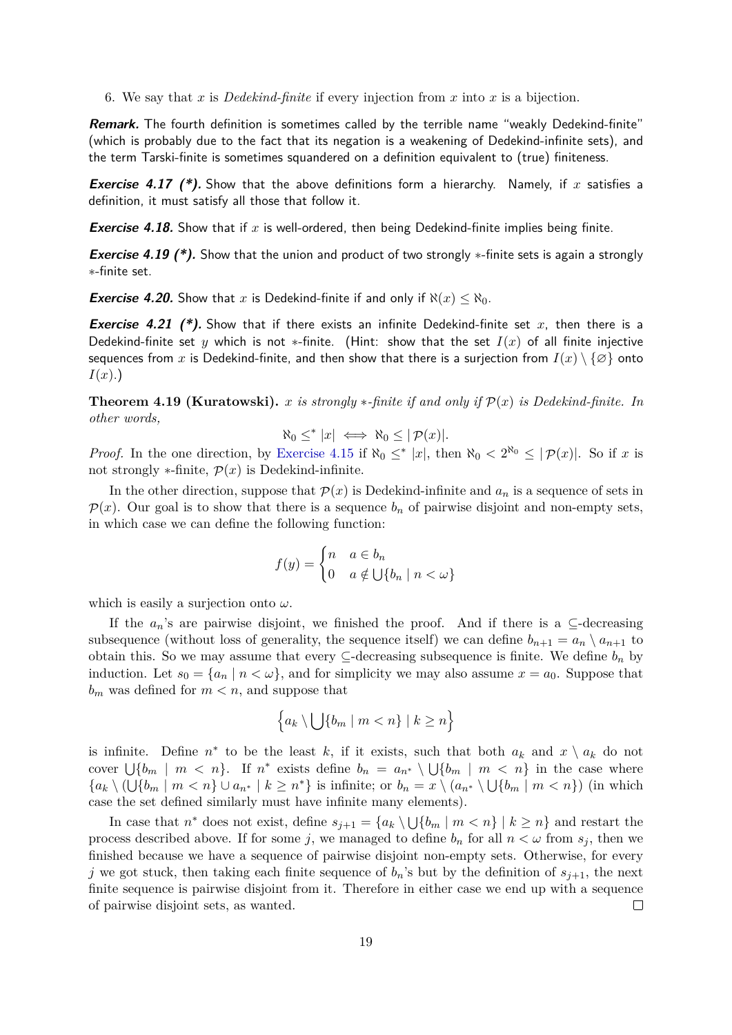6. We say that $x$ is *Dedekind-finite* if every injection from $x$ into $x$ is a bijection.

***Remark.*** The fourth definition is sometimes called by the terrible name "weakly Dedekind-finite" (which is probably due to the fact that its negation is a weakening of Dedekind-infinite sets), and the term Tarski-finite is sometimes squandered on a definition equivalent to (true) finiteness.

***Exercise 4.17 (\*).*** Show that the above definitions form a hierarchy. Namely, if $x$ satisfies a definition, it must satisfy all those that follow it.

***Exercise 4.18.*** Show that if $x$ is well-ordered, then being Dedekind-finite implies being finite.

***Exercise 4.19 (\*).*** Show that the union and product of two strongly $*$-finite sets is again a strongly $*$-finite set.

***Exercise 4.20.*** Show that $x$ is Dedekind-finite if and only if $\aleph(x) \leq \aleph_0$.

***Exercise 4.21 (\*).*** Show that if there exists an infinite Dedekind-finite set $x$, then there is a Dedekind-finite set $y$ which is not $*$-finite. (Hint: show that the set $I(x)$ of all finite injective sequences from $x$ is Dedekind-finite, and then show that there is a surjection from $I(x) \setminus \{\varnothing\}$ onto $I(x)$.)

**Theorem 4.19 (Kuratowski).** *$x$ is strongly $*$-finite if and only if $\mathcal{P}(x)$ is Dedekind-finite. In other words,*

$$\aleph_0 \leq^* |x| \iff \aleph_0 \leq |\mathcal{P}(x)|.$$

*Proof.* In the one direction, by Exercise 4.15 if $\aleph_0 \leq^* |x|$, then $\aleph_0 < 2^{\aleph_0} \leq |\mathcal{P}(x)|$. So if $x$ is not strongly $*$-finite, $\mathcal{P}(x)$ is Dedekind-infinite.

In the other direction, suppose that $\mathcal{P}(x)$ is Dedekind-infinite and $a_n$ is a sequence of sets in $\mathcal{P}(x)$. Our goal is to show that there is a sequence $b_n$ of pairwise disjoint and non-empty sets, in which case we can define the following function:

$$f(y) = \begin{cases} n & a \in b_n \\ 0 & a \notin \bigcup\{b_n \mid n < \omega\} \end{cases}$$

which is easily a surjection onto $\omega$.

If the $a_n$'s are pairwise disjoint, we finished the proof. And if there is a $\subseteq$-decreasing subsequence (without loss of generality, the sequence itself) we can define $b_{n+1} = a_n \setminus a_{n+1}$ to obtain this. So we may assume that every $\subseteq$-decreasing subsequence is finite. We define $b_n$ by induction. Let $s_0 = \{a_n \mid n < \omega\}$, and for simplicity we may also assume $x = a_0$. Suppose that $b_m$ was defined for $m < n$, and suppose that

$$\left\{a_k \setminus \bigcup\{b_m \mid m < n\} \mid k \geq n\right\}$$

is infinite. Define $n^*$ to be the least $k$, if it exists, such that both $a_k$ and $x \setminus a_k$ do not cover $\bigcup\{b_m \mid m < n\}$. If $n^*$ exists define $b_n = a_{n^*} \setminus \bigcup\{b_m \mid m < n\}$ in the case where $\{a_k \setminus (\bigcup\{b_m \mid m < n\} \cup a_{n^*} \mid k \geq n^*\}$ is infinite; or $b_n = x \setminus (a_{n^*} \setminus \bigcup\{b_m \mid m < n\})$ (in which case the set defined similarly must have infinite many elements).

In case that $n^*$ does not exist, define $s_{j+1} = \{a_k \setminus \bigcup\{b_m \mid m < n\} \mid k \geq n\}$ and restart the process described above. If for some $j$, we managed to define $b_n$ for all $n < \omega$ from $s_j$, then we finished because we have a sequence of pairwise disjoint non-empty sets. Otherwise, for every $j$ we got stuck, then taking each finite sequence of $b_n$'s but by the definition of $s_{j+1}$, the next finite sequence is pairwise disjoint from it. Therefore in either case we end up with a sequence of pairwise disjoint sets, as wanted. $\square$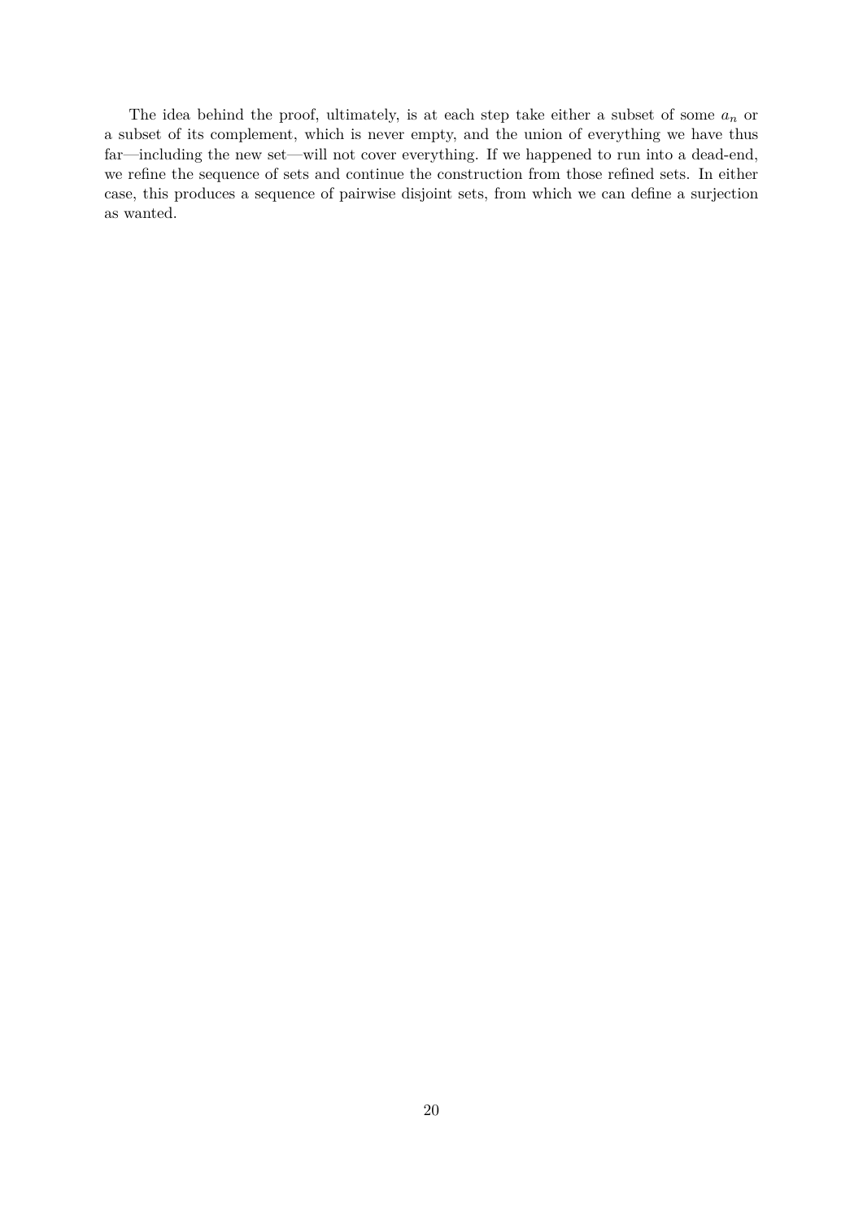The idea behind the proof, ultimately, is at each step take either a subset of some $a_n$ or a subset of its complement, which is never empty, and the union of everything we have thus far—including the new set—will not cover everything. If we happened to run into a dead-end, we refine the sequence of sets and continue the construction from those refined sets. In either case, this produces a sequence of pairwise disjoint sets, from which we can define a surjection as wanted.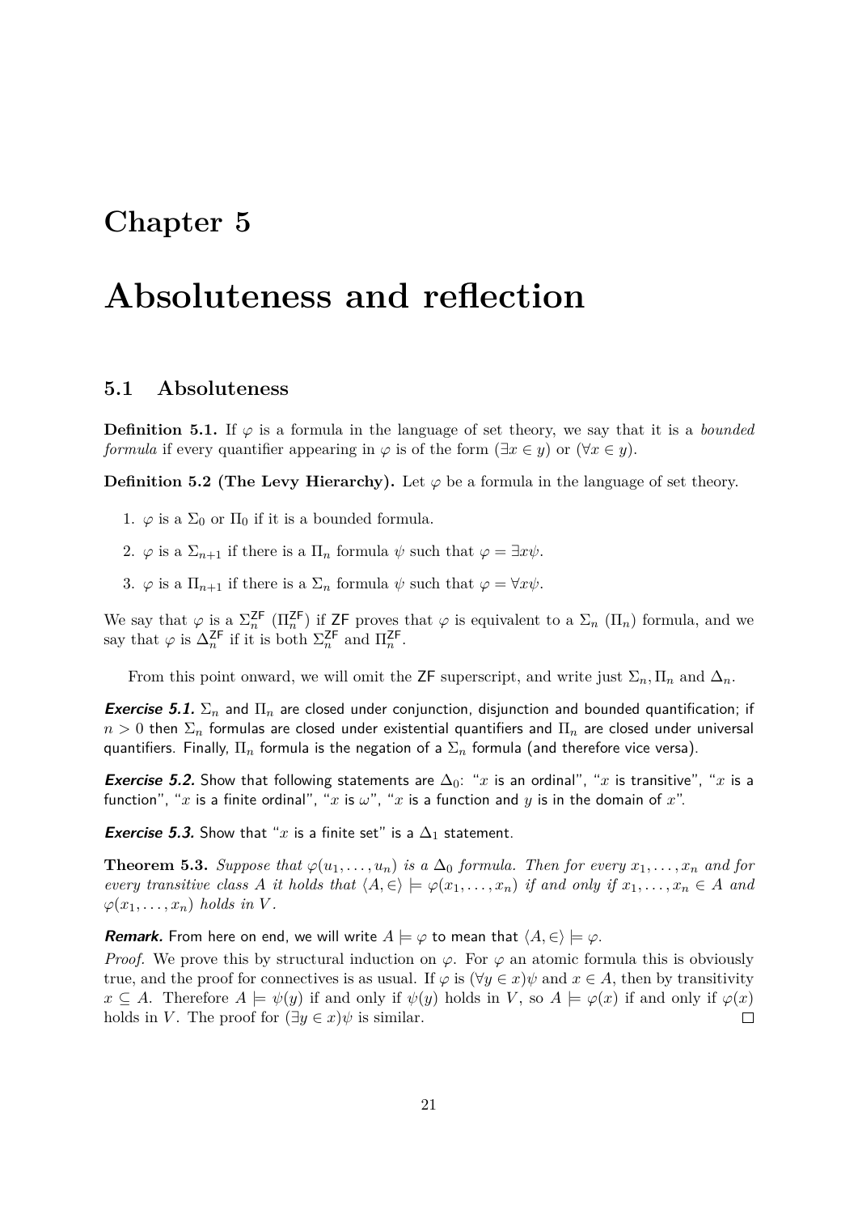# Chapter 5

# Absoluteness and reflection

## 5.1 Absoluteness

**Definition 5.1.** If $\varphi$ is a formula in the language of set theory, we say that it is a *bounded formula* if every quantifier appearing in $\varphi$ is of the form $(\exists x \in y)$ or $(\forall x \in y)$.

**Definition 5.2 (The Levy Hierarchy).** Let $\varphi$ be a formula in the language of set theory.

1. $\varphi$ is a $\Sigma_0$ or $\Pi_0$ if it is a bounded formula.
2. $\varphi$ is a $\Sigma_{n+1}$ if there is a $\Pi_n$ formula $\psi$ such that $\varphi = \exists x \psi$.
3. $\varphi$ is a $\Pi_{n+1}$ if there is a $\Sigma_n$ formula $\psi$ such that $\varphi = \forall x \psi$.

We say that $\varphi$ is a $\Sigma_n^{\mathsf{ZF}}$ ($\Pi_n^{\mathsf{ZF}}$) if ZF proves that $\varphi$ is equivalent to a $\Sigma_n$ ($\Pi_n$) formula, and we say that $\varphi$ is $\Delta_n^{\mathsf{ZF}}$ if it is both $\Sigma_n^{\mathsf{ZF}}$ and $\Pi_n^{\mathsf{ZF}}$.

From this point onward, we will omit the ZF superscript, and write just $\Sigma_n, \Pi_n$ and $\Delta_n$.

***Exercise 5.1.*** $\Sigma_n$ and $\Pi_n$ are closed under conjunction, disjunction and bounded quantification; if $n > 0$ then $\Sigma_n$ formulas are closed under existential quantifiers and $\Pi_n$ are closed under universal quantifiers. Finally, $\Pi_n$ formula is the negation of a $\Sigma_n$ formula (and therefore vice versa).

***Exercise 5.2.*** Show that following statements are $\Delta_0$: "$x$ is an ordinal", "$x$ is transitive", "$x$ is a function", "$x$ is a finite ordinal", "$x$ is $\omega$", "$x$ is a function and $y$ is in the domain of $x$".

***Exercise 5.3.*** Show that "$x$ is a finite set" is a $\Delta_1$ statement.

**Theorem 5.3.** *Suppose that $\varphi(u_1, \dots, u_n)$ is a $\Delta_0$ formula. Then for every $x_1, \dots, x_n$ and for every transitive class $A$ it holds that $\langle A, \in \rangle \models \varphi(x_1, \dots, x_n)$ if and only if $x_1, \dots, x_n \in A$ and $\varphi(x_1, \dots, x_n)$ holds in $V$.*

***Remark.*** From here on end, we will write $A \models \varphi$ to mean that $\langle A, \in \rangle \models \varphi$.

*Proof.* We prove this by structural induction on $\varphi$. For $\varphi$ an atomic formula this is obviously true, and the proof for connectives is as usual. If $\varphi$ is $(\forall y \in x)\psi$ and $x \in A$, then by transitivity $x \subseteq A$. Therefore $A \models \psi(y)$ if and only if $\psi(y)$ holds in $V$, so $A \models \varphi(x)$ if and only if $\varphi(x)$ holds in $V$. The proof for $(\exists y \in x)\psi$ is similar. $\square$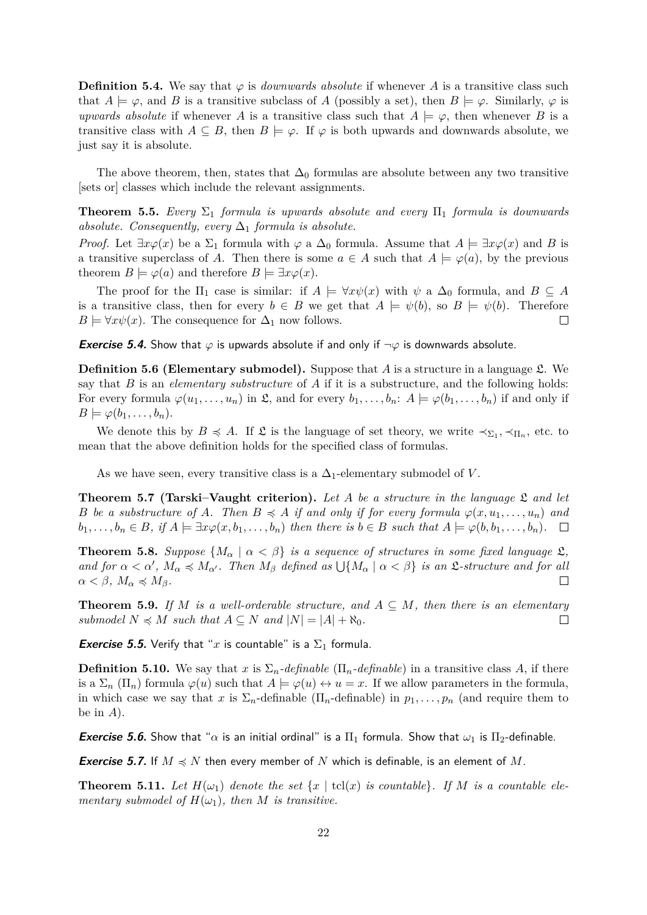**Definition 5.4.** We say that $\varphi$ is *downwards absolute* if whenever $A$ is a transitive class such that $A \models \varphi$, and $B$ is a transitive subclass of $A$ (possibly a set), then $B \models \varphi$. Similarly, $\varphi$ is *upwards absolute* if whenever $A$ is a transitive class such that $A \models \varphi$, then whenever $B$ is a transitive class with $A \subseteq B$, then $B \models \varphi$. If $\varphi$ is both upwards and downwards absolute, we just say it is absolute.

The above theorem, then, states that $\Delta_0$ formulas are absolute between any two transitive [sets or] classes which include the relevant assignments.

**Theorem 5.5.** *Every $\Sigma_1$ formula is upwards absolute and every $\Pi_1$ formula is downwards absolute. Consequently, every $\Delta_1$ formula is absolute.*

*Proof.* Let $\exists x \varphi(x)$ be a $\Sigma_1$ formula with $\varphi$ a $\Delta_0$ formula. Assume that $A \models \exists x \varphi(x)$ and $B$ is a transitive superclass of $A$. Then there is some $a \in A$ such that $A \models \varphi(a)$, by the previous theorem $B \models \varphi(a)$ and therefore $B \models \exists x \varphi(x)$.

The proof for the $\Pi_1$ case is similar: if $A \models \forall x \psi(x)$ with $\psi$ a $\Delta_0$ formula, and $B \subseteq A$ is a transitive class, then for every $b \in B$ we get that $A \models \psi(b)$, so $B \models \psi(b)$. Therefore $B \models \forall x \psi(x)$. The consequence for $\Delta_1$ now follows. □

***Exercise 5.4.*** Show that $\varphi$ is upwards absolute if and only if $\neg\varphi$ is downwards absolute.

**Definition 5.6 (Elementary submodel).** Suppose that $A$ is a structure in a language $\mathfrak{L}$. We say that $B$ is an *elementary substructure* of $A$ if it is a substructure, and the following holds: For every formula $\varphi(u_1, \ldots, u_n)$ in $\mathfrak{L}$, and for every $b_1, \ldots, b_n$: $A \models \varphi(b_1, \ldots, b_n)$ if and only if $B \models \varphi(b_1, \ldots, b_n)$.

We denote this by $B \preccurlyeq A$. If $\mathfrak{L}$ is the language of set theory, we write $\prec_{\Sigma_1}, \prec_{\Pi_n}$, etc. to mean that the above definition holds for the specified class of formulas.

As we have seen, every transitive class is a $\Delta_1$-elementary submodel of $V$.

**Theorem 5.7 (Tarski–Vaught criterion).** *Let $A$ be a structure in the language $\mathfrak{L}$ and let $B$ be a substructure of $A$. Then $B \preccurlyeq A$ if and only if for every formula $\varphi(x, u_1, \ldots, u_n)$ and $b_1, \ldots, b_n \in B$, if $A \models \exists x \varphi(x, b_1, \ldots, b_n)$ then there is $b \in B$ such that $A \models \varphi(b, b_1, \ldots, b_n)$.* □

**Theorem 5.8.** *Suppose $\{M_\alpha \mid \alpha < \beta\}$ is a sequence of structures in some fixed language $\mathfrak{L}$, and for $\alpha < \alpha'$, $M_\alpha \preccurlyeq M_{\alpha'}$. Then $M_\beta$ defined as $\bigcup\{M_\alpha \mid \alpha < \beta\}$ is an $\mathfrak{L}$-structure and for all $\alpha < \beta$, $M_\alpha \preccurlyeq M_\beta$.* □

**Theorem 5.9.** *If $M$ is a well-orderable structure, and $A \subseteq M$, then there is an elementary submodel $N \preccurlyeq M$ such that $A \subseteq N$ and $|N| = |A| + \aleph_0$.* □

***Exercise 5.5.*** Verify that "$x$ is countable" is a $\Sigma_1$ formula.

**Definition 5.10.** We say that $x$ is $\Sigma_n$-*definable* ($\Pi_n$-*definable*) in a transitive class $A$, if there is a $\Sigma_n$ ($\Pi_n$) formula $\varphi(u)$ such that $A \models \varphi(u) \leftrightarrow u = x$. If we allow parameters in the formula, in which case we say that $x$ is $\Sigma_n$-definable ($\Pi_n$-definable) in $p_1, \ldots, p_n$ (and require them to be in $A$).

***Exercise 5.6.*** Show that "$\alpha$ is an initial ordinal" is a $\Pi_1$ formula. Show that $\omega_1$ is $\Pi_2$-definable.

***Exercise 5.7.*** If $M \preccurlyeq N$ then every member of $N$ which is definable, is an element of $M$.

**Theorem 5.11.** *Let $H(\omega_1)$ denote the set $\{x \mid \operatorname{tcl}(x) \text{ is countable}\}$. If $M$ is a countable elementary submodel of $H(\omega_1)$, then $M$ is transitive.*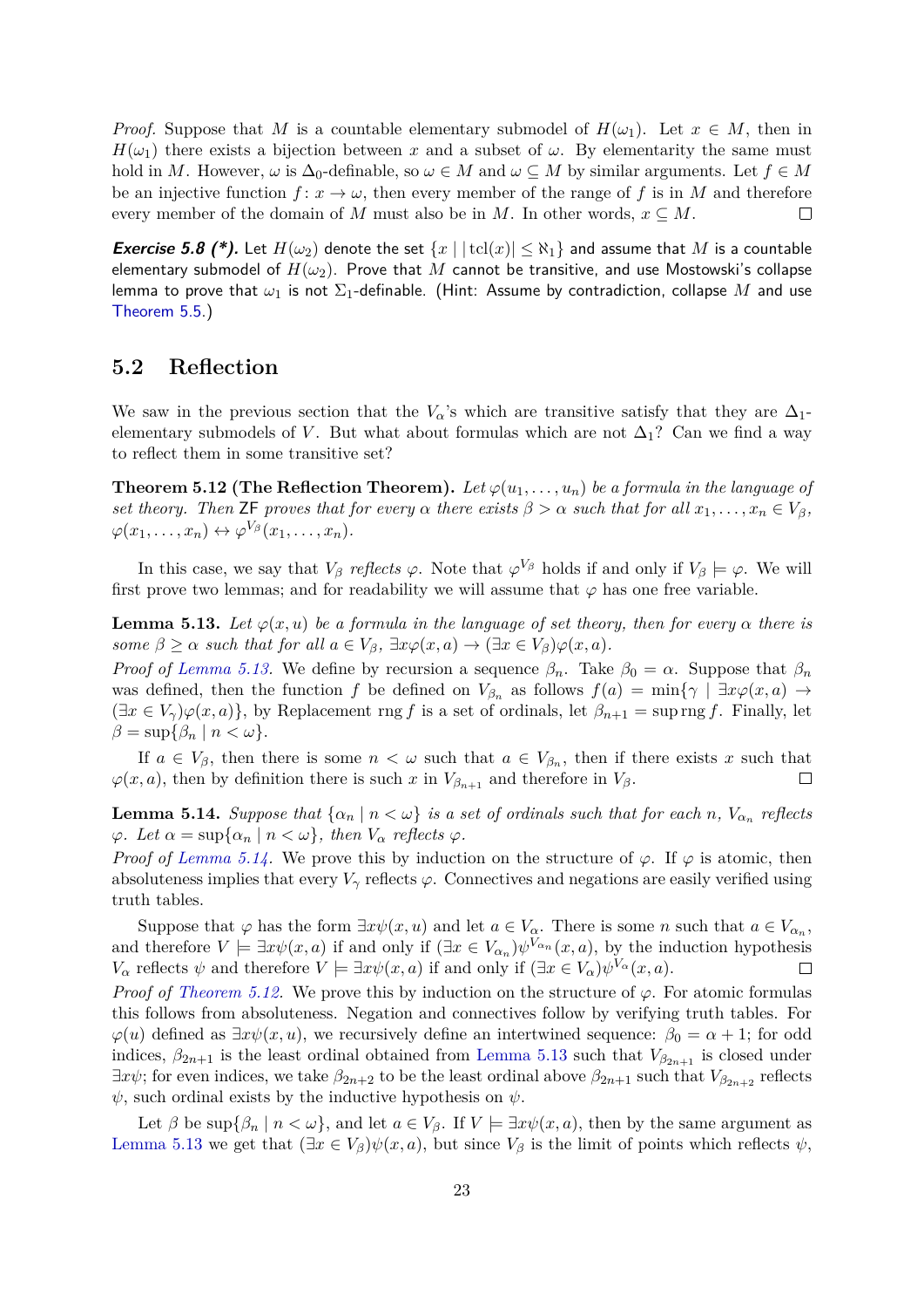*Proof.* Suppose that $M$ is a countable elementary submodel of $H(\omega_1)$. Let $x \in M$, then in $H(\omega_1)$ there exists a bijection between $x$ and a subset of $\omega$. By elementarity the same must hold in $M$. However, $\omega$ is $\Delta_0$-definable, so $\omega \in M$ and $\omega \subseteq M$ by similar arguments. Let $f \in M$ be an injective function $f\colon x \to \omega$, then every member of the range of $f$ is in $M$ and therefore every member of the domain of $M$ must also be in $M$. In other words, $x \subseteq M$. □

***Exercise 5.8 (\*).*** Let $H(\omega_2)$ denote the set $\{x \mid |\operatorname{tcl}(x)| \leq \aleph_1\}$ and assume that $M$ is a countable elementary submodel of $H(\omega_2)$. Prove that $M$ cannot be transitive, and use Mostowski's collapse lemma to prove that $\omega_1$ is not $\Sigma_1$-definable. (Hint: Assume by contradiction, collapse $M$ and use Theorem 5.5.)

## 5.2 Reflection

We saw in the previous section that the $V_\alpha$'s which are transitive satisfy that they are $\Delta_1$-elementary submodels of $V$. But what about formulas which are not $\Delta_1$? Can we find a way to reflect them in some transitive set?

**Theorem 5.12 (The Reflection Theorem).** *Let $\varphi(u_1, \ldots, u_n)$ be a formula in the language of set theory. Then* ZF *proves that for every $\alpha$ there exists $\beta > \alpha$ such that for all $x_1, \ldots, x_n \in V_\beta$, $\varphi(x_1, \ldots, x_n) \leftrightarrow \varphi^{V_\beta}(x_1, \ldots, x_n)$.*

In this case, we say that $V_\beta$ *reflects* $\varphi$. Note that $\varphi^{V_\beta}$ holds if and only if $V_\beta \models \varphi$. We will first prove two lemmas; and for readability we will assume that $\varphi$ has one free variable.

**Lemma 5.13.** *Let $\varphi(x, u)$ be a formula in the language of set theory, then for every $\alpha$ there is some $\beta \geq \alpha$ such that for all $a \in V_\beta$, $\exists x \varphi(x, a) \to (\exists x \in V_\beta)\varphi(x, a)$.*

*Proof of Lemma 5.13.* We define by recursion a sequence $\beta_n$. Take $\beta_0 = \alpha$. Suppose that $\beta_n$ was defined, then the function $f$ be defined on $V_{\beta_n}$ as follows $f(a) = \min\{\gamma \mid \exists x \varphi(x, a) \to (\exists x \in V_\gamma)\varphi(x, a)\}$, by Replacement $\operatorname{rng} f$ is a set of ordinals, let $\beta_{n+1} = \sup \operatorname{rng} f$. Finally, let $\beta = \sup\{\beta_n \mid n < \omega\}$.

If $a \in V_\beta$, then there is some $n < \omega$ such that $a \in V_{\beta_n}$, then if there exists $x$ such that $\varphi(x, a)$, then by definition there is such $x$ in $V_{\beta_{n+1}}$ and therefore in $V_\beta$. □

**Lemma 5.14.** *Suppose that $\{\alpha_n \mid n < \omega\}$ is a set of ordinals such that for each $n$, $V_{\alpha_n}$ reflects $\varphi$. Let $\alpha = \sup\{\alpha_n \mid n < \omega\}$, then $V_\alpha$ reflects $\varphi$.*

*Proof of Lemma 5.14.* We prove this by induction on the structure of $\varphi$. If $\varphi$ is atomic, then absoluteness implies that every $V_\gamma$ reflects $\varphi$. Connectives and negations are easily verified using truth tables.

Suppose that $\varphi$ has the form $\exists x \psi(x, u)$ and let $a \in V_\alpha$. There is some $n$ such that $a \in V_{\alpha_n}$, and therefore $V \models \exists x \psi(x, a)$ if and only if $(\exists x \in V_{\alpha_n})\psi^{V_{\alpha_n}}(x, a)$, by the induction hypothesis $V_\alpha$ reflects $\psi$ and therefore $V \models \exists x \psi(x, a)$ if and only if $(\exists x \in V_\alpha)\psi^{V_\alpha}(x, a)$. □

*Proof of Theorem 5.12.* We prove this by induction on the structure of $\varphi$. For atomic formulas this follows from absoluteness. Negation and connectives follow by verifying truth tables. For $\varphi(u)$ defined as $\exists x \psi(x, u)$, we recursively define an intertwined sequence: $\beta_0 = \alpha + 1$; for odd indices, $\beta_{2n+1}$ is the least ordinal obtained from Lemma 5.13 such that $V_{\beta_{2n+1}}$ is closed under $\exists x \psi$; for even indices, we take $\beta_{2n+2}$ to be the least ordinal above $\beta_{2n+1}$ such that $V_{\beta_{2n+2}}$ reflects $\psi$, such ordinal exists by the inductive hypothesis on $\psi$.

Let $\beta$ be $\sup\{\beta_n \mid n < \omega\}$, and let $a \in V_\beta$. If $V \models \exists x \psi(x, a)$, then by the same argument as Lemma 5.13 we get that $(\exists x \in V_\beta)\psi(x, a)$, but since $V_\beta$ is the limit of points which reflects $\psi$,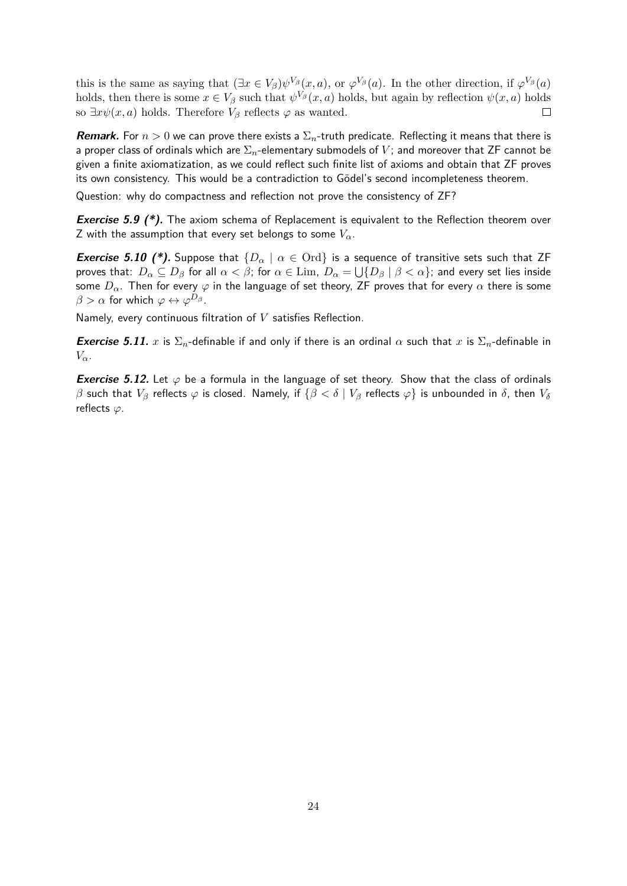this is the same as saying that $(\exists x \in V_\beta)\psi^{V_\beta}(x, a)$, or $\varphi^{V_\beta}(a)$. In the other direction, if $\varphi^{V_\beta}(a)$ holds, then there is some $x \in V_\beta$ such that $\psi^{V_\beta}(x, a)$ holds, but again by reflection $\psi(x, a)$ holds so $\exists x \psi(x, a)$ holds. Therefore $V_\beta$ reflects $\varphi$ as wanted. $\square$

***Remark.*** For $n > 0$ we can prove there exists a $\Sigma_n$-truth predicate. Reflecting it means that there is a proper class of ordinals which are $\Sigma_n$-elementary submodels of $V$; and moreover that ZF cannot be given a finite axiomatization, as we could reflect such finite list of axioms and obtain that ZF proves its own consistency. This would be a contradiction to Gödel's second incompleteness theorem.

Question: why do compactness and reflection not prove the consistency of ZF?

***Exercise 5.9 (\*).*** The axiom schema of Replacement is equivalent to the Reflection theorem over Z with the assumption that every set belongs to some $V_\alpha$.

***Exercise 5.10 (\*).*** Suppose that $\{D_\alpha \mid \alpha \in \mathrm{Ord}\}$ is a sequence of transitive sets such that ZF proves that: $D_\alpha \subseteq D_\beta$ for all $\alpha < \beta$; for $\alpha \in \mathrm{Lim}$, $D_\alpha = \bigcup\{D_\beta \mid \beta < \alpha\}$; and every set lies inside some $D_\alpha$. Then for every $\varphi$ in the language of set theory, ZF proves that for every $\alpha$ there is some $\beta > \alpha$ for which $\varphi \leftrightarrow \varphi^{D_\beta}$.

Namely, every continuous filtration of $V$ satisfies Reflection.

***Exercise 5.11.*** $x$ is $\Sigma_n$-definable if and only if there is an ordinal $\alpha$ such that $x$ is $\Sigma_n$-definable in $V_\alpha$.

***Exercise 5.12.*** Let $\varphi$ be a formula in the language of set theory. Show that the class of ordinals $\beta$ such that $V_\beta$ reflects $\varphi$ is closed. Namely, if $\{\beta < \delta \mid V_\beta \text{ reflects } \varphi\}$ is unbounded in $\delta$, then $V_\delta$ reflects $\varphi$.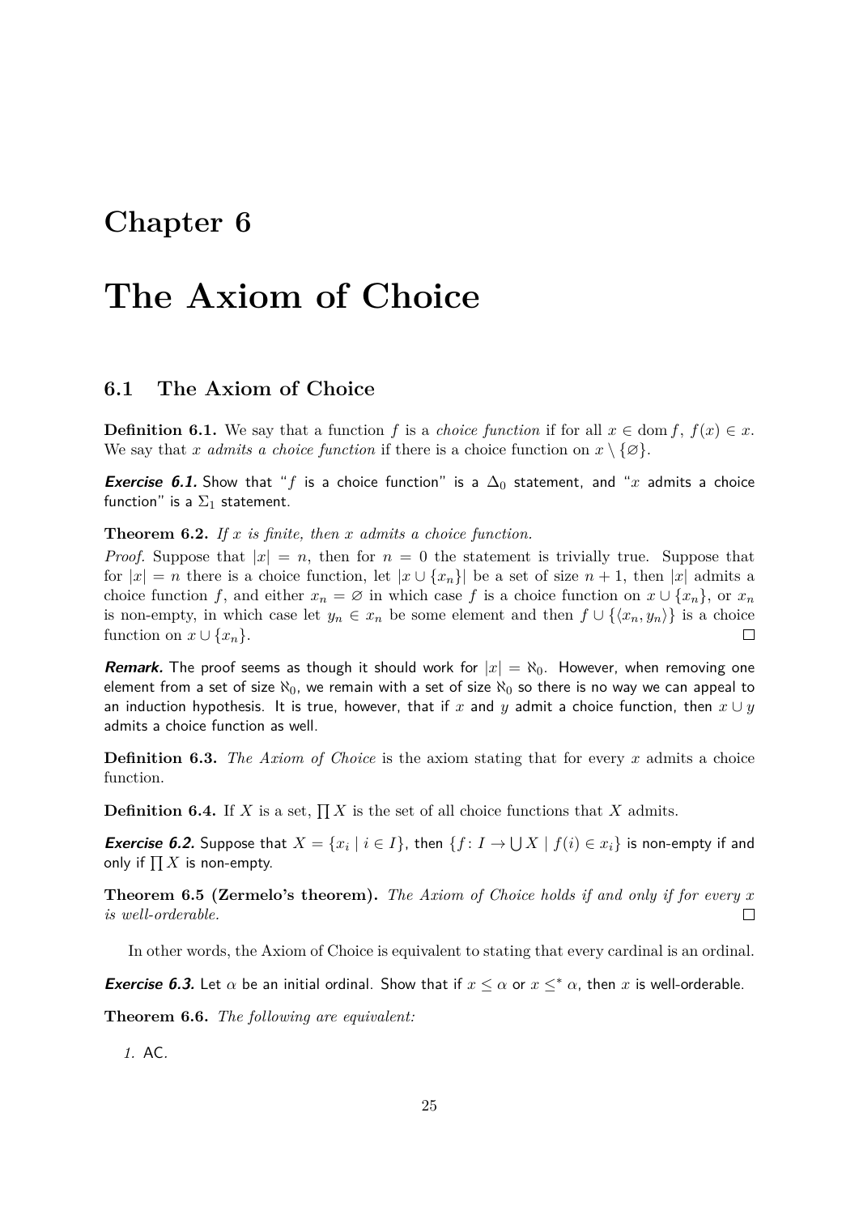# Chapter 6

# The Axiom of Choice

## 6.1 The Axiom of Choice

**Definition 6.1.** We say that a function $f$ is a *choice function* if for all $x \in \operatorname{dom} f$, $f(x) \in x$. We say that $x$ *admits a choice function* if there is a choice function on $x \setminus \{\varnothing\}$.

***Exercise 6.1.*** Show that "$f$ is a choice function" is a $\Delta_0$ statement, and "$x$ admits a choice function" is a $\Sigma_1$ statement.

**Theorem 6.2.** *If $x$ is finite, then $x$ admits a choice function.*

*Proof.* Suppose that $|x| = n$, then for $n = 0$ the statement is trivially true. Suppose that for $|x| = n$ there is a choice function, let $|x \cup \{x_n\}|$ be a set of size $n+1$, then $|x|$ admits a choice function $f$, and either $x_n = \varnothing$ in which case $f$ is a choice function on $x \cup \{x_n\}$, or $x_n$ is non-empty, in which case let $y_n \in x_n$ be some element and then $f \cup \{\langle x_n, y_n\rangle\}$ is a choice function on $x \cup \{x_n\}$. □

***Remark.*** The proof seems as though it should work for $|x| = \aleph_0$. However, when removing one element from a set of size $\aleph_0$, we remain with a set of size $\aleph_0$ so there is no way we can appeal to an induction hypothesis. It is true, however, that if $x$ and $y$ admit a choice function, then $x \cup y$ admits a choice function as well.

**Definition 6.3.** *The Axiom of Choice* is the axiom stating that for every $x$ admits a choice function.

**Definition 6.4.** If $X$ is a set, $\prod X$ is the set of all choice functions that $X$ admits.

***Exercise 6.2.*** Suppose that $X = \{x_i \mid i \in I\}$, then $\{f \colon I \to \bigcup X \mid f(i) \in x_i\}$ is non-empty if and only if $\prod X$ is non-empty.

**Theorem 6.5 (Zermelo's theorem).** *The Axiom of Choice holds if and only if for every $x$ is well-orderable.* □

In other words, the Axiom of Choice is equivalent to stating that every cardinal is an ordinal.

***Exercise 6.3.*** Let $\alpha$ be an initial ordinal. Show that if $x \leq \alpha$ or $x \leq^* \alpha$, then $x$ is well-orderable.

**Theorem 6.6.** *The following are equivalent:*

1. AC.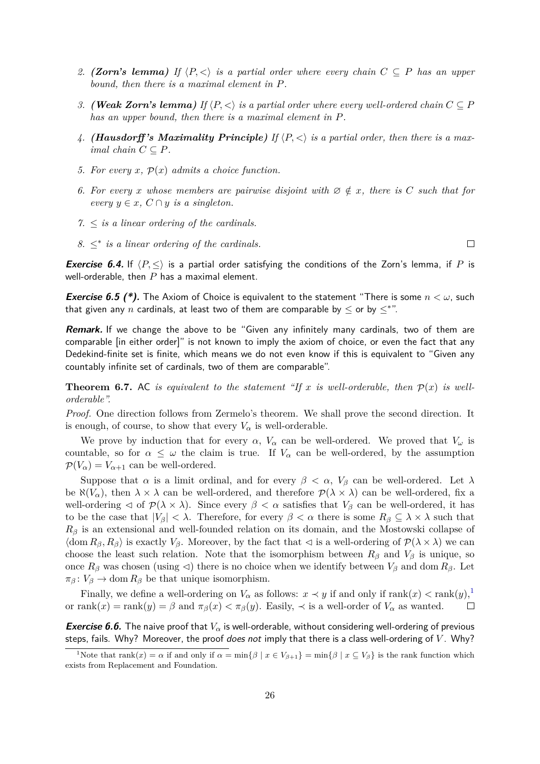2. ***(Zorn's lemma)*** *If $\langle P, <\rangle$ is a partial order where every chain $C \subseteq P$ has an upper bound, then there is a maximal element in $P$.*

3. ***(Weak Zorn's lemma)*** *If $\langle P, <\rangle$ is a partial order where every well-ordered chain $C \subseteq P$ has an upper bound, then there is a maximal element in $P$.*

4. ***(Hausdorff's Maximality Principle)*** *If $\langle P, <\rangle$ is a partial order, then there is a maximal chain $C \subseteq P$.*

5. *For every $x$, $\mathcal{P}(x)$ admits a choice function.*

6. *For every $x$ whose members are pairwise disjoint with $\varnothing \notin x$, there is $C$ such that for every $y \in x$, $C \cap y$ is a singleton.*

7. *$\leq$ is a linear ordering of the cardinals.*

8. *$\leq^*$ is a linear ordering of the cardinals.* $\square$

***Exercise 6.4.*** If $\langle P, \leq\rangle$ is a partial order satisfying the conditions of the Zorn's lemma, if $P$ is well-orderable, then $P$ has a maximal element.

***Exercise 6.5 (\*).*** The Axiom of Choice is equivalent to the statement "There is some $n < \omega$, such that given any $n$ cardinals, at least two of them are comparable by $\leq$ or by $\leq^*$".

***Remark.*** If we change the above to be "Given any infinitely many cardinals, two of them are comparable [in either order]" is not known to imply the axiom of choice, or even the fact that any Dedekind-finite set is finite, which means we do not even know if this is equivalent to "Given any countably infinite set of cardinals, two of them are comparable".

**Theorem 6.7.** AC *is equivalent to the statement "If $x$ is well-orderable, then $\mathcal{P}(x)$ is well-orderable".*

*Proof.* One direction follows from Zermelo's theorem. We shall prove the second direction. It is enough, of course, to show that every $V_\alpha$ is well-orderable.

We prove by induction that for every $\alpha$, $V_\alpha$ can be well-ordered. We proved that $V_\omega$ is countable, so for $\alpha \leq \omega$ the claim is true. If $V_\alpha$ can be well-ordered, by the assumption $\mathcal{P}(V_\alpha) = V_{\alpha+1}$ can be well-ordered.

Suppose that $\alpha$ is a limit ordinal, and for every $\beta < \alpha$, $V_\beta$ can be well-ordered. Let $\lambda$ be $\aleph(V_\alpha)$, then $\lambda \times \lambda$ can be well-ordered, and therefore $\mathcal{P}(\lambda \times \lambda)$ can be well-ordered, fix a well-ordering $\lhd$ of $\mathcal{P}(\lambda \times \lambda)$. Since every $\beta < \alpha$ satisfies that $V_\beta$ can be well-ordered, it has to be the case that $|V_\beta| < \lambda$. Therefore, for every $\beta < \alpha$ there is some $R_\beta \subseteq \lambda \times \lambda$ such that $R_\beta$ is an extensional and well-founded relation on its domain, and the Mostowski collapse of $\langle \operatorname{dom} R_\beta, R_\beta\rangle$ is exactly $V_\beta$. Moreover, by the fact that $\lhd$ is a well-ordering of $\mathcal{P}(\lambda \times \lambda)$ we can choose the least such relation. Note that the isomorphism between $R_\beta$ and $V_\beta$ is unique, so once $R_\beta$ was chosen (using $\lhd$) there is no choice when we identify between $V_\beta$ and $\operatorname{dom} R_\beta$. Let $\pi_\beta \colon V_\beta \to \operatorname{dom} R_\beta$ be that unique isomorphism.

Finally, we define a well-ordering on $V_\alpha$ as follows: $x \prec y$ if and only if $\operatorname{rank}(x) < \operatorname{rank}(y)$,[1] or $\operatorname{rank}(x) = \operatorname{rank}(y) = \beta$ and $\pi_\beta(x) < \pi_\beta(y)$. Easily, $\prec$ is a well-order of $V_\alpha$ as wanted. $\square$

***Exercise 6.6.*** The naive proof that $V_\alpha$ is well-orderable, without considering well-ordering of previous steps, fails. Why? Moreover, the proof *does not* imply that there is a class well-ordering of $V$. Why?

[1] Note that $\operatorname{rank}(x) = \alpha$ if and only if $\alpha = \min\{\beta \mid x \in V_{\beta+1}\} = \min\{\beta \mid x \subseteq V_\beta\}$ is the rank function which exists from Replacement and Foundation.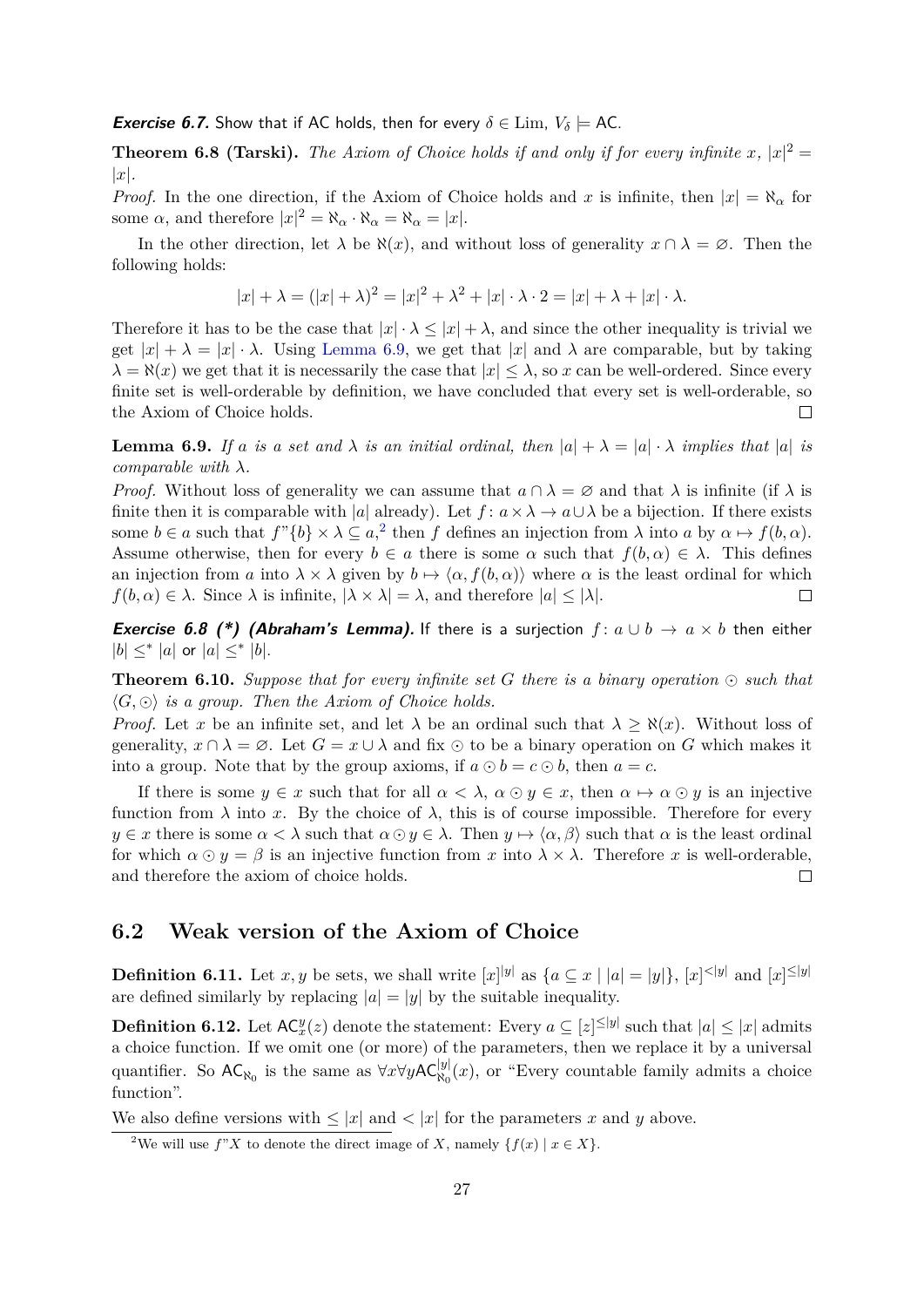***Exercise 6.7.*** Show that if AC holds, then for every $\delta \in \mathrm{Lim}$, $V_\delta \models \mathsf{AC}$.

**Theorem 6.8 (Tarski).** *The Axiom of Choice holds if and only if for every infinite $x$, $|x|^2 = |x|$.*

*Proof.* In the one direction, if the Axiom of Choice holds and $x$ is infinite, then $|x| = \aleph_\alpha$ for some $\alpha$, and therefore $|x|^2 = \aleph_\alpha \cdot \aleph_\alpha = \aleph_\alpha = |x|$.

In the other direction, let $\lambda$ be $\aleph(x)$, and without loss of generality $x \cap \lambda = \varnothing$. Then the following holds:

$$|x| + \lambda = (|x| + \lambda)^2 = |x|^2 + \lambda^2 + |x| \cdot \lambda \cdot 2 = |x| + \lambda + |x| \cdot \lambda.$$

Therefore it has to be the case that $|x| \cdot \lambda \leq |x| + \lambda$, and since the other inequality is trivial we get $|x| + \lambda = |x| \cdot \lambda$. Using Lemma 6.9, we get that $|x|$ and $\lambda$ are comparable, but by taking $\lambda = \aleph(x)$ we get that it is necessarily the case that $|x| \leq \lambda$, so $x$ can be well-ordered. Since every finite set is well-orderable by definition, we have concluded that every set is well-orderable, so the Axiom of Choice holds. $\square$

**Lemma 6.9.** *If $a$ is a set and $\lambda$ is an initial ordinal, then $|a| + \lambda = |a| \cdot \lambda$ implies that $|a|$ is comparable with $\lambda$.*

*Proof.* Without loss of generality we can assume that $a \cap \lambda = \varnothing$ and that $\lambda$ is infinite (if $\lambda$ is finite then it is comparable with $|a|$ already). Let $f\colon a \times \lambda \to a \cup \lambda$ be a bijection. If there exists some $b \in a$ such that $f``\{b\} \times \lambda \subseteq a$,[2] then $f$ defines an injection from $\lambda$ into $a$ by $\alpha \mapsto f(b, \alpha)$. Assume otherwise, then for every $b \in a$ there is some $\alpha$ such that $f(b, \alpha) \in \lambda$. This defines an injection from $a$ into $\lambda \times \lambda$ given by $b \mapsto \langle \alpha, f(b, \alpha)\rangle$ where $\alpha$ is the least ordinal for which $f(b, \alpha) \in \lambda$. Since $\lambda$ is infinite, $|\lambda \times \lambda| = \lambda$, and therefore $|a| \leq |\lambda|$. $\square$

***Exercise 6.8 (\*) (Abraham's Lemma).*** If there is a surjection $f\colon a \cup b \to a \times b$ then either $|b| \leq^* |a|$ or $|a| \leq^* |b|$.

**Theorem 6.10.** *Suppose that for every infinite set $G$ there is a binary operation $\odot$ such that $\langle G, \odot \rangle$ is a group. Then the Axiom of Choice holds.*

*Proof.* Let $x$ be an infinite set, and let $\lambda$ be an ordinal such that $\lambda \geq \aleph(x)$. Without loss of generality, $x \cap \lambda = \varnothing$. Let $G = x \cup \lambda$ and fix $\odot$ to be a binary operation on $G$ which makes it into a group. Note that by the group axioms, if $a \odot b = c \odot b$, then $a = c$.

If there is some $y \in x$ such that for all $\alpha < \lambda$, $\alpha \odot y \in x$, then $\alpha \mapsto \alpha \odot y$ is an injective function from $\lambda$ into $x$. By the choice of $\lambda$, this is of course impossible. Therefore for every $y \in x$ there is some $\alpha < \lambda$ such that $\alpha \odot y \in \lambda$. Then $y \mapsto \langle \alpha, \beta \rangle$ such that $\alpha$ is the least ordinal for which $\alpha \odot y = \beta$ is an injective function from $x$ into $\lambda \times \lambda$. Therefore $x$ is well-orderable, and therefore the axiom of choice holds. $\square$

## 6.2 Weak version of the Axiom of Choice

**Definition 6.11.** Let $x, y$ be sets, we shall write $[x]^{|y|}$ as $\{a \subseteq x \mid |a| = |y|\}$, $[x]^{<|y|}$ and $[x]^{\leq |y|}$ are defined similarly by replacing $|a| = |y|$ by the suitable inequality.

**Definition 6.12.** Let $\mathsf{AC}_x^y(z)$ denote the statement: Every $a \subseteq [z]^{\leq |y|}$ such that $|a| \leq |x|$ admits a choice function. If we omit one (or more) of the parameters, then we replace it by a universal quantifier. So $\mathsf{AC}_{\aleph_0}$ is the same as $\forall x \forall y \mathsf{AC}_{\aleph_0}^{|y|}(x)$, or "Every countable family admits a choice function".

We also define versions with $\leq |x|$ and $< |x|$ for the parameters $x$ and $y$ above.

[2] We will use $f``X$ to denote the direct image of $X$, namely $\{f(x) \mid x \in X\}$.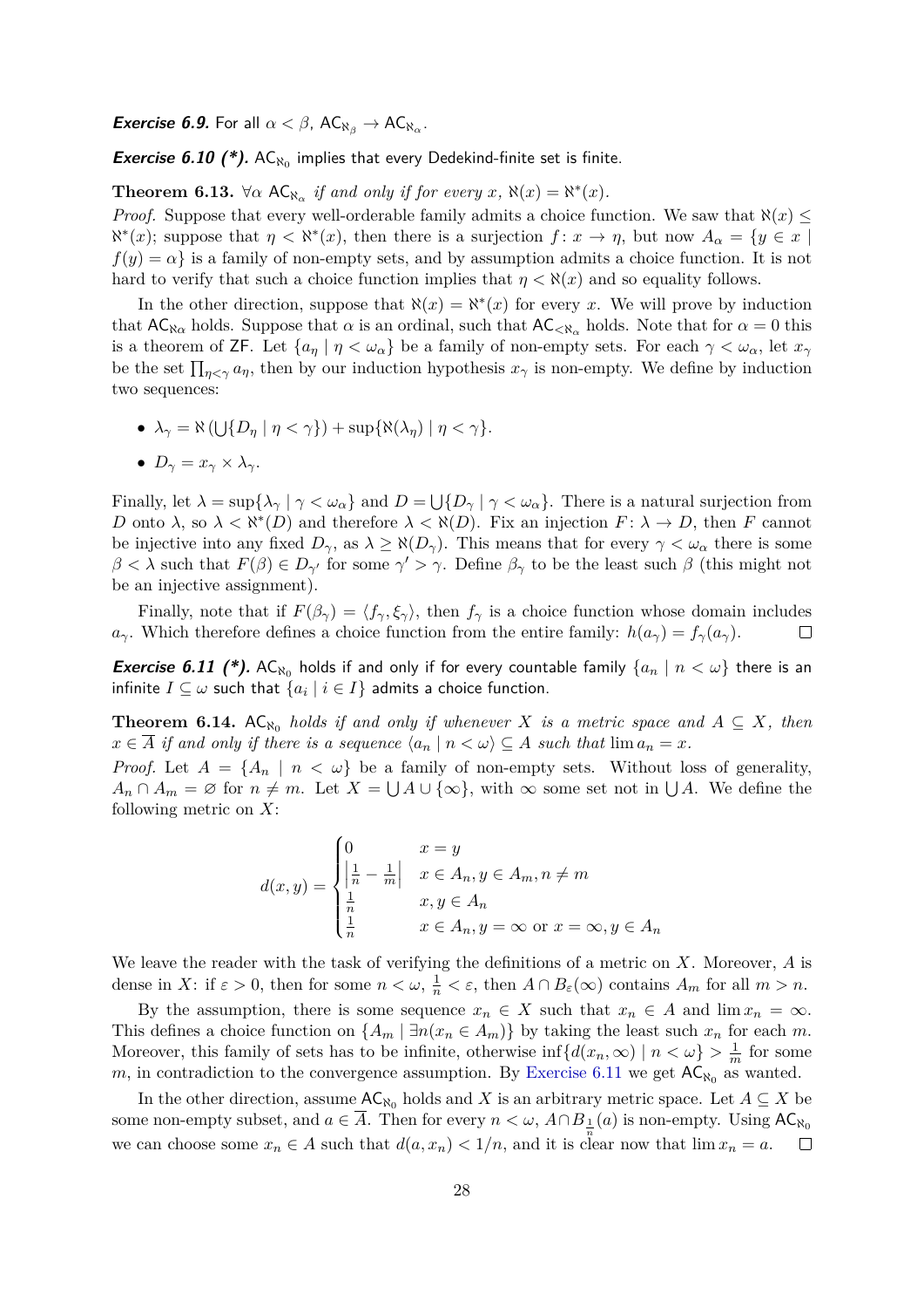***Exercise 6.9.*** For all $\alpha < \beta$, $\mathsf{AC}_{\aleph_\beta} \to \mathsf{AC}_{\aleph_\alpha}$.

***Exercise 6.10 (\*).*** $\mathsf{AC}_{\aleph_0}$ implies that every Dedekind-finite set is finite.

**Theorem 6.13.** *$\forall\alpha\ \mathsf{AC}_{\aleph_\alpha}$ if and only if for every $x$, $\aleph(x) = \aleph^*(x)$.*

*Proof.* Suppose that every well-orderable family admits a choice function. We saw that $\aleph(x) \leq \aleph^*(x)$; suppose that $\eta < \aleph^*(x)$, then there is a surjection $f : x \to \eta$, but now $A_\alpha = \{y \in x \mid f(y) = \alpha\}$ is a family of non-empty sets, and by assumption admits a choice function. It is not hard to verify that such a choice function implies that $\eta < \aleph(x)$ and so equality follows.

In the other direction, suppose that $\aleph(x) = \aleph^*(x)$ for every $x$. We will prove by induction that $\mathsf{AC}_{\aleph\alpha}$ holds. Suppose that $\alpha$ is an ordinal, such that $\mathsf{AC}_{<\aleph_\alpha}$ holds. Note that for $\alpha = 0$ this is a theorem of $\mathsf{ZF}$. Let $\{a_\eta \mid \eta < \omega_\alpha\}$ be a family of non-empty sets. For each $\gamma < \omega_\alpha$, let $x_\gamma$ be the set $\prod_{\eta<\gamma} a_\eta$, then by our induction hypothesis $x_\gamma$ is non-empty. We define by induction two sequences:

- $\lambda_\gamma = \aleph\left(\bigcup\{D_\eta \mid \eta < \gamma\}\right) + \sup\{\aleph(\lambda_\eta) \mid \eta < \gamma\}$.
- $D_\gamma = x_\gamma \times \lambda_\gamma$.

Finally, let $\lambda = \sup\{\lambda_\gamma \mid \gamma < \omega_\alpha\}$ and $D = \bigcup\{D_\gamma \mid \gamma < \omega_\alpha\}$. There is a natural surjection from $D$ onto $\lambda$, so $\lambda < \aleph^*(D)$ and therefore $\lambda < \aleph(D)$. Fix an injection $F : \lambda \to D$, then $F$ cannot be injective into any fixed $D_\gamma$, as $\lambda \geq \aleph(D_\gamma)$. This means that for every $\gamma < \omega_\alpha$ there is some $\beta < \lambda$ such that $F(\beta) \in D_{\gamma'}$ for some $\gamma' > \gamma$. Define $\beta_\gamma$ to be the least such $\beta$ (this might not be an injective assignment).

Finally, note that if $F(\beta_\gamma) = \langle f_\gamma, \xi_\gamma\rangle$, then $f_\gamma$ is a choice function whose domain includes $a_\gamma$. Which therefore defines a choice function from the entire family: $h(a_\gamma) = f_\gamma(a_\gamma)$. ☐

***Exercise 6.11 (\*).*** $\mathsf{AC}_{\aleph_0}$ holds if and only if for every countable family $\{a_n \mid n < \omega\}$ there is an infinite $I \subseteq \omega$ such that $\{a_i \mid i \in I\}$ admits a choice function.

**Theorem 6.14.** *$\mathsf{AC}_{\aleph_0}$ holds if and only if whenever $X$ is a metric space and $A \subseteq X$, then $x \in \overline{A}$ if and only if there is a sequence $\langle a_n \mid n < \omega\rangle \subseteq A$ such that $\lim a_n = x$.*

*Proof.* Let $A = \{A_n \mid n < \omega\}$ be a family of non-empty sets. Without loss of generality, $A_n \cap A_m = \varnothing$ for $n \neq m$. Let $X = \bigcup A \cup \{\infty\}$, with $\infty$ some set not in $\bigcup A$. We define the following metric on $X$:

$$d(x,y) = \begin{cases} 0 & x = y \\ \left|\frac{1}{n} - \frac{1}{m}\right| & x \in A_n, y \in A_m, n \neq m \\ \frac{1}{n} & x, y \in A_n \\ \frac{1}{n} & x \in A_n, y = \infty \text{ or } x = \infty, y \in A_n \end{cases}$$

We leave the reader with the task of verifying the definitions of a metric on $X$. Moreover, $A$ is dense in $X$: if $\varepsilon > 0$, then for some $n < \omega$, $\frac{1}{n} < \varepsilon$, then $A \cap B_\varepsilon(\infty)$ contains $A_m$ for all $m > n$.

By the assumption, there is some sequence $x_n \in X$ such that $x_n \in A$ and $\lim x_n = \infty$. This defines a choice function on $\{A_m \mid \exists n(x_n \in A_m)\}$ by taking the least such $x_n$ for each $m$. Moreover, this family of sets has to be infinite, otherwise $\inf\{d(x_n, \infty) \mid n < \omega\} > \frac{1}{m}$ for some $m$, in contradiction to the convergence assumption. By Exercise 6.11 we get $\mathsf{AC}_{\aleph_0}$ as wanted.

In the other direction, assume $\mathsf{AC}_{\aleph_0}$ holds and $X$ is an arbitrary metric space. Let $A \subseteq X$ be some non-empty subset, and $a \in \overline{A}$. Then for every $n < \omega$, $A \cap B_{\frac{1}{n}}(a)$ is non-empty. Using $\mathsf{AC}_{\aleph_0}$ we can choose some $x_n \in A$ such that $d(a, x_n) < 1/n$, and it is clear now that $\lim x_n = a$. ☐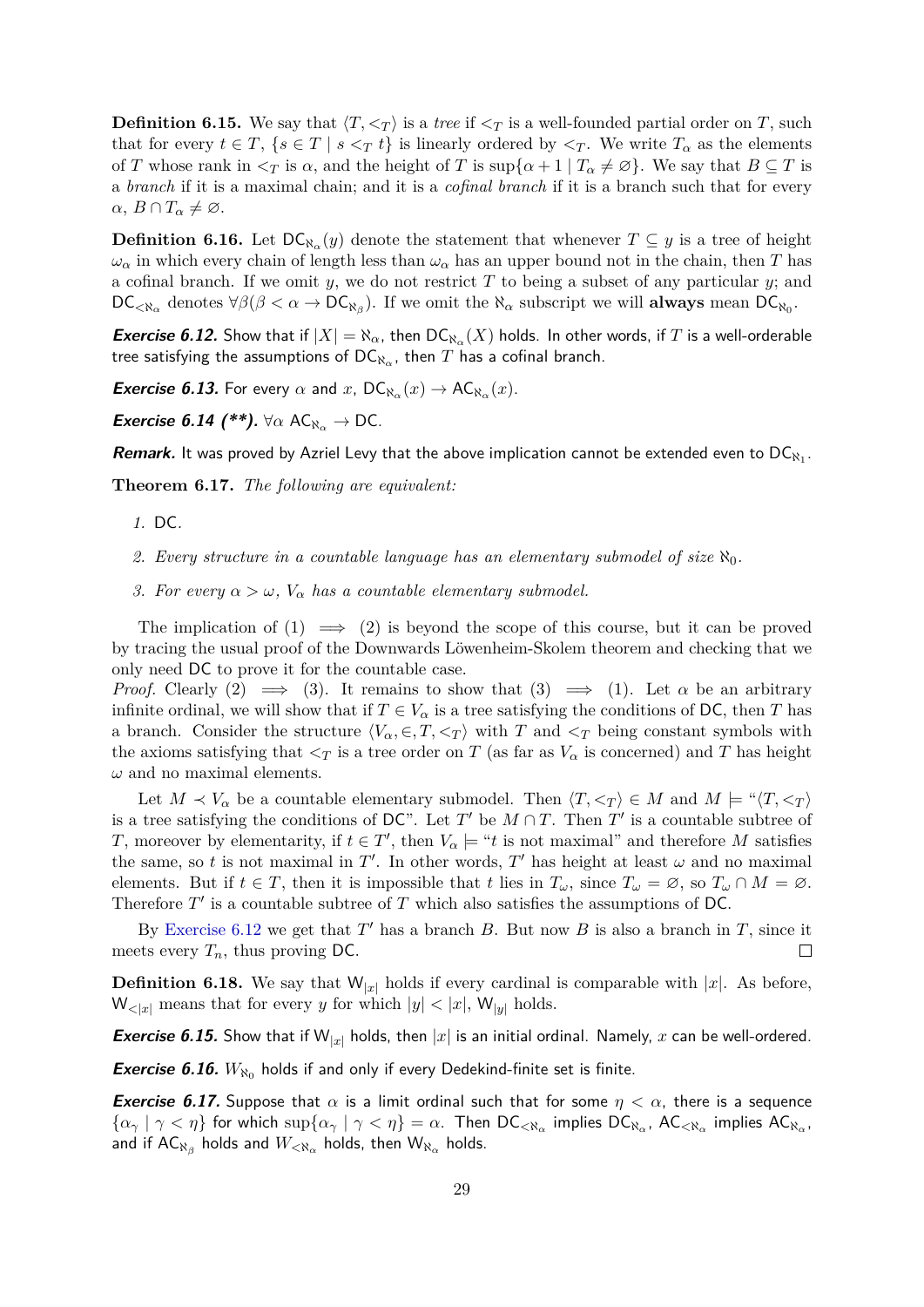**Definition 6.15.** We say that $\langle T, <_T\rangle$ is a *tree* if $<_T$ is a well-founded partial order on $T$, such that for every $t \in T$, $\{s \in T \mid s <_T t\}$ is linearly ordered by $<_T$. We write $T_\alpha$ as the elements of $T$ whose rank in $<_T$ is $\alpha$, and the height of $T$ is $\sup\{\alpha + 1 \mid T_\alpha \neq \varnothing\}$. We say that $B \subseteq T$ is a *branch* if it is a maximal chain; and it is a *cofinal branch* if it is a branch such that for every $\alpha$, $B \cap T_\alpha \neq \varnothing$.

**Definition 6.16.** Let $\mathsf{DC}_{\aleph_\alpha}(y)$ denote the statement that whenever $T \subseteq y$ is a tree of height $\omega_\alpha$ in which every chain of length less than $\omega_\alpha$ has an upper bound not in the chain, then $T$ has a cofinal branch. If we omit $y$, we do not restrict $T$ to being a subset of any particular $y$; and $\mathsf{DC}_{<\aleph_\alpha}$ denotes $\forall\beta(\beta < \alpha \rightarrow \mathsf{DC}_{\aleph_\beta})$. If we omit the $\aleph_\alpha$ subscript we will **always** mean $\mathsf{DC}_{\aleph_0}$.

***Exercise 6.12.*** Show that if $|X| = \aleph_\alpha$, then $\mathsf{DC}_{\aleph_\alpha}(X)$ holds. In other words, if $T$ is a well-orderable tree satisfying the assumptions of $\mathsf{DC}_{\aleph_\alpha}$, then $T$ has a cofinal branch.

***Exercise 6.13.*** For every $\alpha$ and $x$, $\mathsf{DC}_{\aleph_\alpha}(x) \rightarrow \mathsf{AC}_{\aleph_\alpha}(x)$.

***Exercise 6.14 (\*\*).*** $\forall\alpha\ \mathsf{AC}_{\aleph_\alpha} \rightarrow \mathsf{DC}$.

***Remark.*** It was proved by Azriel Levy that the above implication cannot be extended even to $\mathsf{DC}_{\aleph_1}$.

**Theorem 6.17.** *The following are equivalent:*

1. $\mathsf{DC}$.
2. *Every structure in a countable language has an elementary submodel of size* $\aleph_0$.
3. *For every* $\alpha > \omega$, $V_\alpha$ *has a countable elementary submodel.*

The implication of (1) $\implies$ (2) is beyond the scope of this course, but it can be proved by tracing the usual proof of the Downwards Löwenheim-Skolem theorem and checking that we only need $\mathsf{DC}$ to prove it for the countable case.

*Proof.* Clearly (2) $\implies$ (3). It remains to show that (3) $\implies$ (1). Let $\alpha$ be an arbitrary infinite ordinal, we will show that if $T \in V_\alpha$ is a tree satisfying the conditions of $\mathsf{DC}$, then $T$ has a branch. Consider the structure $\langle V_\alpha, \in, T, <_T\rangle$ with $T$ and $<_T$ being constant symbols with the axioms satisfying that $<_T$ is a tree order on $T$ (as far as $V_\alpha$ is concerned) and $T$ has height $\omega$ and no maximal elements.

Let $M \prec V_\alpha$ be a countable elementary submodel. Then $\langle T, <_T\rangle \in M$ and $M \models$ "$\langle T, <_T\rangle$ is a tree satisfying the conditions of $\mathsf{DC}$". Let $T'$ be $M \cap T$. Then $T'$ is a countable subtree of $T$, moreover by elementarity, if $t \in T'$, then $V_\alpha \models$ "$t$ is not maximal" and therefore $M$ satisfies the same, so $t$ is not maximal in $T'$. In other words, $T'$ has height at least $\omega$ and no maximal elements. But if $t \in T$, then it is impossible that $t$ lies in $T_\omega$, since $T_\omega = \varnothing$, so $T_\omega \cap M = \varnothing$. Therefore $T'$ is a countable subtree of $T$ which also satisfies the assumptions of $\mathsf{DC}$.

By Exercise 6.12 we get that $T'$ has a branch $B$. But now $B$ is also a branch in $T$, since it meets every $T_n$, thus proving $\mathsf{DC}$. $\square$

**Definition 6.18.** We say that $\mathsf{W}_{|x|}$ holds if every cardinal is comparable with $|x|$. As before, $\mathsf{W}_{<|x|}$ means that for every $y$ for which $|y| < |x|$, $\mathsf{W}_{|y|}$ holds.

***Exercise 6.15.*** Show that if $\mathsf{W}_{|x|}$ holds, then $|x|$ is an initial ordinal. Namely, $x$ can be well-ordered.

***Exercise 6.16.*** $W_{\aleph_0}$ holds if and only if every Dedekind-finite set is finite.

***Exercise 6.17.*** Suppose that $\alpha$ is a limit ordinal such that for some $\eta < \alpha$, there is a sequence $\{\alpha_\gamma \mid \gamma < \eta\}$ for which $\sup\{\alpha_\gamma \mid \gamma < \eta\} = \alpha$. Then $\mathsf{DC}_{<\aleph_\alpha}$ implies $\mathsf{DC}_{\aleph_\alpha}$, $\mathsf{AC}_{<\aleph_\alpha}$ implies $\mathsf{AC}_{\aleph_\alpha}$, and if $\mathsf{AC}_{\aleph_\beta}$ holds and $W_{<\aleph_\alpha}$ holds, then $\mathsf{W}_{\aleph_\alpha}$ holds.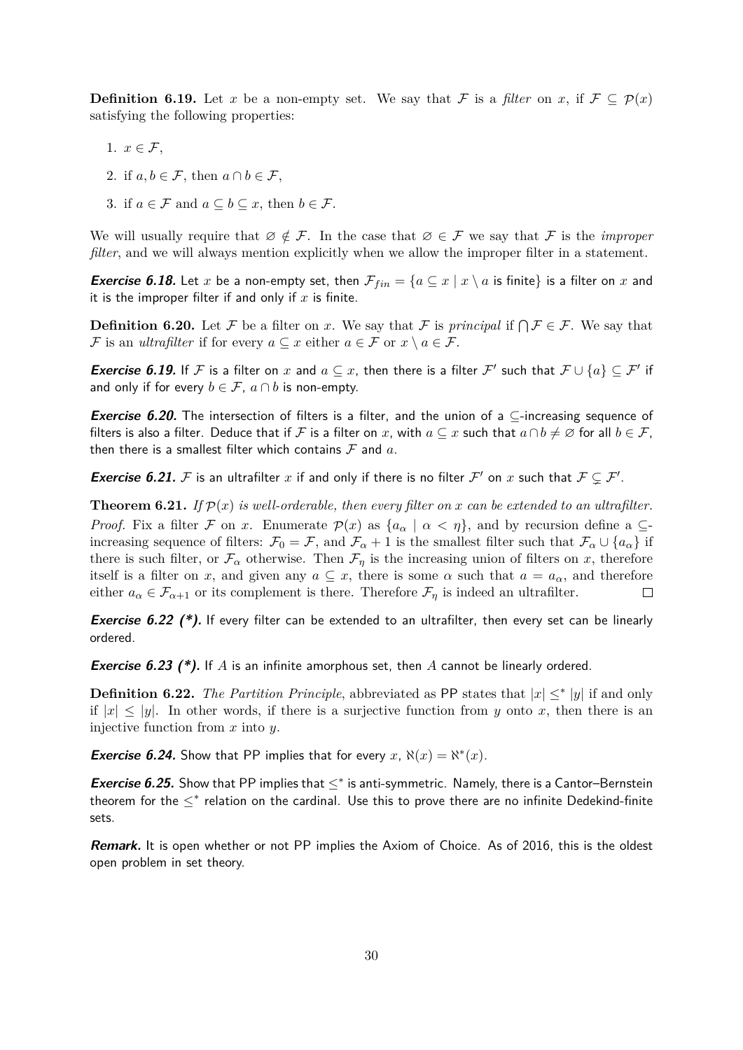**Definition 6.19.** Let $x$ be a non-empty set. We say that $\mathcal{F}$ is a *filter* on $x$, if $\mathcal{F} \subseteq \mathcal{P}(x)$ satisfying the following properties:

1. $x \in \mathcal{F}$,
2. if $a, b \in \mathcal{F}$, then $a \cap b \in \mathcal{F}$,
3. if $a \in \mathcal{F}$ and $a \subseteq b \subseteq x$, then $b \in \mathcal{F}$.

We will usually require that $\varnothing \notin \mathcal{F}$. In the case that $\varnothing \in \mathcal{F}$ we say that $\mathcal{F}$ is the *improper filter*, and we will always mention explicitly when we allow the improper filter in a statement.

***Exercise 6.18.*** Let $x$ be a non-empty set, then $\mathcal{F}_{fin} = \{a \subseteq x \mid x \setminus a \text{ is finite}\}$ is a filter on $x$ and it is the improper filter if and only if $x$ is finite.

**Definition 6.20.** Let $\mathcal{F}$ be a filter on $x$. We say that $\mathcal{F}$ is *principal* if $\bigcap \mathcal{F} \in \mathcal{F}$. We say that $\mathcal{F}$ is an *ultrafilter* if for every $a \subseteq x$ either $a \in \mathcal{F}$ or $x \setminus a \in \mathcal{F}$.

***Exercise 6.19.*** If $\mathcal{F}$ is a filter on $x$ and $a \subseteq x$, then there is a filter $\mathcal{F}'$ such that $\mathcal{F} \cup \{a\} \subseteq \mathcal{F}'$ if and only if for every $b \in \mathcal{F}$, $a \cap b$ is non-empty.

***Exercise 6.20.*** The intersection of filters is a filter, and the union of a $\subseteq$-increasing sequence of filters is also a filter. Deduce that if $\mathcal{F}$ is a filter on $x$, with $a \subseteq x$ such that $a \cap b \neq \varnothing$ for all $b \in \mathcal{F}$, then there is a smallest filter which contains $\mathcal{F}$ and $a$.

***Exercise 6.21.*** $\mathcal{F}$ is an ultrafilter $x$ if and only if there is no filter $\mathcal{F}'$ on $x$ such that $\mathcal{F} \subsetneq \mathcal{F}'$.

**Theorem 6.21.** *If $\mathcal{P}(x)$ is well-orderable, then every filter on $x$ can be extended to an ultrafilter.*

*Proof.* Fix a filter $\mathcal{F}$ on $x$. Enumerate $\mathcal{P}(x)$ as $\{a_\alpha \mid \alpha < \eta\}$, and by recursion define a $\subseteq$-increasing sequence of filters: $\mathcal{F}_0 = \mathcal{F}$, and $\mathcal{F}_\alpha + 1$ is the smallest filter such that $\mathcal{F}_\alpha \cup \{a_\alpha\}$ if there is such filter, or $\mathcal{F}_\alpha$ otherwise. Then $\mathcal{F}_\eta$ is the increasing union of filters on $x$, therefore itself is a filter on $x$, and given any $a \subseteq x$, there is some $\alpha$ such that $a = a_\alpha$, and therefore either $a_\alpha \in \mathcal{F}_{\alpha+1}$ or its complement is there. Therefore $\mathcal{F}_\eta$ is indeed an ultrafilter. $\square$

***Exercise 6.22 (\*).*** If every filter can be extended to an ultrafilter, then every set can be linearly ordered.

***Exercise 6.23 (\*).*** If $A$ is an infinite amorphous set, then $A$ cannot be linearly ordered.

**Definition 6.22.** *The Partition Principle*, abbreviated as PP states that $|x| \leq^* |y|$ if and only if $|x| \leq |y|$. In other words, if there is a surjective function from $y$ onto $x$, then there is an injective function from $x$ into $y$.

***Exercise 6.24.*** Show that PP implies that for every $x$, $\aleph(x) = \aleph^*(x)$.

***Exercise 6.25.*** Show that PP implies that $\leq^*$ is anti-symmetric. Namely, there is a Cantor–Bernstein theorem for the $\leq^*$ relation on the cardinal. Use this to prove there are no infinite Dedekind-finite sets.

***Remark.*** It is open whether or not PP implies the Axiom of Choice. As of 2016, this is the oldest open problem in set theory.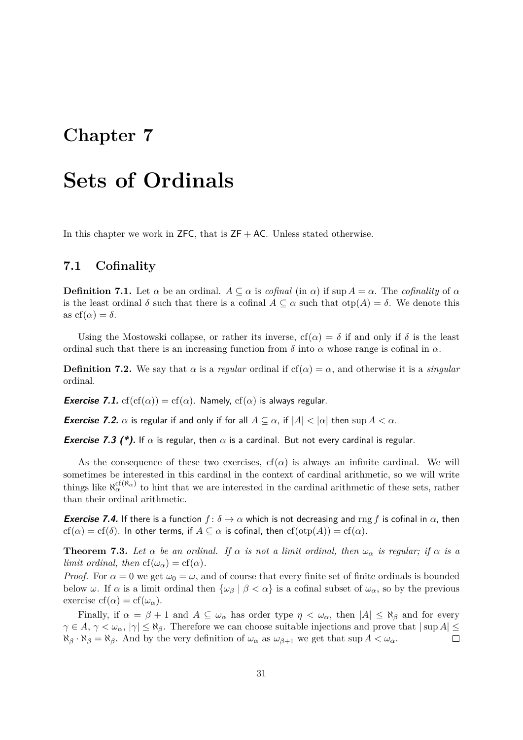# Chapter 7

# Sets of Ordinals

In this chapter we work in ZFC, that is ZF + AC. Unless stated otherwise.

## 7.1 Cofinality

**Definition 7.1.** Let $\alpha$ be an ordinal. $A \subseteq \alpha$ is *cofinal* (in $\alpha$) if $\sup A = \alpha$. The *cofinality* of $\alpha$ is the least ordinal $\delta$ such that there is a cofinal $A \subseteq \alpha$ such that $\operatorname{otp}(A) = \delta$. We denote this as $\operatorname{cf}(\alpha) = \delta$.

Using the Mostowski collapse, or rather its inverse, $\operatorname{cf}(\alpha) = \delta$ if and only if $\delta$ is the least ordinal such that there is an increasing function from $\delta$ into $\alpha$ whose range is cofinal in $\alpha$.

**Definition 7.2.** We say that $\alpha$ is a *regular* ordinal if $\operatorname{cf}(\alpha) = \alpha$, and otherwise it is a *singular* ordinal.

***Exercise 7.1.*** $\operatorname{cf}(\operatorname{cf}(\alpha)) = \operatorname{cf}(\alpha)$. Namely, $\operatorname{cf}(\alpha)$ is always regular.

***Exercise 7.2.*** $\alpha$ is regular if and only if for all $A \subseteq \alpha$, if $|A| < |\alpha|$ then $\sup A < \alpha$.

***Exercise 7.3 (\*).*** If $\alpha$ is regular, then $\alpha$ is a cardinal. But not every cardinal is regular.

As the consequence of these two exercises, $\operatorname{cf}(\alpha)$ is always an infinite cardinal. We will sometimes be interested in this cardinal in the context of cardinal arithmetic, so we will write things like $\aleph_\alpha^{\operatorname{cf}(\aleph_\alpha)}$ to hint that we are interested in the cardinal arithmetic of these sets, rather than their ordinal arithmetic.

***Exercise 7.4.*** If there is a function $f\colon \delta \to \alpha$ which is not decreasing and $\operatorname{rng} f$ is cofinal in $\alpha$, then $\operatorname{cf}(\alpha) = \operatorname{cf}(\delta)$. In other terms, if $A \subseteq \alpha$ is cofinal, then $\operatorname{cf}(\operatorname{otp}(A)) = \operatorname{cf}(\alpha)$.

**Theorem 7.3.** *Let $\alpha$ be an ordinal. If $\alpha$ is not a limit ordinal, then $\omega_\alpha$ is regular; if $\alpha$ is a limit ordinal, then $\operatorname{cf}(\omega_\alpha) = \operatorname{cf}(\alpha)$.*

*Proof.* For $\alpha = 0$ we get $\omega_0 = \omega$, and of course that every finite set of finite ordinals is bounded below $\omega$. If $\alpha$ is a limit ordinal then $\{\omega_\beta \mid \beta < \alpha\}$ is a cofinal subset of $\omega_\alpha$, so by the previous exercise $\operatorname{cf}(\alpha) = \operatorname{cf}(\omega_\alpha)$.

Finally, if $\alpha = \beta + 1$ and $A \subseteq \omega_\alpha$ has order type $\eta < \omega_\alpha$, then $|A| \leq \aleph_\beta$ and for every $\gamma \in A$, $\gamma < \omega_\alpha$, $|\gamma| \leq \aleph_\beta$. Therefore we can choose suitable injections and prove that $|\sup A| \leq \aleph_\beta \cdot \aleph_\beta = \aleph_\beta$. And by the very definition of $\omega_\alpha$ as $\omega_{\beta+1}$ we get that $\sup A < \omega_\alpha$. □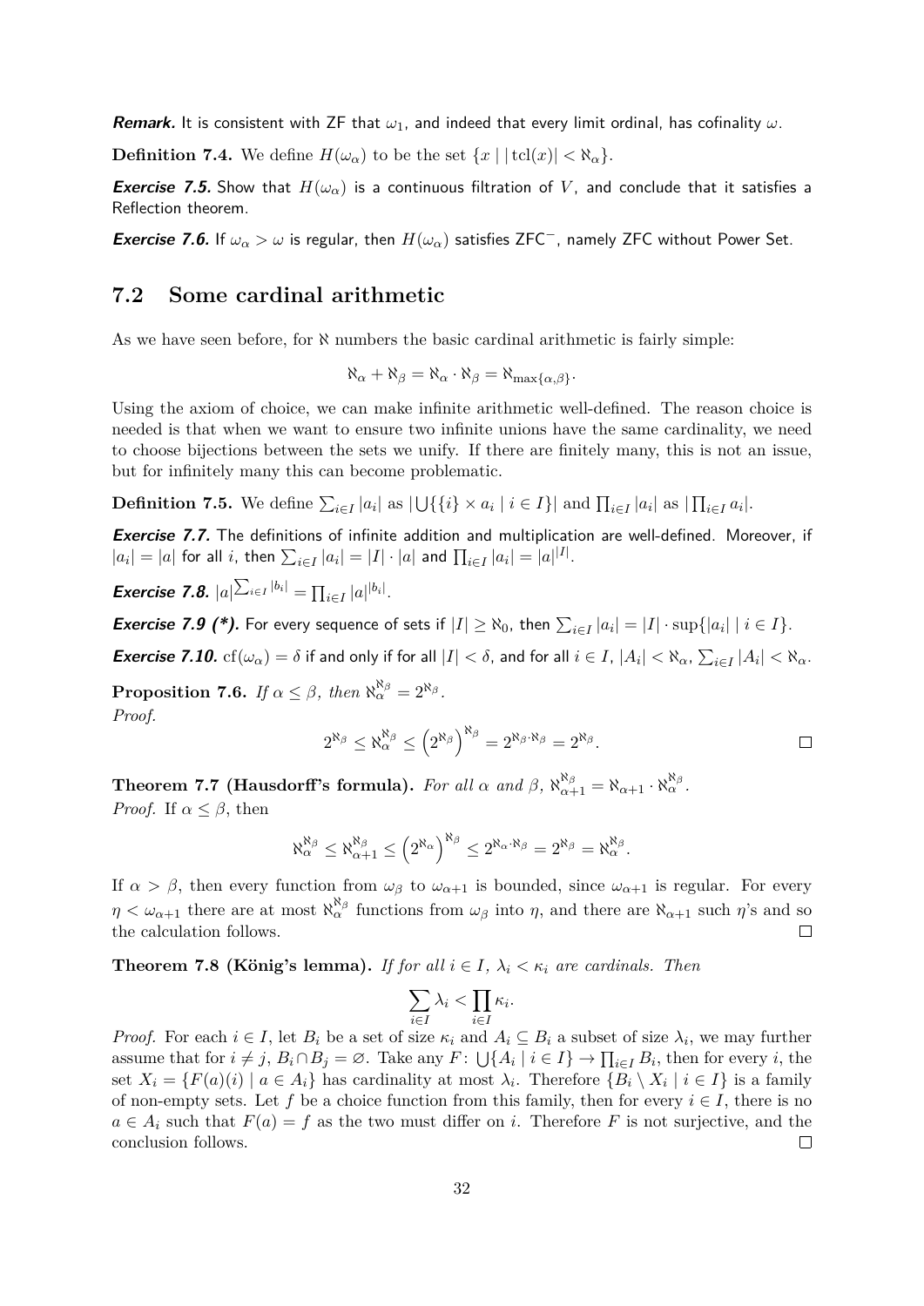***Remark.*** It is consistent with ZF that $\omega_1$, and indeed that every limit ordinal, has cofinality $\omega$.

**Definition 7.4.** We define $H(\omega_\alpha)$ to be the set $\{x \mid |\operatorname{tcl}(x)| < \aleph_\alpha\}$.

***Exercise 7.5.*** Show that $H(\omega_\alpha)$ is a continuous filtration of $V$, and conclude that it satisfies a Reflection theorem.

***Exercise 7.6.*** If $\omega_\alpha > \omega$ is regular, then $H(\omega_\alpha)$ satisfies ZFC$^-$, namely ZFC without Power Set.

## 7.2 Some cardinal arithmetic

As we have seen before, for $\aleph$ numbers the basic cardinal arithmetic is fairly simple:

$$\aleph_\alpha + \aleph_\beta = \aleph_\alpha \cdot \aleph_\beta = \aleph_{\max\{\alpha,\beta\}}.$$

Using the axiom of choice, we can make infinite arithmetic well-defined. The reason choice is needed is that when we want to ensure two infinite unions have the same cardinality, we need to choose bijections between the sets we unify. If there are finitely many, this is not an issue, but for infinitely many this can become problematic.

**Definition 7.5.** We define $\sum_{i\in I} |a_i|$ as $|\bigcup\{\{i\} \times a_i \mid i \in I\}|$ and $\prod_{i\in I} |a_i|$ as $|\prod_{i\in I} a_i|$.

***Exercise 7.7.*** The definitions of infinite addition and multiplication are well-defined. Moreover, if $|a_i| = |a|$ for all $i$, then $\sum_{i\in I} |a_i| = |I| \cdot |a|$ and $\prod_{i\in I} |a_i| = |a|^{|I|}$.

***Exercise 7.8.*** $|a|^{\sum_{i\in I} |b_i|} = \prod_{i\in I} |a|^{|b_i|}$.

***Exercise 7.9 (\*).*** For every sequence of sets if $|I| \geq \aleph_0$, then $\sum_{i\in I} |a_i| = |I| \cdot \sup\{|a_i| \mid i \in I\}$.

***Exercise 7.10.*** $\operatorname{cf}(\omega_\alpha) = \delta$ if and only if for all $|I| < \delta$, and for all $i \in I$, $|A_i| < \aleph_\alpha$, $\sum_{i\in I} |A_i| < \aleph_\alpha$.

**Proposition 7.6.** *If $\alpha \leq \beta$, then $\aleph_\alpha^{\aleph_\beta} = 2^{\aleph_\beta}$.*

*Proof.*

$$2^{\aleph_\beta} \leq \aleph_\alpha^{\aleph_\beta} \leq \left(2^{\aleph_\beta}\right)^{\aleph_\beta} = 2^{\aleph_\beta \cdot \aleph_\beta} = 2^{\aleph_\beta}.$$

∎

**Theorem 7.7 (Hausdorff's formula).** *For all $\alpha$ and $\beta$, $\aleph_{\alpha+1}^{\aleph_\beta} = \aleph_{\alpha+1} \cdot \aleph_\alpha^{\aleph_\beta}$.*

*Proof.* If $\alpha \leq \beta$, then

$$\aleph_\alpha^{\aleph_\beta} \leq \aleph_{\alpha+1}^{\aleph_\beta} \leq \left(2^{\aleph_\alpha}\right)^{\aleph_\beta} \leq 2^{\aleph_\alpha \cdot \aleph_\beta} = 2^{\aleph_\beta} = \aleph_\alpha^{\aleph_\beta}.$$

If $\alpha > \beta$, then every function from $\omega_\beta$ to $\omega_{\alpha+1}$ is bounded, since $\omega_{\alpha+1}$ is regular. For every $\eta < \omega_{\alpha+1}$ there are at most $\aleph_\alpha^{\aleph_\beta}$ functions from $\omega_\beta$ into $\eta$, and there are $\aleph_{\alpha+1}$ such $\eta$'s and so the calculation follows. ∎

**Theorem 7.8 (König's lemma).** *If for all $i \in I$, $\lambda_i < \kappa_i$ are cardinals. Then*

$$\sum_{i\in I} \lambda_i < \prod_{i\in I} \kappa_i.$$

*Proof.* For each $i \in I$, let $B_i$ be a set of size $\kappa_i$ and $A_i \subseteq B_i$ a subset of size $\lambda_i$, we may further assume that for $i \neq j$, $B_i \cap B_j = \varnothing$. Take any $F \colon \bigcup\{A_i \mid i \in I\} \to \prod_{i\in I} B_i$, then for every $i$, the set $X_i = \{F(a)(i) \mid a \in A_i\}$ has cardinality at most $\lambda_i$. Therefore $\{B_i \setminus X_i \mid i \in I\}$ is a family of non-empty sets. Let $f$ be a choice function from this family, then for every $i \in I$, there is no $a \in A_i$ such that $F(a) = f$ as the two must differ on $i$. Therefore $F$ is not surjective, and the conclusion follows. ∎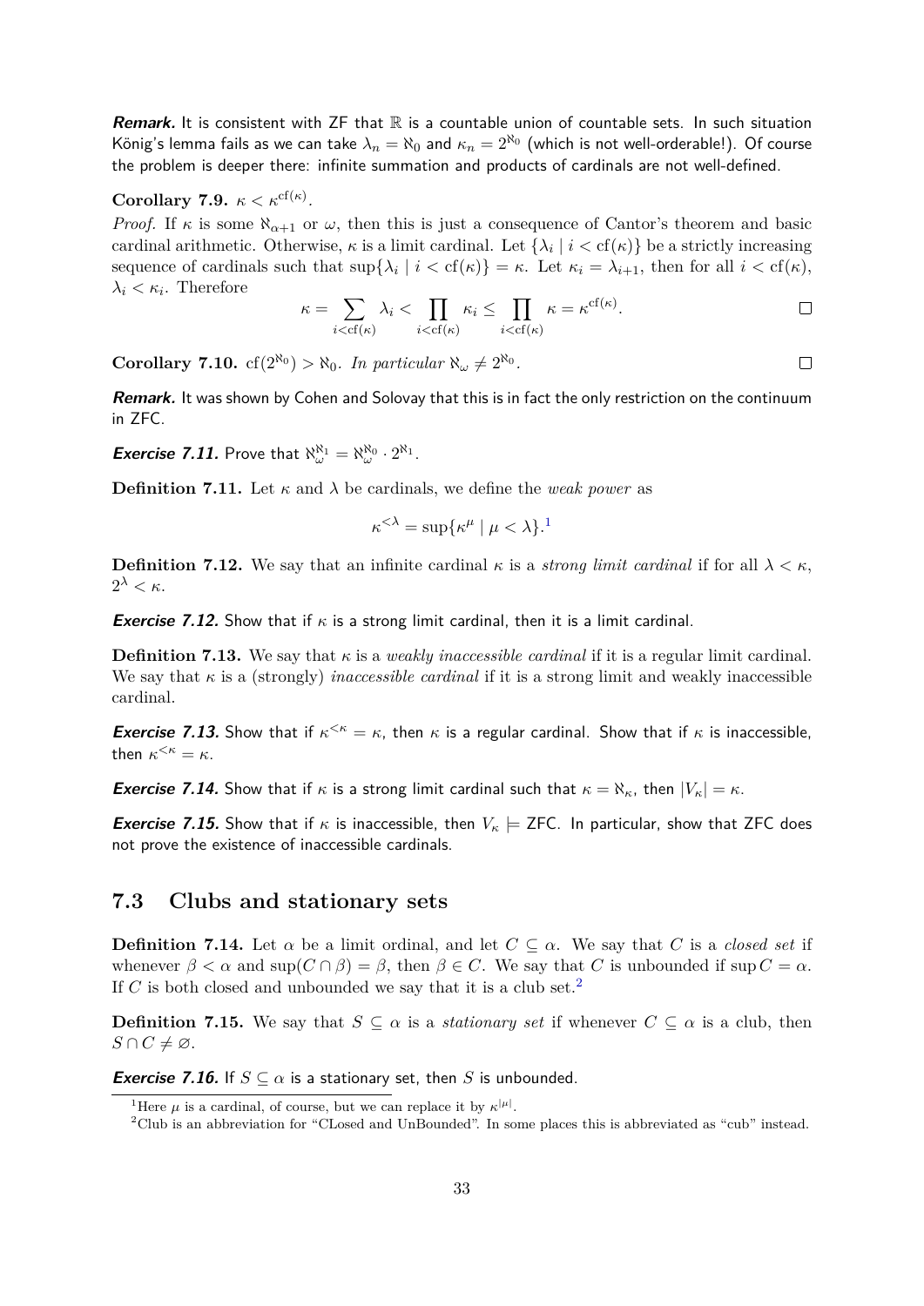***Remark.*** It is consistent with ZF that $\mathbb{R}$ is a countable union of countable sets. In such situation König's lemma fails as we can take $\lambda_n = \aleph_0$ and $\kappa_n = 2^{\aleph_0}$ (which is not well-orderable!). Of course the problem is deeper there: infinite summation and products of cardinals are not well-defined.

**Corollary 7.9.** $\kappa < \kappa^{\mathrm{cf}(\kappa)}$.

*Proof.* If $\kappa$ is some $\aleph_{\alpha+1}$ or $\omega$, then this is just a consequence of Cantor's theorem and basic cardinal arithmetic. Otherwise, $\kappa$ is a limit cardinal. Let $\{\lambda_i \mid i < \mathrm{cf}(\kappa)\}$ be a strictly increasing sequence of cardinals such that $\sup\{\lambda_i \mid i < \mathrm{cf}(\kappa)\} = \kappa$. Let $\kappa_i = \lambda_{i+1}$, then for all $i < \mathrm{cf}(\kappa)$, $\lambda_i < \kappa_i$. Therefore

$$\kappa = \sum_{i<\mathrm{cf}(\kappa)} \lambda_i < \prod_{i<\mathrm{cf}(\kappa)} \kappa_i \leq \prod_{i<\mathrm{cf}(\kappa)} \kappa = \kappa^{\mathrm{cf}(\kappa)}.$$

□

**Corollary 7.10.** $\mathrm{cf}(2^{\aleph_0}) > \aleph_0$. *In particular* $\aleph_\omega \neq 2^{\aleph_0}$. □

***Remark.*** It was shown by Cohen and Solovay that this is in fact the only restriction on the continuum in ZFC.

***Exercise 7.11.*** Prove that $\aleph_\omega^{\aleph_1} = \aleph_\omega^{\aleph_0} \cdot 2^{\aleph_1}$.

**Definition 7.11.** Let $\kappa$ and $\lambda$ be cardinals, we define the *weak power* as

$$\kappa^{<\lambda} = \sup\{\kappa^\mu \mid \mu < \lambda\}.[1]$$

**Definition 7.12.** We say that an infinite cardinal $\kappa$ is a *strong limit cardinal* if for all $\lambda < \kappa$, $2^\lambda < \kappa$.

***Exercise 7.12.*** Show that if $\kappa$ is a strong limit cardinal, then it is a limit cardinal.

**Definition 7.13.** We say that $\kappa$ is a *weakly inaccessible cardinal* if it is a regular limit cardinal. We say that $\kappa$ is a (strongly) *inaccessible cardinal* if it is a strong limit and weakly inaccessible cardinal.

***Exercise 7.13.*** Show that if $\kappa^{<\kappa} = \kappa$, then $\kappa$ is a regular cardinal. Show that if $\kappa$ is inaccessible, then $\kappa^{<\kappa} = \kappa$.

***Exercise 7.14.*** Show that if $\kappa$ is a strong limit cardinal such that $\kappa = \aleph_\kappa$, then $|V_\kappa| = \kappa$.

***Exercise 7.15.*** Show that if $\kappa$ is inaccessible, then $V_\kappa \models$ ZFC. In particular, show that ZFC does not prove the existence of inaccessible cardinals.

## 7.3 Clubs and stationary sets

**Definition 7.14.** Let $\alpha$ be a limit ordinal, and let $C \subseteq \alpha$. We say that $C$ is a *closed set* if whenever $\beta < \alpha$ and $\sup(C \cap \beta) = \beta$, then $\beta \in C$. We say that $C$ is unbounded if $\sup C = \alpha$. If $C$ is both closed and unbounded we say that it is a club set.[2]

**Definition 7.15.** We say that $S \subseteq \alpha$ is a *stationary set* if whenever $C \subseteq \alpha$ is a club, then $S \cap C \neq \varnothing$.

***Exercise 7.16.*** If $S \subseteq \alpha$ is a stationary set, then $S$ is unbounded.

[1] Here $\mu$ is a cardinal, of course, but we can replace it by $\kappa^{|\mu|}$.

[2] Club is an abbreviation for "CLosed and UnBounded". In some places this is abbreviated as "cub" instead.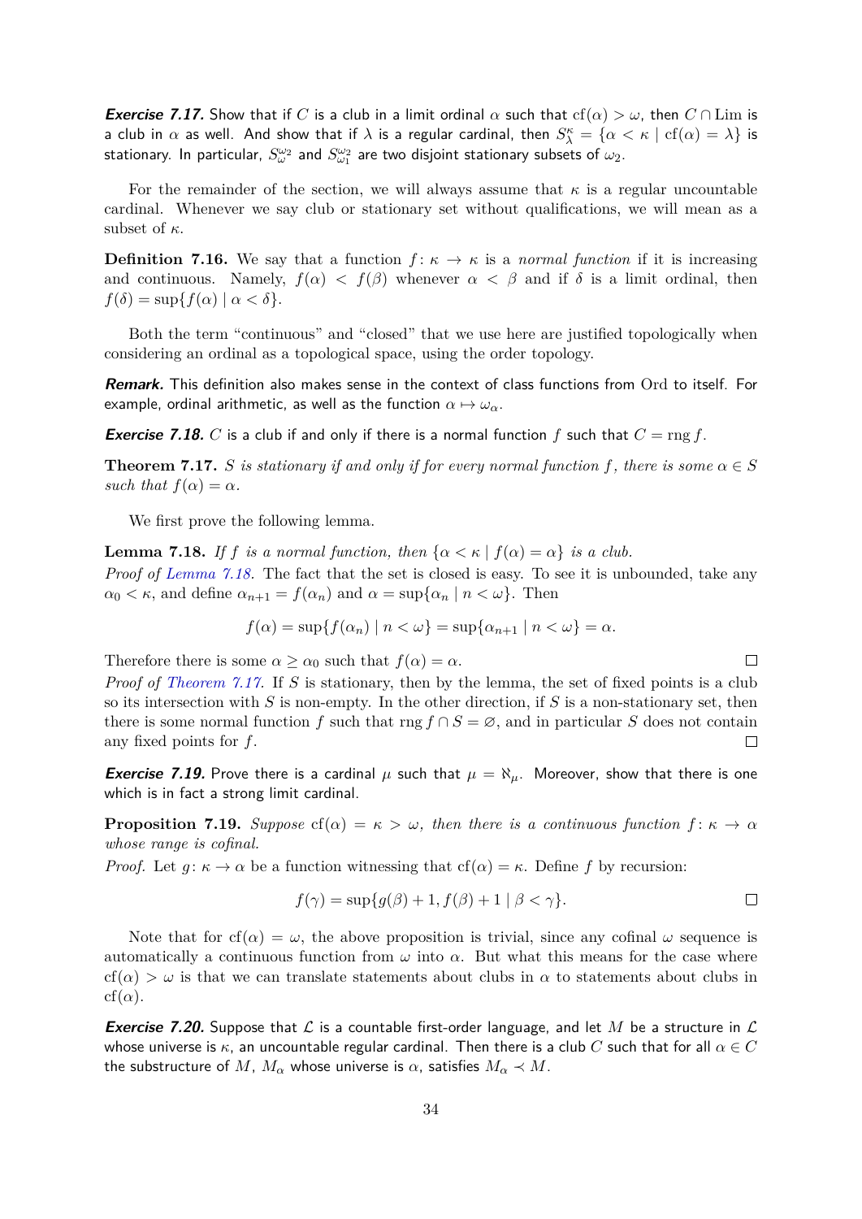***Exercise 7.17.*** Show that if $C$ is a club in a limit ordinal $\alpha$ such that $\operatorname{cf}(\alpha) > \omega$, then $C \cap \mathrm{Lim}$ is a club in $\alpha$ as well. And show that if $\lambda$ is a regular cardinal, then $S^\kappa_\lambda = \{\alpha < \kappa \mid \operatorname{cf}(\alpha) = \lambda\}$ is stationary. In particular, $S^{\omega_2}_\omega$ and $S^{\omega_2}_{\omega_1}$ are two disjoint stationary subsets of $\omega_2$.

For the remainder of the section, we will always assume that $\kappa$ is a regular uncountable cardinal. Whenever we say club or stationary set without qualifications, we will mean as a subset of $\kappa$.

**Definition 7.16.** We say that a function $f\colon \kappa \to \kappa$ is a *normal function* if it is increasing and continuous. Namely, $f(\alpha) < f(\beta)$ whenever $\alpha < \beta$ and if $\delta$ is a limit ordinal, then $f(\delta) = \sup\{f(\alpha) \mid \alpha < \delta\}$.

Both the term "continuous" and "closed" that we use here are justified topologically when considering an ordinal as a topological space, using the order topology.

***Remark.*** This definition also makes sense in the context of class functions from $\mathrm{Ord}$ to itself. For example, ordinal arithmetic, as well as the function $\alpha \mapsto \omega_\alpha$.

***Exercise 7.18.*** $C$ is a club if and only if there is a normal function $f$ such that $C = \operatorname{rng} f$.

**Theorem 7.17.** *$S$ is stationary if and only if for every normal function $f$, there is some $\alpha \in S$ such that $f(\alpha) = \alpha$.*

We first prove the following lemma.

**Lemma 7.18.** *If $f$ is a normal function, then $\{\alpha < \kappa \mid f(\alpha) = \alpha\}$ is a club.*

*Proof of Lemma 7.18.* The fact that the set is closed is easy. To see it is unbounded, take any $\alpha_0 < \kappa$, and define $\alpha_{n+1} = f(\alpha_n)$ and $\alpha = \sup\{\alpha_n \mid n < \omega\}$. Then

$$f(\alpha) = \sup\{f(\alpha_n) \mid n < \omega\} = \sup\{\alpha_{n+1} \mid n < \omega\} = \alpha.$$

Therefore there is some $\alpha \geq \alpha_0$ such that $f(\alpha) = \alpha$. $\square$

*Proof of Theorem 7.17.* If $S$ is stationary, then by the lemma, the set of fixed points is a club so its intersection with $S$ is non-empty. In the other direction, if $S$ is a non-stationary set, then there is some normal function $f$ such that $\operatorname{rng} f \cap S = \varnothing$, and in particular $S$ does not contain any fixed points for $f$. $\square$

***Exercise 7.19.*** Prove there is a cardinal $\mu$ such that $\mu = \aleph_\mu$. Moreover, show that there is one which is in fact a strong limit cardinal.

**Proposition 7.19.** *Suppose $\operatorname{cf}(\alpha) = \kappa > \omega$, then there is a continuous function $f\colon \kappa \to \alpha$ whose range is cofinal.*

*Proof.* Let $g\colon \kappa \to \alpha$ be a function witnessing that $\operatorname{cf}(\alpha) = \kappa$. Define $f$ by recursion:

$$f(\gamma) = \sup\{g(\beta) + 1, f(\beta) + 1 \mid \beta < \gamma\}.$$

$\square$

Note that for $\operatorname{cf}(\alpha) = \omega$, the above proposition is trivial, since any cofinal $\omega$ sequence is automatically a continuous function from $\omega$ into $\alpha$. But what this means for the case where $\operatorname{cf}(\alpha) > \omega$ is that we can translate statements about clubs in $\alpha$ to statements about clubs in $\operatorname{cf}(\alpha)$.

***Exercise 7.20.*** Suppose that $\mathcal{L}$ is a countable first-order language, and let $M$ be a structure in $\mathcal{L}$ whose universe is $\kappa$, an uncountable regular cardinal. Then there is a club $C$ such that for all $\alpha \in C$ the substructure of $M$, $M_\alpha$ whose universe is $\alpha$, satisfies $M_\alpha \prec M$.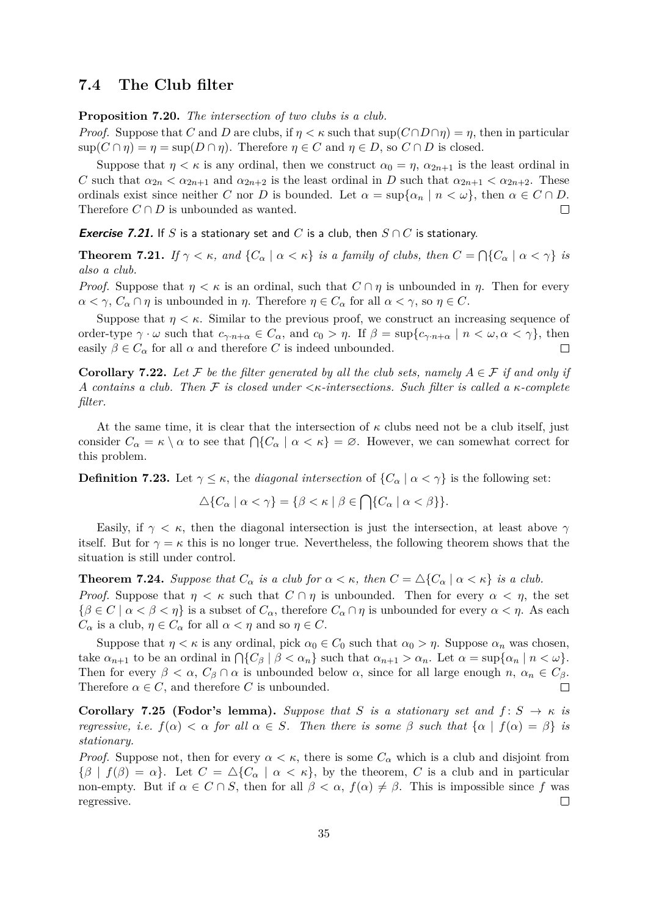## 7.4 The Club filter

**Proposition 7.20.** *The intersection of two clubs is a club.*

*Proof.* Suppose that $C$ and $D$ are clubs, if $\eta < \kappa$ such that $\sup(C \cap D \cap \eta) = \eta$, then in particular $\sup(C \cap \eta) = \eta = \sup(D \cap \eta)$. Therefore $\eta \in C$ and $\eta \in D$, so $C \cap D$ is closed.

Suppose that $\eta < \kappa$ is any ordinal, then we construct $\alpha_0 = \eta$, $\alpha_{2n+1}$ is the least ordinal in $C$ such that $\alpha_{2n} < \alpha_{2n+1}$ and $\alpha_{2n+2}$ is the least ordinal in $D$ such that $\alpha_{2n+1} < \alpha_{2n+2}$. These ordinals exist since neither $C$ nor $D$ is bounded. Let $\alpha = \sup\{\alpha_n \mid n < \omega\}$, then $\alpha \in C \cap D$. Therefore $C \cap D$ is unbounded as wanted. ◻

***Exercise 7.21.*** If $S$ is a stationary set and $C$ is a club, then $S \cap C$ is stationary.

**Theorem 7.21.** *If $\gamma < \kappa$, and $\{C_\alpha \mid \alpha < \kappa\}$ is a family of clubs, then $C = \bigcap\{C_\alpha \mid \alpha < \gamma\}$ is also a club.*

*Proof.* Suppose that $\eta < \kappa$ is an ordinal, such that $C \cap \eta$ is unbounded in $\eta$. Then for every $\alpha < \gamma$, $C_\alpha \cap \eta$ is unbounded in $\eta$. Therefore $\eta \in C_\alpha$ for all $\alpha < \gamma$, so $\eta \in C$.

Suppose that $\eta < \kappa$. Similar to the previous proof, we construct an increasing sequence of order-type $\gamma \cdot \omega$ such that $c_{\gamma \cdot n + \alpha} \in C_\alpha$, and $c_0 > \eta$. If $\beta = \sup\{c_{\gamma \cdot n + \alpha} \mid n < \omega, \alpha < \gamma\}$, then easily $\beta \in C_\alpha$ for all $\alpha$ and therefore $C$ is indeed unbounded. ◻

**Corollary 7.22.** *Let $\mathcal{F}$ be the filter generated by all the club sets, namely $A \in \mathcal{F}$ if and only if $A$ contains a club. Then $\mathcal{F}$ is closed under $<\kappa$-intersections. Such filter is called a $\kappa$-complete filter.*

At the same time, it is clear that the intersection of $\kappa$ clubs need not be a club itself, just consider $C_\alpha = \kappa \setminus \alpha$ to see that $\bigcap\{C_\alpha \mid \alpha < \kappa\} = \varnothing$. However, we can somewhat correct for this problem.

**Definition 7.23.** Let $\gamma \leq \kappa$, the *diagonal intersection* of $\{C_\alpha \mid \alpha < \gamma\}$ is the following set:

$$\triangle\{C_\alpha \mid \alpha < \gamma\} = \{\beta < \kappa \mid \beta \in \bigcap\{C_\alpha \mid \alpha < \beta\}\}.$$

Easily, if $\gamma < \kappa$, then the diagonal intersection is just the intersection, at least above $\gamma$ itself. But for $\gamma = \kappa$ this is no longer true. Nevertheless, the following theorem shows that the situation is still under control.

**Theorem 7.24.** *Suppose that $C_\alpha$ is a club for $\alpha < \kappa$, then $C = \triangle\{C_\alpha \mid \alpha < \kappa\}$ is a club.*

*Proof.* Suppose that $\eta < \kappa$ such that $C \cap \eta$ is unbounded. Then for every $\alpha < \eta$, the set $\{\beta \in C \mid \alpha < \beta < \eta\}$ is a subset of $C_\alpha$, therefore $C_\alpha \cap \eta$ is unbounded for every $\alpha < \eta$. As each $C_\alpha$ is a club, $\eta \in C_\alpha$ for all $\alpha < \eta$ and so $\eta \in C$.

Suppose that $\eta < \kappa$ is any ordinal, pick $\alpha_0 \in C_0$ such that $\alpha_0 > \eta$. Suppose $\alpha_n$ was chosen, take $\alpha_{n+1}$ to be an ordinal in $\bigcap\{C_\beta \mid \beta < \alpha_n\}$ such that $\alpha_{n+1} > \alpha_n$. Let $\alpha = \sup\{\alpha_n \mid n < \omega\}$. Then for every $\beta < \alpha$, $C_\beta \cap \alpha$ is unbounded below $\alpha$, since for all large enough $n$, $\alpha_n \in C_\beta$. Therefore $\alpha \in C$, and therefore $C$ is unbounded. ◻

**Corollary 7.25 (Fodor's lemma).** *Suppose that $S$ is a stationary set and $f\colon S \to \kappa$ is regressive, i.e. $f(\alpha) < \alpha$ for all $\alpha \in S$. Then there is some $\beta$ such that $\{\alpha \mid f(\alpha) = \beta\}$ is stationary.*

*Proof.* Suppose not, then for every $\alpha < \kappa$, there is some $C_\alpha$ which is a club and disjoint from $\{\beta \mid f(\beta) = \alpha\}$. Let $C = \triangle\{C_\alpha \mid \alpha < \kappa\}$, by the theorem, $C$ is a club and in particular non-empty. But if $\alpha \in C \cap S$, then for all $\beta < \alpha$, $f(\alpha) \neq \beta$. This is impossible since $f$ was regressive. ◻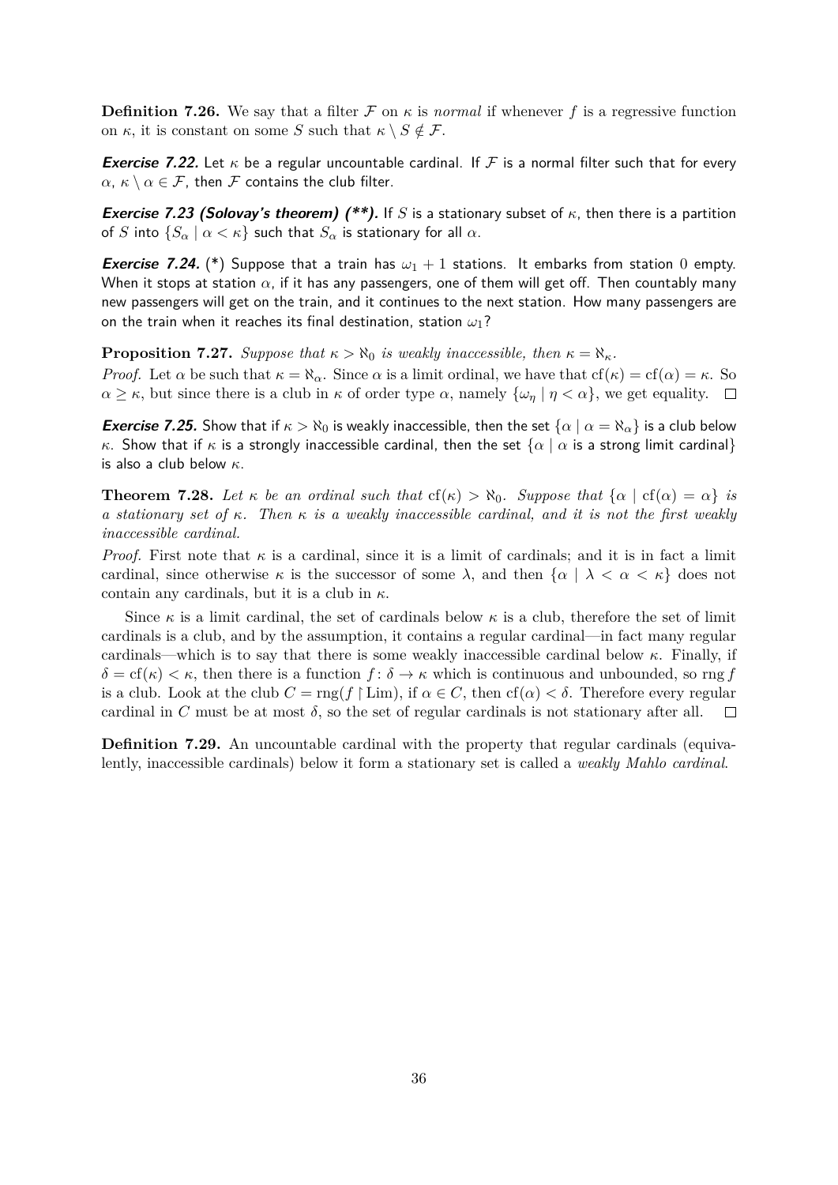**Definition 7.26.** We say that a filter $\mathcal{F}$ on $\kappa$ is *normal* if whenever $f$ is a regressive function on $\kappa$, it is constant on some $S$ such that $\kappa \setminus S \notin \mathcal{F}$.

***Exercise 7.22.*** Let $\kappa$ be a regular uncountable cardinal. If $\mathcal{F}$ is a normal filter such that for every $\alpha$, $\kappa \setminus \alpha \in \mathcal{F}$, then $\mathcal{F}$ contains the club filter.

***Exercise 7.23 (Solovay's theorem) (\*\*).*** If $S$ is a stationary subset of $\kappa$, then there is a partition of $S$ into $\{S_\alpha \mid \alpha < \kappa\}$ such that $S_\alpha$ is stationary for all $\alpha$.

***Exercise 7.24.*** (*) Suppose that a train has $\omega_1 + 1$ stations. It embarks from station 0 empty. When it stops at station $\alpha$, if it has any passengers, one of them will get off. Then countably many new passengers will get on the train, and it continues to the next station. How many passengers are on the train when it reaches its final destination, station $\omega_1$?

**Proposition 7.27.** *Suppose that $\kappa > \aleph_0$ is weakly inaccessible, then $\kappa = \aleph_\kappa$.*

*Proof.* Let $\alpha$ be such that $\kappa = \aleph_\alpha$. Since $\alpha$ is a limit ordinal, we have that $\operatorname{cf}(\kappa) = \operatorname{cf}(\alpha) = \kappa$. So $\alpha \geq \kappa$, but since there is a club in $\kappa$ of order type $\alpha$, namely $\{\omega_\eta \mid \eta < \alpha\}$, we get equality. $\square$

***Exercise 7.25.*** Show that if $\kappa > \aleph_0$ is weakly inaccessible, then the set $\{\alpha \mid \alpha = \aleph_\alpha\}$ is a club below $\kappa$. Show that if $\kappa$ is a strongly inaccessible cardinal, then the set $\{\alpha \mid \alpha \text{ is a strong limit cardinal}\}$ is also a club below $\kappa$.

**Theorem 7.28.** *Let $\kappa$ be an ordinal such that $\operatorname{cf}(\kappa) > \aleph_0$. Suppose that $\{\alpha \mid \operatorname{cf}(\alpha) = \alpha\}$ is a stationary set of $\kappa$. Then $\kappa$ is a weakly inaccessible cardinal, and it is not the first weakly inaccessible cardinal.*

*Proof.* First note that $\kappa$ is a cardinal, since it is a limit of cardinals; and it is in fact a limit cardinal, since otherwise $\kappa$ is the successor of some $\lambda$, and then $\{\alpha \mid \lambda < \alpha < \kappa\}$ does not contain any cardinals, but it is a club in $\kappa$.

Since $\kappa$ is a limit cardinal, the set of cardinals below $\kappa$ is a club, therefore the set of limit cardinals is a club, and by the assumption, it contains a regular cardinal—in fact many regular cardinals—which is to say that there is some weakly inaccessible cardinal below $\kappa$. Finally, if $\delta = \operatorname{cf}(\kappa) < \kappa$, then there is a function $f\colon \delta \to \kappa$ which is continuous and unbounded, so $\operatorname{rng} f$ is a club. Look at the club $C = \operatorname{rng}(f \restriction \operatorname{Lim})$, if $\alpha \in C$, then $\operatorname{cf}(\alpha) < \delta$. Therefore every regular cardinal in $C$ must be at most $\delta$, so the set of regular cardinals is not stationary after all. $\square$

**Definition 7.29.** An uncountable cardinal with the property that regular cardinals (equivalently, inaccessible cardinals) below it form a stationary set is called a *weakly Mahlo cardinal*.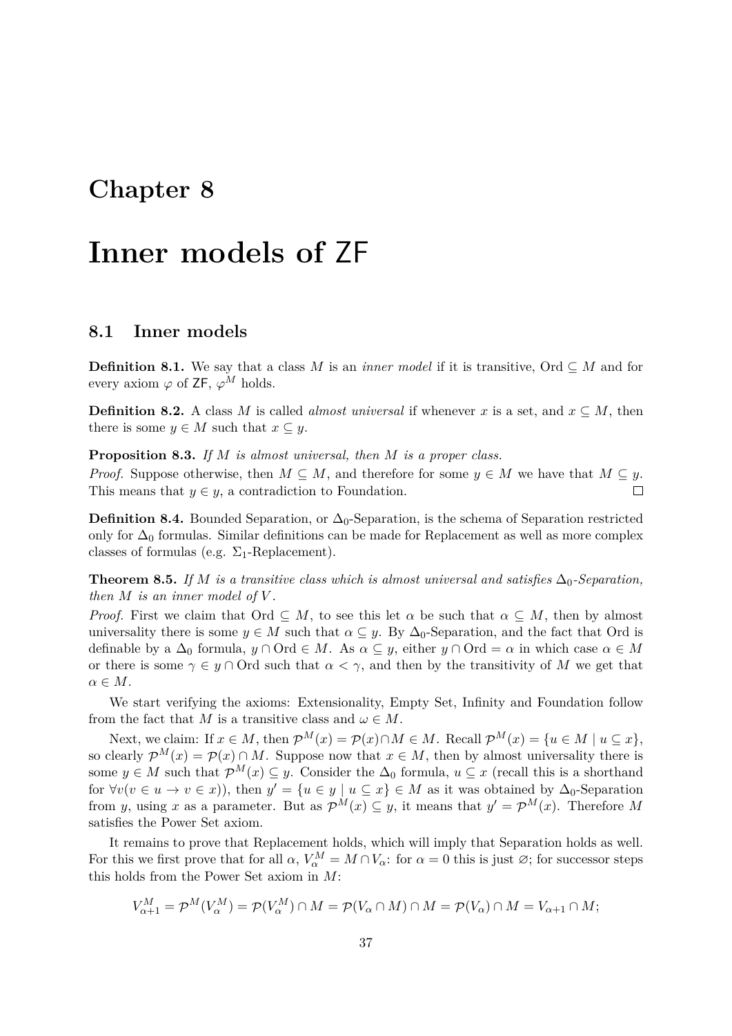# Chapter 8

# Inner models of ZF

## 8.1 Inner models

**Definition 8.1.** We say that a class $M$ is an *inner model* if it is transitive, $\mathrm{Ord} \subseteq M$ and for every axiom $\varphi$ of ZF, $\varphi^M$ holds.

**Definition 8.2.** A class $M$ is called *almost universal* if whenever $x$ is a set, and $x \subseteq M$, then there is some $y \in M$ such that $x \subseteq y$.

**Proposition 8.3.** *If $M$ is almost universal, then $M$ is a proper class.*

*Proof.* Suppose otherwise, then $M \subseteq M$, and therefore for some $y \in M$ we have that $M \subseteq y$. This means that $y \in y$, a contradiction to Foundation. □

**Definition 8.4.** Bounded Separation, or $\Delta_0$-Separation, is the schema of Separation restricted only for $\Delta_0$ formulas. Similar definitions can be made for Replacement as well as more complex classes of formulas (e.g. $\Sigma_1$-Replacement).

**Theorem 8.5.** *If $M$ is a transitive class which is almost universal and satisfies $\Delta_0$-Separation, then $M$ is an inner model of $V$.*

*Proof.* First we claim that $\mathrm{Ord} \subseteq M$, to see this let $\alpha$ be such that $\alpha \subseteq M$, then by almost universality there is some $y \in M$ such that $\alpha \subseteq y$. By $\Delta_0$-Separation, and the fact that Ord is definable by a $\Delta_0$ formula, $y \cap \mathrm{Ord} \in M$. As $\alpha \subseteq y$, either $y \cap \mathrm{Ord} = \alpha$ in which case $\alpha \in M$ or there is some $\gamma \in y \cap \mathrm{Ord}$ such that $\alpha < \gamma$, and then by the transitivity of $M$ we get that $\alpha \in M$.

We start verifying the axioms: Extensionality, Empty Set, Infinity and Foundation follow from the fact that $M$ is a transitive class and $\omega \in M$.

Next, we claim: If $x \in M$, then $\mathcal{P}^M(x) = \mathcal{P}(x) \cap M \in M$. Recall $\mathcal{P}^M(x) = \{u \in M \mid u \subseteq x\}$, so clearly $\mathcal{P}^M(x) = \mathcal{P}(x) \cap M$. Suppose now that $x \in M$, then by almost universality there is some $y \in M$ such that $\mathcal{P}^M(x) \subseteq y$. Consider the $\Delta_0$ formula, $u \subseteq x$ (recall this is a shorthand for $\forall v(v \in u \to v \in x)$), then $y' = \{u \in y \mid u \subseteq x\} \in M$ as it was obtained by $\Delta_0$-Separation from $y$, using $x$ as a parameter. But as $\mathcal{P}^M(x) \subseteq y$, it means that $y' = \mathcal{P}^M(x)$. Therefore $M$ satisfies the Power Set axiom.

It remains to prove that Replacement holds, which will imply that Separation holds as well. For this we first prove that for all $\alpha$, $V_\alpha^M = M \cap V_\alpha$: for $\alpha = 0$ this is just $\varnothing$; for successor steps this holds from the Power Set axiom in $M$:

$$V_{\alpha+1}^M = \mathcal{P}^M(V_\alpha^M) = \mathcal{P}(V_\alpha^M) \cap M = \mathcal{P}(V_\alpha \cap M) \cap M = \mathcal{P}(V_\alpha) \cap M = V_{\alpha+1} \cap M;$$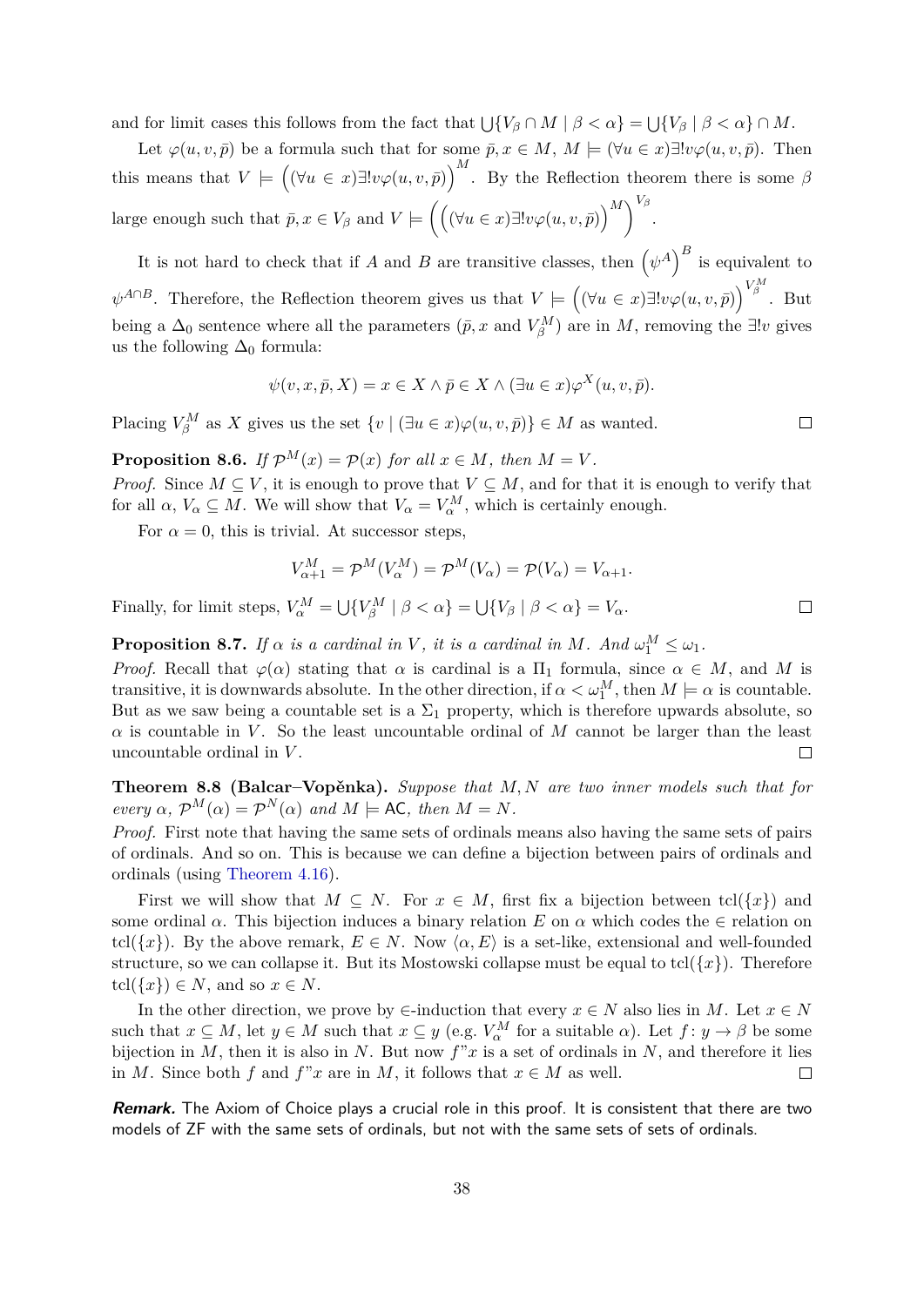and for limit cases this follows from the fact that $\bigcup\{V_\beta \cap M \mid \beta < \alpha\} = \bigcup\{V_\beta \mid \beta < \alpha\} \cap M$.

Let $\varphi(u, v, \bar{p})$ be a formula such that for some $\bar{p}, x \in M$, $M \models (\forall u \in x)\exists! v\varphi(u, v, \bar{p})$. Then this means that $V \models \Big((\forall u \in x)\exists! v\varphi(u, v, \bar{p})\Big)^M$. By the Reflection theorem there is some $\beta$ large enough such that $\bar{p}, x \in V_\beta$ and $V \models \Big(\Big((\forall u \in x)\exists! v\varphi(u, v, \bar{p})\Big)^M\Big)^{V_\beta}$.

It is not hard to check that if $A$ and $B$ are transitive classes, then $\Big(\psi^A\Big)^B$ is equivalent to $\psi^{A\cap B}$. Therefore, the Reflection theorem gives us that $V \models \Big((\forall u \in x)\exists! v\varphi(u, v, \bar{p})\Big)^{V_\beta^M}$. But being a $\Delta_0$ sentence where all the parameters ($\bar{p}, x$ and $V_\beta^M$) are in $M$, removing the $\exists! v$ gives us the following $\Delta_0$ formula:

$$\psi(v, x, \bar{p}, X) = x \in X \wedge \bar{p} \in X \wedge (\exists u \in x)\varphi^X(u, v, \bar{p}).$$

Placing $V_\beta^M$ as $X$ gives us the set $\{v \mid (\exists u \in x)\varphi(u, v, \bar{p})\} \in M$ as wanted. □

**Proposition 8.6.** *If $\mathcal{P}^M(x) = \mathcal{P}(x)$ for all $x \in M$, then $M = V$.*

*Proof.* Since $M \subseteq V$, it is enough to prove that $V \subseteq M$, and for that it is enough to verify that for all $\alpha$, $V_\alpha \subseteq M$. We will show that $V_\alpha = V_\alpha^M$, which is certainly enough.

For $\alpha = 0$, this is trivial. At successor steps,

$$V_{\alpha+1}^M = \mathcal{P}^M(V_\alpha^M) = \mathcal{P}^M(V_\alpha) = \mathcal{P}(V_\alpha) = V_{\alpha+1}.$$

Finally, for limit steps, $V_\alpha^M = \bigcup\{V_\beta^M \mid \beta < \alpha\} = \bigcup\{V_\beta \mid \beta < \alpha\} = V_\alpha$. □

**Proposition 8.7.** *If $\alpha$ is a cardinal in $V$, it is a cardinal in $M$. And $\omega_1^M \leq \omega_1$.*

*Proof.* Recall that $\varphi(\alpha)$ stating that $\alpha$ is cardinal is a $\Pi_1$ formula, since $\alpha \in M$, and $M$ is transitive, it is downwards absolute. In the other direction, if $\alpha < \omega_1^M$, then $M \models \alpha$ is countable. But as we saw being a countable set is a $\Sigma_1$ property, which is therefore upwards absolute, so $\alpha$ is countable in $V$. So the least uncountable ordinal of $M$ cannot be larger than the least uncountable ordinal in $V$. □

**Theorem 8.8 (Balcar–Vopěnka).** *Suppose that $M, N$ are two inner models such that for every $\alpha$, $\mathcal{P}^M(\alpha) = \mathcal{P}^N(\alpha)$ and $M \models \mathsf{AC}$, then $M = N$.*

*Proof.* First note that having the same sets of ordinals means also having the same sets of pairs of ordinals. And so on. This is because we can define a bijection between pairs of ordinals and ordinals (using Theorem 4.16).

First we will show that $M \subseteq N$. For $x \in M$, first fix a bijection between $\operatorname{tcl}(\{x\})$ and some ordinal $\alpha$. This bijection induces a binary relation $E$ on $\alpha$ which codes the $\in$ relation on $\operatorname{tcl}(\{x\})$. By the above remark, $E \in N$. Now $\langle \alpha, E\rangle$ is a set-like, extensional and well-founded structure, so we can collapse it. But its Mostowski collapse must be equal to $\operatorname{tcl}(\{x\})$. Therefore $\operatorname{tcl}(\{x\}) \in N$, and so $x \in N$.

In the other direction, we prove by $\in$-induction that every $x \in N$ also lies in $M$. Let $x \in N$ such that $x \subseteq M$, let $y \in M$ such that $x \subseteq y$ (e.g. $V_\alpha^M$ for a suitable $\alpha$). Let $f\colon y \to \beta$ be some bijection in $M$, then it is also in $N$. But now $f``x$ is a set of ordinals in $N$, and therefore it lies in $M$. Since both $f$ and $f``x$ are in $M$, it follows that $x \in M$ as well. □

***Remark.*** The Axiom of Choice plays a crucial role in this proof. It is consistent that there are two models of ZF with the same sets of ordinals, but not with the same sets of sets of ordinals.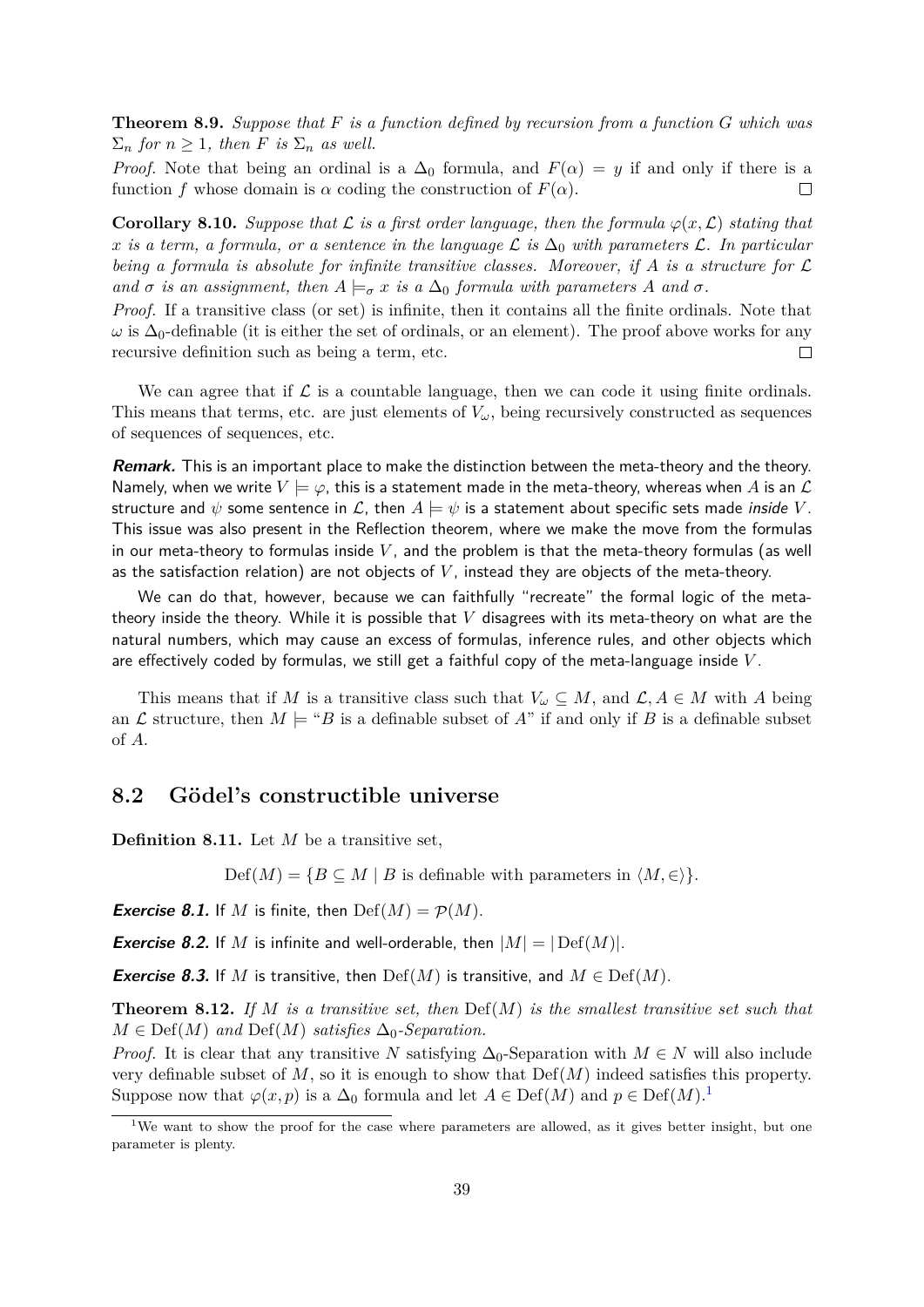**Theorem 8.9.** *Suppose that $F$ is a function defined by recursion from a function $G$ which was $\Sigma_n$ for $n \geq 1$, then $F$ is $\Sigma_n$ as well.*

*Proof.* Note that being an ordinal is a $\Delta_0$ formula, and $F(\alpha) = y$ if and only if there is a function $f$ whose domain is $\alpha$ coding the construction of $F(\alpha)$. $\square$

**Corollary 8.10.** *Suppose that $\mathcal{L}$ is a first order language, then the formula $\varphi(x, \mathcal{L})$ stating that $x$ is a term, a formula, or a sentence in the language $\mathcal{L}$ is $\Delta_0$ with parameters $\mathcal{L}$. In particular being a formula is absolute for infinite transitive classes. Moreover, if $A$ is a structure for $\mathcal{L}$ and $\sigma$ is an assignment, then $A \models_\sigma x$ is a $\Delta_0$ formula with parameters $A$ and $\sigma$.*

*Proof.* If a transitive class (or set) is infinite, then it contains all the finite ordinals. Note that $\omega$ is $\Delta_0$-definable (it is either the set of ordinals, or an element). The proof above works for any recursive definition such as being a term, etc. $\square$

We can agree that if $\mathcal{L}$ is a countable language, then we can code it using finite ordinals. This means that terms, etc. are just elements of $V_\omega$, being recursively constructed as sequences of sequences of sequences, etc.

***Remark.*** This is an important place to make the distinction between the meta-theory and the theory. Namely, when we write $V \models \varphi$, this is a statement made in the meta-theory, whereas when $A$ is an $\mathcal{L}$ structure and $\psi$ some sentence in $\mathcal{L}$, then $A \models \psi$ is a statement about specific sets made *inside* $V$. This issue was also present in the Reflection theorem, where we make the move from the formulas in our meta-theory to formulas inside $V$, and the problem is that the meta-theory formulas (as well as the satisfaction relation) are not objects of $V$, instead they are objects of the meta-theory.

We can do that, however, because we can faithfully "recreate" the formal logic of the meta-theory inside the theory. While it is possible that $V$ disagrees with its meta-theory on what are the natural numbers, which may cause an excess of formulas, inference rules, and other objects which are effectively coded by formulas, we still get a faithful copy of the meta-language inside $V$.

This means that if $M$ is a transitive class such that $V_\omega \subseteq M$, and $\mathcal{L}, A \in M$ with $A$ being an $\mathcal{L}$ structure, then $M \models$ "$B$ is a definable subset of $A$" if and only if $B$ is a definable subset of $A$.

## 8.2 Gödel's constructible universe

**Definition 8.11.** Let $M$ be a transitive set,

$$\mathrm{Def}(M) = \{B \subseteq M \mid B \text{ is definable with parameters in } \langle M, \in \rangle\}.$$

***Exercise 8.1.*** If $M$ is finite, then $\mathrm{Def}(M) = \mathcal{P}(M)$.

***Exercise 8.2.*** If $M$ is infinite and well-orderable, then $|M| = |\mathrm{Def}(M)|$.

***Exercise 8.3.*** If $M$ is transitive, then $\mathrm{Def}(M)$ is transitive, and $M \in \mathrm{Def}(M)$.

**Theorem 8.12.** *If $M$ is a transitive set, then $\mathrm{Def}(M)$ is the smallest transitive set such that $M \in \mathrm{Def}(M)$ and $\mathrm{Def}(M)$ satisfies $\Delta_0$-Separation.*

*Proof.* It is clear that any transitive $N$ satisfying $\Delta_0$-Separation with $M \in N$ will also include very definable subset of $M$, so it is enough to show that $\mathrm{Def}(M)$ indeed satisfies this property. Suppose now that $\varphi(x, p)$ is a $\Delta_0$ formula and let $A \in \mathrm{Def}(M)$ and $p \in \mathrm{Def}(M)$.[1]

[1] We want to show the proof for the case where parameters are allowed, as it gives better insight, but one parameter is plenty.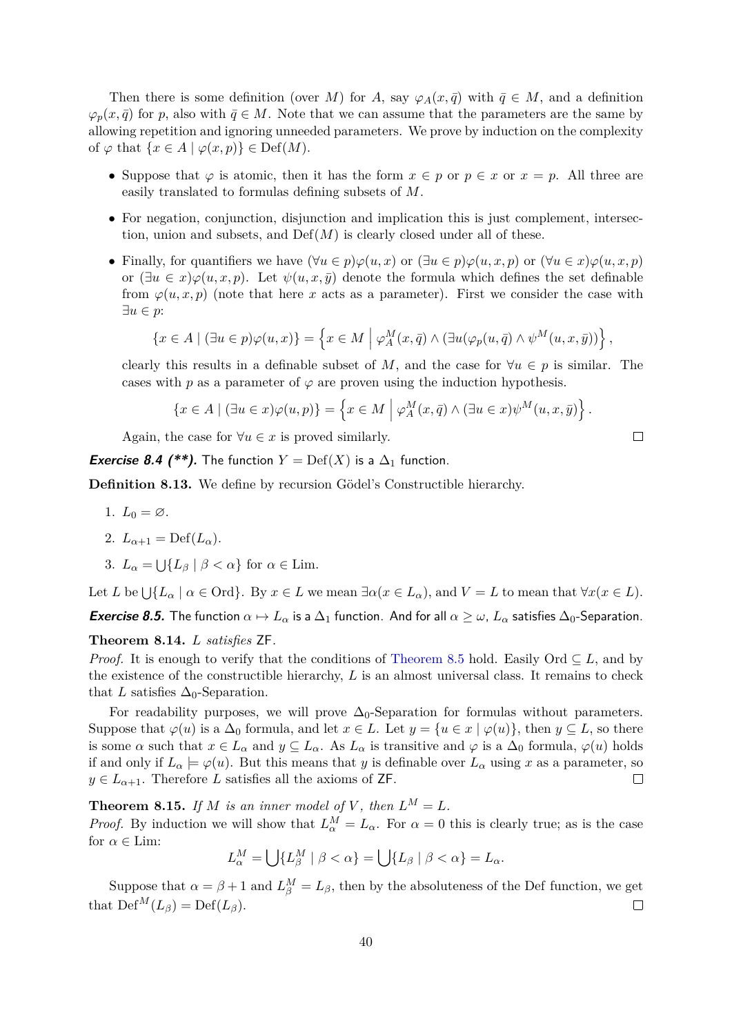Then there is some definition (over $M$) for $A$, say $\varphi_A(x, \bar{q})$ with $\bar{q} \in M$, and a definition $\varphi_p(x, \bar{q})$ for $p$, also with $\bar{q} \in M$. Note that we can assume that the parameters are the same by allowing repetition and ignoring unneeded parameters. We prove by induction on the complexity of $\varphi$ that $\{x \in A \mid \varphi(x, p)\} \in \operatorname{Def}(M)$.

- Suppose that $\varphi$ is atomic, then it has the form $x \in p$ or $p \in x$ or $x = p$. All three are easily translated to formulas defining subsets of $M$.
- For negation, conjunction, disjunction and implication this is just complement, intersection, union and subsets, and $\operatorname{Def}(M)$ is clearly closed under all of these.
- Finally, for quantifiers we have $(\forall u \in p)\varphi(u, x)$ or $(\exists u \in p)\varphi(u, x, p)$ or $(\forall u \in x)\varphi(u, x, p)$ or $(\exists u \in x)\varphi(u, x, p)$. Let $\psi(u, x, \bar{y})$ denote the formula which defines the set definable from $\varphi(u, x, p)$ (note that here $x$ acts as a parameter). First we consider the case with $\exists u \in p$:

  $$\{x \in A \mid (\exists u \in p)\varphi(u, x)\} = \left\{x \in M \;\middle|\; \varphi_A^M(x, \bar{q}) \wedge (\exists u(\varphi_p(u, \bar{q}) \wedge \psi^M(u, x, \bar{y}))\right\},$$

  clearly this results in a definable subset of $M$, and the case for $\forall u \in p$ is similar. The cases with $p$ as a parameter of $\varphi$ are proven using the induction hypothesis.

  $$\{x \in A \mid (\exists u \in x)\varphi(u, p)\} = \left\{x \in M \;\middle|\; \varphi_A^M(x, \bar{q}) \wedge (\exists u \in x)\psi^M(u, x, \bar{y})\right\}.$$

  Again, the case for $\forall u \in x$ is proved similarly. □

***Exercise 8.4 (\*\*).*** The function $Y = \operatorname{Def}(X)$ is a $\Delta_1$ function.

**Definition 8.13.** We define by recursion Gödel's Constructible hierarchy.

1. $L_0 = \varnothing$.
2. $L_{\alpha+1} = \operatorname{Def}(L_\alpha)$.
3. $L_\alpha = \bigcup\{L_\beta \mid \beta < \alpha\}$ for $\alpha \in \operatorname{Lim}$.

Let $L$ be $\bigcup\{L_\alpha \mid \alpha \in \operatorname{Ord}\}$. By $x \in L$ we mean $\exists\alpha(x \in L_\alpha)$, and $V = L$ to mean that $\forall x(x \in L)$.

***Exercise 8.5.*** The function $\alpha \mapsto L_\alpha$ is a $\Delta_1$ function. And for all $\alpha \geq \omega$, $L_\alpha$ satisfies $\Delta_0$-Separation.

**Theorem 8.14.** *$L$ satisfies* ZF.

*Proof.* It is enough to verify that the conditions of Theorem 8.5 hold. Easily $\operatorname{Ord} \subseteq L$, and by the existence of the constructible hierarchy, $L$ is an almost universal class. It remains to check that $L$ satisfies $\Delta_0$-Separation.

For readability purposes, we will prove $\Delta_0$-Separation for formulas without parameters. Suppose that $\varphi(u)$ is a $\Delta_0$ formula, and let $x \in L$. Let $y = \{u \in x \mid \varphi(u)\}$, then $y \subseteq L$, so there is some $\alpha$ such that $x \in L_\alpha$ and $y \subseteq L_\alpha$. As $L_\alpha$ is transitive and $\varphi$ is a $\Delta_0$ formula, $\varphi(u)$ holds if and only if $L_\alpha \models \varphi(u)$. But this means that $y$ is definable over $L_\alpha$ using $x$ as a parameter, so $y \in L_{\alpha+1}$. Therefore $L$ satisfies all the axioms of ZF. □

**Theorem 8.15.** *If $M$ is an inner model of $V$, then $L^M = L$.*

*Proof.* By induction we will show that $L_\alpha^M = L_\alpha$. For $\alpha = 0$ this is clearly true; as is the case for $\alpha \in \operatorname{Lim}$:

$$L_\alpha^M = \bigcup\{L_\beta^M \mid \beta < \alpha\} = \bigcup\{L_\beta \mid \beta < \alpha\} = L_\alpha.$$

Suppose that $\alpha = \beta + 1$ and $L_\beta^M = L_\beta$, then by the absoluteness of the Def function, we get that $\operatorname{Def}^M(L_\beta) = \operatorname{Def}(L_\beta)$. □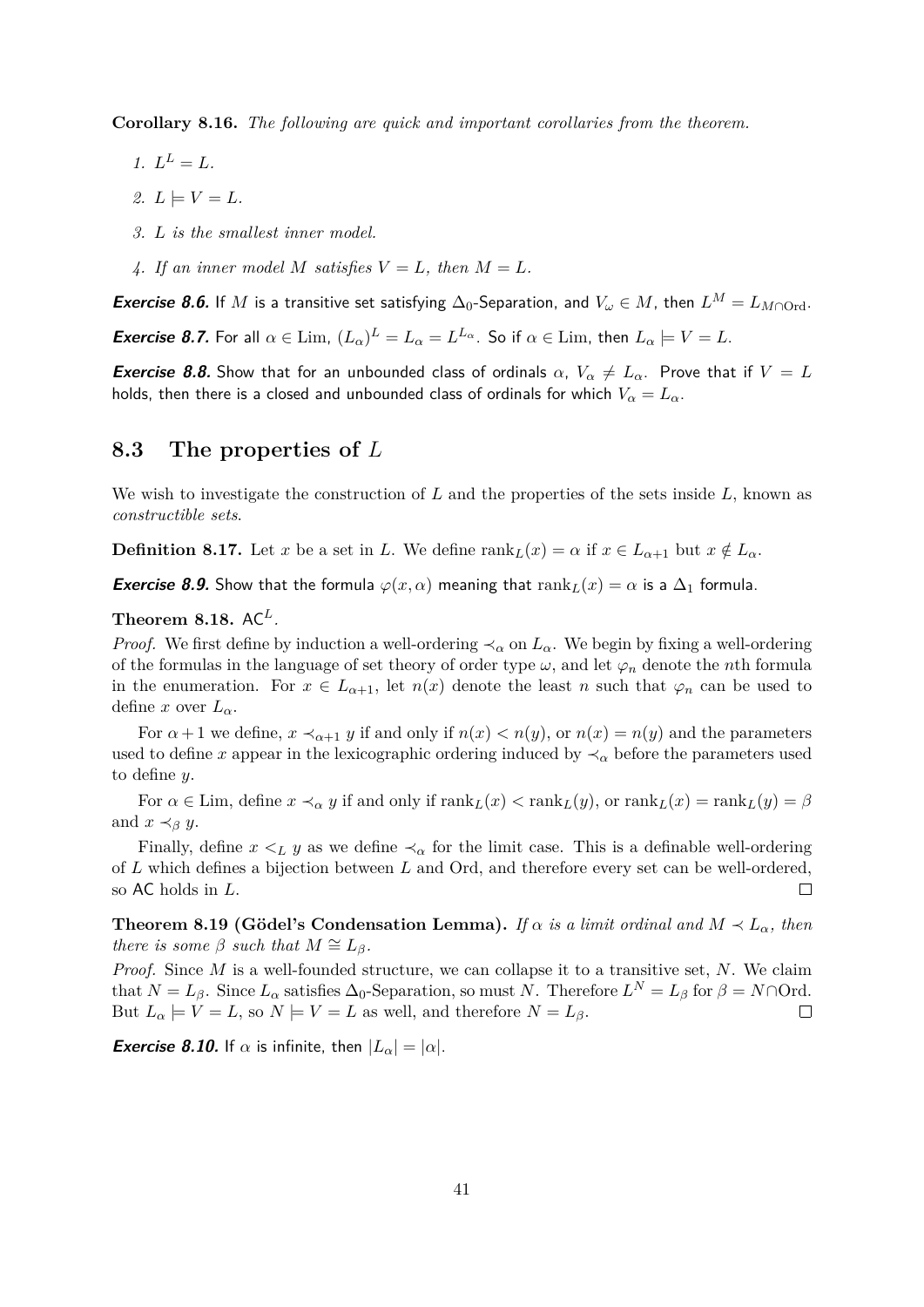**Corollary 8.16.** *The following are quick and important corollaries from the theorem.*

1. $L^L = L$.
2. $L \models V = L$.
3. *$L$ is the smallest inner model.*
4. *If an inner model $M$ satisfies $V = L$, then $M = L$.*

***Exercise 8.6.*** If $M$ is a transitive set satisfying $\Delta_0$-Separation, and $V_\omega \in M$, then $L^M = L_{M \cap \mathrm{Ord}}$.

***Exercise 8.7.*** For all $\alpha \in \mathrm{Lim}$, $(L_\alpha)^L = L_\alpha = L^{L_\alpha}$. So if $\alpha \in \mathrm{Lim}$, then $L_\alpha \models V = L$.

***Exercise 8.8.*** Show that for an unbounded class of ordinals $\alpha$, $V_\alpha \neq L_\alpha$. Prove that if $V = L$ holds, then there is a closed and unbounded class of ordinals for which $V_\alpha = L_\alpha$.

## 8.3 The properties of $L$

We wish to investigate the construction of $L$ and the properties of the sets inside $L$, known as *constructible sets*.

**Definition 8.17.** Let $x$ be a set in $L$. We define $\mathrm{rank}_L(x) = \alpha$ if $x \in L_{\alpha+1}$ but $x \notin L_\alpha$.

***Exercise 8.9.*** Show that the formula $\varphi(x, \alpha)$ meaning that $\mathrm{rank}_L(x) = \alpha$ is a $\Delta_1$ formula.

**Theorem 8.18.** $\mathsf{AC}^L$.

*Proof.* We first define by induction a well-ordering $\prec_\alpha$ on $L_\alpha$. We begin by fixing a well-ordering of the formulas in the language of set theory of order type $\omega$, and let $\varphi_n$ denote the $n$th formula in the enumeration. For $x \in L_{\alpha+1}$, let $n(x)$ denote the least $n$ such that $\varphi_n$ can be used to define $x$ over $L_\alpha$.

For $\alpha + 1$ we define, $x \prec_{\alpha+1} y$ if and only if $n(x) < n(y)$, or $n(x) = n(y)$ and the parameters used to define $x$ appear in the lexicographic ordering induced by $\prec_\alpha$ before the parameters used to define $y$.

For $\alpha \in \mathrm{Lim}$, define $x \prec_\alpha y$ if and only if $\mathrm{rank}_L(x) < \mathrm{rank}_L(y)$, or $\mathrm{rank}_L(x) = \mathrm{rank}_L(y) = \beta$ and $x \prec_\beta y$.

Finally, define $x <_L y$ as we define $\prec_\alpha$ for the limit case. This is a definable well-ordering of $L$ which defines a bijection between $L$ and $\mathrm{Ord}$, and therefore every set can be well-ordered, so $\mathsf{AC}$ holds in $L$. $\square$

**Theorem 8.19 (Gödel's Condensation Lemma).** *If $\alpha$ is a limit ordinal and $M \prec L_\alpha$, then there is some $\beta$ such that $M \cong L_\beta$.*

*Proof.* Since $M$ is a well-founded structure, we can collapse it to a transitive set, $N$. We claim that $N = L_\beta$. Since $L_\alpha$ satisfies $\Delta_0$-Separation, so must $N$. Therefore $L^N = L_\beta$ for $\beta = N \cap \mathrm{Ord}$. But $L_\alpha \models V = L$, so $N \models V = L$ as well, and therefore $N = L_\beta$. $\square$

***Exercise 8.10.*** If $\alpha$ is infinite, then $|L_\alpha| = |\alpha|$.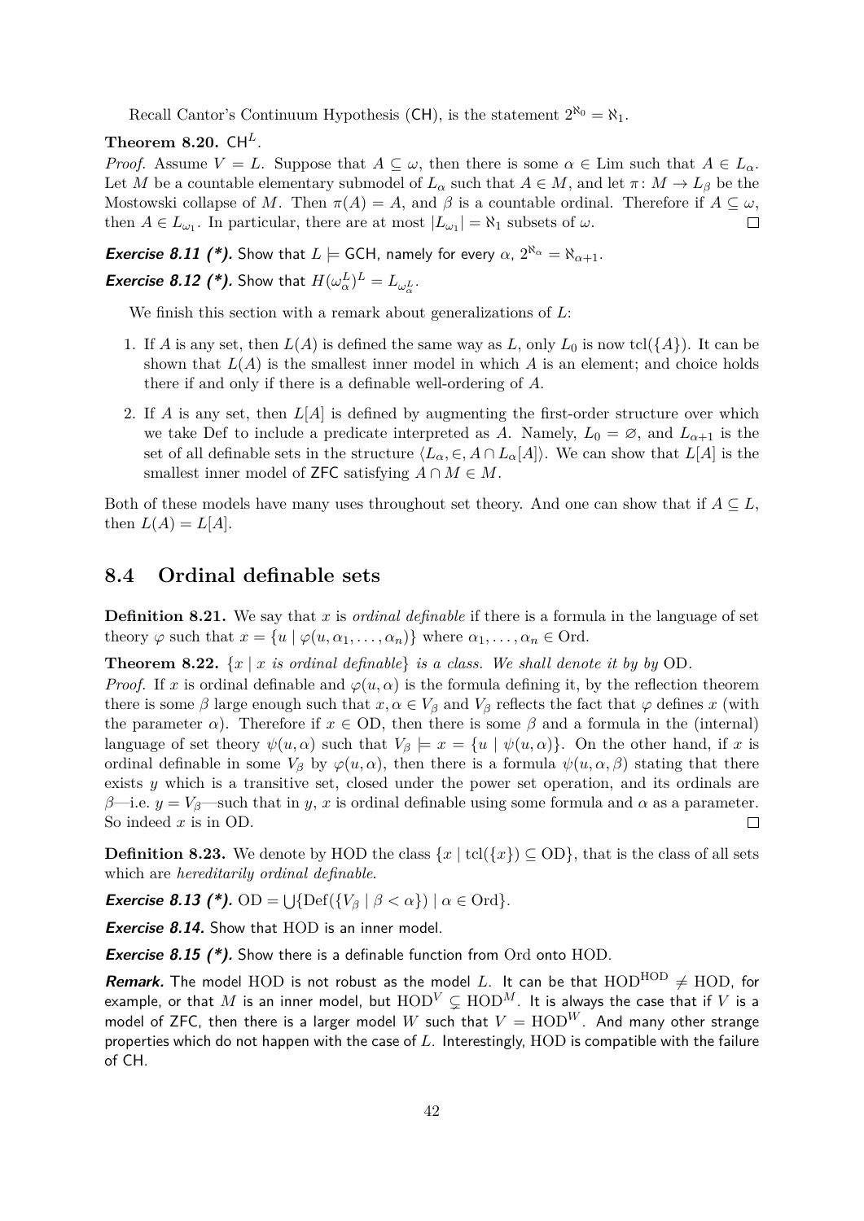Recall Cantor's Continuum Hypothesis (CH), is the statement $2^{\aleph_0} = \aleph_1$.

**Theorem 8.20.** $\mathsf{CH}^L$.

*Proof.* Assume $V = L$. Suppose that $A \subseteq \omega$, then there is some $\alpha \in \text{Lim}$ such that $A \in L_\alpha$. Let $M$ be a countable elementary submodel of $L_\alpha$ such that $A \in M$, and let $\pi \colon M \to L_\beta$ be the Mostowski collapse of $M$. Then $\pi(A) = A$, and $\beta$ is a countable ordinal. Therefore if $A \subseteq \omega$, then $A \in L_{\omega_1}$. In particular, there are at most $|L_{\omega_1}| = \aleph_1$ subsets of $\omega$. $\square$

***Exercise 8.11 (\*).*** Show that $L \models \mathsf{GCH}$, namely for every $\alpha$, $2^{\aleph_\alpha} = \aleph_{\alpha+1}$.

***Exercise 8.12 (\*).*** Show that $H(\omega_\alpha^L)^L = L_{\omega_\alpha^L}$.

We finish this section with a remark about generalizations of $L$:

1. If $A$ is any set, then $L(A)$ is defined the same way as $L$, only $L_0$ is now $\operatorname{tcl}(\{A\})$. It can be shown that $L(A)$ is the smallest inner model in which $A$ is an element; and choice holds there if and only if there is a definable well-ordering of $A$.
2. If $A$ is any set, then $L[A]$ is defined by augmenting the first-order structure over which we take Def to include a predicate interpreted as $A$. Namely, $L_0 = \varnothing$, and $L_{\alpha+1}$ is the set of all definable sets in the structure $\langle L_\alpha, \in, A \cap L_\alpha[A] \rangle$. We can show that $L[A]$ is the smallest inner model of ZFC satisfying $A \cap M \in M$.

Both of these models have many uses throughout set theory. And one can show that if $A \subseteq L$, then $L(A) = L[A]$.

## 8.4 Ordinal definable sets

**Definition 8.21.** We say that $x$ is *ordinal definable* if there is a formula in the language of set theory $\varphi$ such that $x = \{u \mid \varphi(u, \alpha_1, \ldots, \alpha_n)\}$ where $\alpha_1, \ldots, \alpha_n \in \text{Ord}$.

**Theorem 8.22.** *$\{x \mid x$ is ordinal definable$\}$ is a class. We shall denote it by by* OD.

*Proof.* If $x$ is ordinal definable and $\varphi(u, \alpha)$ is the formula defining it, by the reflection theorem there is some $\beta$ large enough such that $x, \alpha \in V_\beta$ and $V_\beta$ reflects the fact that $\varphi$ defines $x$ (with the parameter $\alpha$). Therefore if $x \in \text{OD}$, then there is some $\beta$ and a formula in the (internal) language of set theory $\psi(u, \alpha)$ such that $V_\beta \models x = \{u \mid \psi(u, \alpha)\}$. On the other hand, if $x$ is ordinal definable in some $V_\beta$ by $\varphi(u, \alpha)$, then there is a formula $\psi(u, \alpha, \beta)$ stating that there exists $y$ which is a transitive set, closed under the power set operation, and its ordinals are $\beta$—i.e. $y = V_\beta$—such that in $y$, $x$ is ordinal definable using some formula and $\alpha$ as a parameter. So indeed $x$ is in OD. $\square$

**Definition 8.23.** We denote by HOD the class $\{x \mid \operatorname{tcl}(\{x\}) \subseteq \text{OD}\}$, that is the class of all sets which are *hereditarily ordinal definable*.

***Exercise 8.13 (\*).*** $\text{OD} = \bigcup\{\text{Def}(\{V_\beta \mid \beta < \alpha\}) \mid \alpha \in \text{Ord}\}$.

***Exercise 8.14.*** Show that HOD is an inner model.

***Exercise 8.15 (\*).*** Show there is a definable function from Ord onto HOD.

***Remark.*** The model HOD is not robust as the model $L$. It can be that $\text{HOD}^{\text{HOD}} \neq \text{HOD}$, for example, or that $M$ is an inner model, but $\text{HOD}^V \subsetneq \text{HOD}^M$. It is always the case that if $V$ is a model of ZFC, then there is a larger model $W$ such that $V = \text{HOD}^W$. And many other strange properties which do not happen with the case of $L$. Interestingly, HOD is compatible with the failure of CH.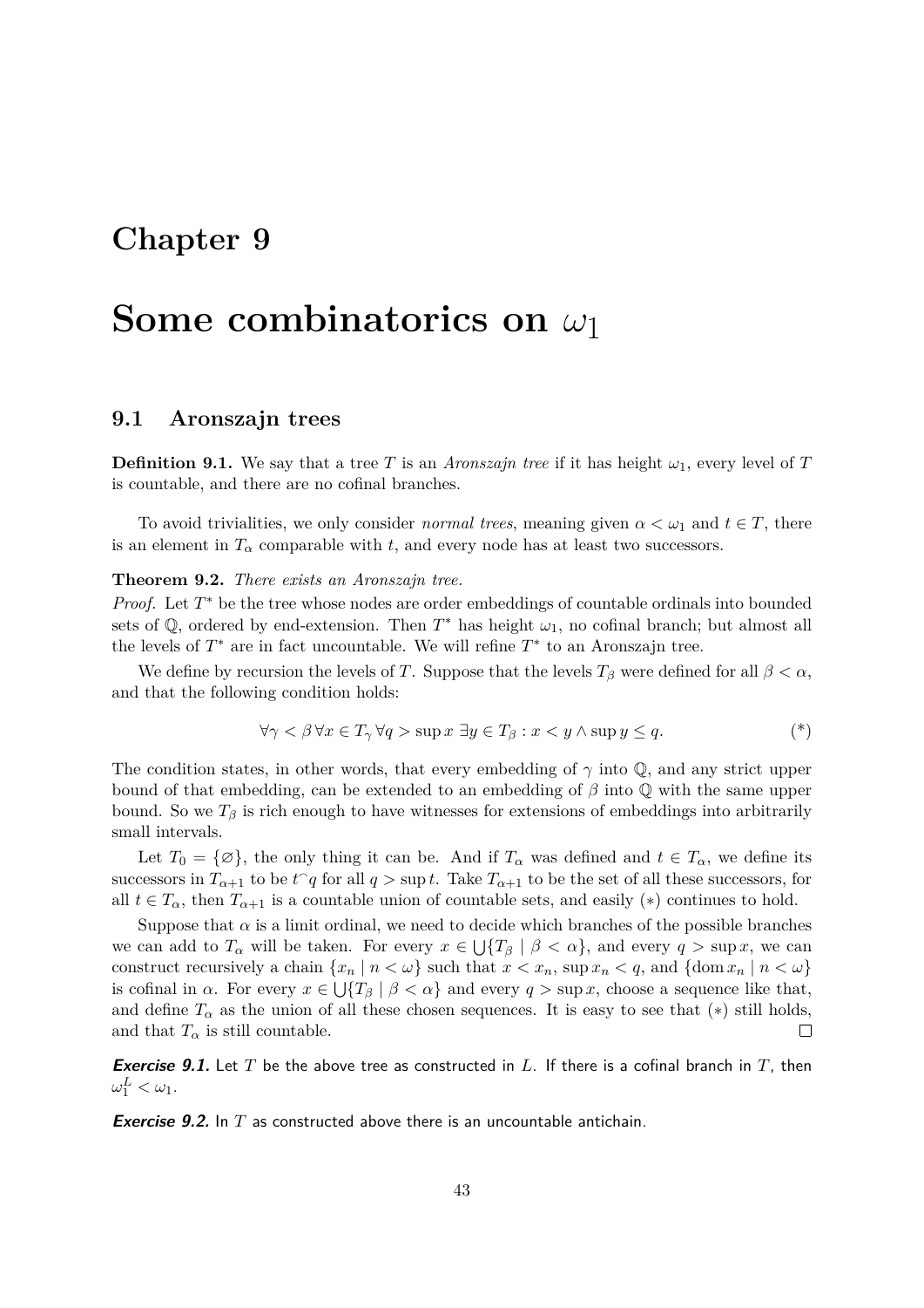# Chapter 9

# Some combinatorics on $\omega_1$

## 9.1 Aronszajn trees

**Definition 9.1.** We say that a tree $T$ is an *Aronszajn tree* if it has height $\omega_1$, every level of $T$ is countable, and there are no cofinal branches.

To avoid trivialities, we only consider *normal trees*, meaning given $\alpha < \omega_1$ and $t \in T$, there is an element in $T_\alpha$ comparable with $t$, and every node has at least two successors.

**Theorem 9.2.** *There exists an Aronszajn tree.*

*Proof.* Let $T^*$ be the tree whose nodes are order embeddings of countable ordinals into bounded sets of $\mathbb{Q}$, ordered by end-extension. Then $T^*$ has height $\omega_1$, no cofinal branch; but almost all the levels of $T^*$ are in fact uncountable. We will refine $T^*$ to an Aronszajn tree.

We define by recursion the levels of $T$. Suppose that the levels $T_\beta$ were defined for all $\beta < \alpha$, and that the following condition holds:

$$\forall \gamma < \beta \, \forall x \in T_\gamma \, \forall q > \sup x \; \exists y \in T_\beta : x < y \wedge \sup y \leq q. \tag{$*$}$$

The condition states, in other words, that every embedding of $\gamma$ into $\mathbb{Q}$, and any strict upper bound of that embedding, can be extended to an embedding of $\beta$ into $\mathbb{Q}$ with the same upper bound. So we $T_\beta$ is rich enough to have witnesses for extensions of embeddings into arbitrarily small intervals.

Let $T_0 = \{\varnothing\}$, the only thing it can be. And if $T_\alpha$ was defined and $t \in T_\alpha$, we define its successors in $T_{\alpha+1}$ to be $t^\frown q$ for all $q > \sup t$. Take $T_{\alpha+1}$ to be the set of all these successors, for all $t \in T_\alpha$, then $T_{\alpha+1}$ is a countable union of countable sets, and easily $(*)$ continues to hold.

Suppose that $\alpha$ is a limit ordinal, we need to decide which branches of the possible branches we can add to $T_\alpha$ will be taken. For every $x \in \bigcup\{T_\beta \mid \beta < \alpha\}$, and every $q > \sup x$, we can construct recursively a chain $\{x_n \mid n < \omega\}$ such that $x < x_n$, $\sup x_n < q$, and $\{\operatorname{dom} x_n \mid n < \omega\}$ is cofinal in $\alpha$. For every $x \in \bigcup\{T_\beta \mid \beta < \alpha\}$ and every $q > \sup x$, choose a sequence like that, and define $T_\alpha$ as the union of all these chosen sequences. It is easy to see that $(*)$ still holds, and that $T_\alpha$ is still countable. $\square$

***Exercise 9.1.*** Let $T$ be the above tree as constructed in $L$. If there is a cofinal branch in $T$, then $\omega_1^L < \omega_1$.

***Exercise 9.2.*** In $T$ as constructed above there is an uncountable antichain.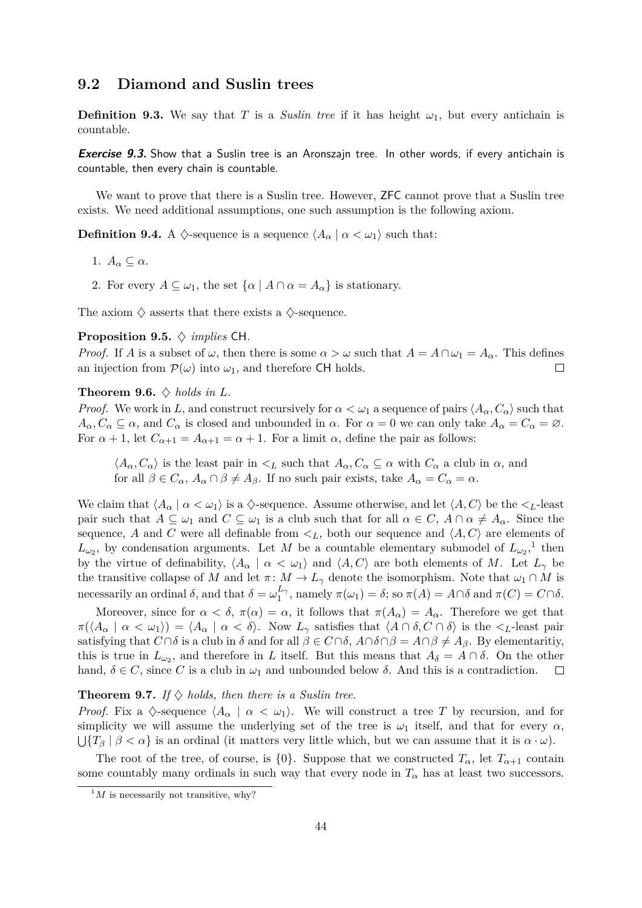## 9.2 Diamond and Suslin trees

**Definition 9.3.** We say that $T$ is a *Suslin tree* if it has height $\omega_1$, but every antichain is countable.

***Exercise 9.3.*** Show that a Suslin tree is an Aronszajn tree. In other words, if every antichain is countable, then every chain is countable.

We want to prove that there is a Suslin tree. However, ZFC cannot prove that a Suslin tree exists. We need additional assumptions, one such assumption is the following axiom.

**Definition 9.4.** A $\diamondsuit$-sequence is a sequence $\langle A_\alpha \mid \alpha < \omega_1 \rangle$ such that:

1. $A_\alpha \subseteq \alpha$.
2. For every $A \subseteq \omega_1$, the set $\{\alpha \mid A \cap \alpha = A_\alpha\}$ is stationary.

The axiom $\diamondsuit$ asserts that there exists a $\diamondsuit$-sequence.

**Proposition 9.5.** *$\diamondsuit$ implies* CH.

*Proof.* If $A$ is a subset of $\omega$, then there is some $\alpha > \omega$ such that $A = A \cap \omega_1 = A_\alpha$. This defines an injection from $\mathcal{P}(\omega)$ into $\omega_1$, and therefore CH holds. $\square$

**Theorem 9.6.** *$\diamondsuit$ holds in $L$.*

*Proof.* We work in $L$, and construct recursively for $\alpha < \omega_1$ a sequence of pairs $\langle A_\alpha, C_\alpha \rangle$ such that $A_\alpha, C_\alpha \subseteq \alpha$, and $C_\alpha$ is closed and unbounded in $\alpha$. For $\alpha = 0$ we can only take $A_\alpha = C_\alpha = \varnothing$. For $\alpha + 1$, let $C_{\alpha+1} = A_{\alpha+1} = \alpha + 1$. For a limit $\alpha$, define the pair as follows:

> $\langle A_\alpha, C_\alpha \rangle$ is the least pair in $<_L$ such that $A_\alpha, C_\alpha \subseteq \alpha$ with $C_\alpha$ a club in $\alpha$, and for all $\beta \in C_\alpha$, $A_\alpha \cap \beta \neq A_\beta$. If no such pair exists, take $A_\alpha = C_\alpha = \alpha$.

We claim that $\langle A_\alpha \mid \alpha < \omega_1 \rangle$ is a $\diamondsuit$-sequence. Assume otherwise, and let $\langle A, C \rangle$ be the $<_L$-least pair such that $A \subseteq \omega_1$ and $C \subseteq \omega_1$ is a club such that for all $\alpha \in C$, $A \cap \alpha \neq A_\alpha$. Since the sequence, $A$ and $C$ were all definable from $<_L$, both our sequence and $\langle A, C \rangle$ are elements of $L_{\omega_2}$, by condensation arguments. Let $M$ be a countable elementary submodel of $L_{\omega_2}$,[1] then by the virtue of definability, $\langle A_\alpha \mid \alpha < \omega_1 \rangle$ and $\langle A, C \rangle$ are both elements of $M$. Let $L_\gamma$ be the transitive collapse of $M$ and let $\pi \colon M \to L_\gamma$ denote the isomorphism. Note that $\omega_1 \cap M$ is necessarily an ordinal $\delta$, and that $\delta = \omega_1^{L_\gamma}$, namely $\pi(\omega_1) = \delta$; so $\pi(A) = A \cap \delta$ and $\pi(C) = C \cap \delta$.

Moreover, since for $\alpha < \delta$, $\pi(\alpha) = \alpha$, it follows that $\pi(A_\alpha) = A_\alpha$. Therefore we get that $\pi(\langle A_\alpha \mid \alpha < \omega_1 \rangle) = \langle A_\alpha \mid \alpha < \delta \rangle$. Now $L_\gamma$ satisfies that $\langle A \cap \delta, C \cap \delta \rangle$ is the $<_L$-least pair satisfying that $C \cap \delta$ is a club in $\delta$ and for all $\beta \in C \cap \delta$, $A \cap \delta \cap \beta = A \cap \beta \neq A_\beta$. By elementaritiy, this is true in $L_{\omega_2}$, and therefore in $L$ itself. But this means that $A_\delta = A \cap \delta$. On the other hand, $\delta \in C$, since $C$ is a club in $\omega_1$ and unbounded below $\delta$. And this is a contradiction. $\square$

**Theorem 9.7.** *If $\diamondsuit$ holds, then there is a Suslin tree.*

*Proof.* Fix a $\diamondsuit$-sequence $\langle A_\alpha \mid \alpha < \omega_1 \rangle$. We will construct a tree $T$ by recursion, and for simplicity we will assume the underlying set of the tree is $\omega_1$ itself, and that for every $\alpha$, $\bigcup\{T_\beta \mid \beta < \alpha\}$ is an ordinal (it matters very little which, but we can assume that it is $\alpha \cdot \omega$).

The root of the tree, of course, is $\{0\}$. Suppose that we constructed $T_\alpha$, let $T_{\alpha+1}$ contain some countably many ordinals in such way that every node in $T_\alpha$ has at least two successors.

[1] $M$ is necessarily not transitive, why?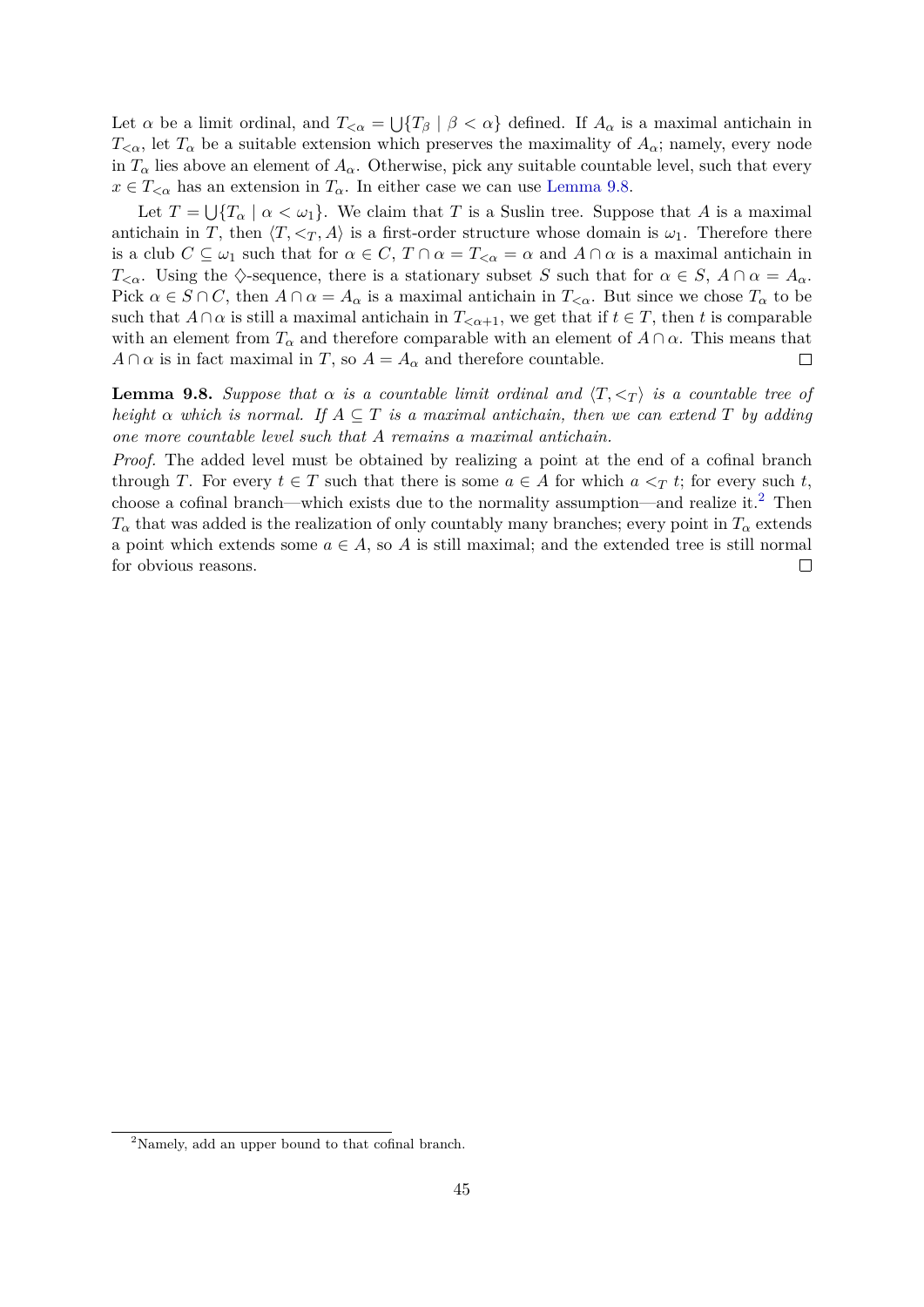Let $\alpha$ be a limit ordinal, and $T_{<\alpha} = \bigcup\{T_\beta \mid \beta < \alpha\}$ defined. If $A_\alpha$ is a maximal antichain in $T_{<\alpha}$, let $T_\alpha$ be a suitable extension which preserves the maximality of $A_\alpha$; namely, every node in $T_\alpha$ lies above an element of $A_\alpha$. Otherwise, pick any suitable countable level, such that every $x \in T_{<\alpha}$ has an extension in $T_\alpha$. In either case we can use Lemma 9.8.

Let $T = \bigcup\{T_\alpha \mid \alpha < \omega_1\}$. We claim that $T$ is a Suslin tree. Suppose that $A$ is a maximal antichain in $T$, then $\langle T, <_T, A\rangle$ is a first-order structure whose domain is $\omega_1$. Therefore there is a club $C \subseteq \omega_1$ such that for $\alpha \in C$, $T \cap \alpha = T_{<\alpha} = \alpha$ and $A \cap \alpha$ is a maximal antichain in $T_{<\alpha}$. Using the $\diamondsuit$-sequence, there is a stationary subset $S$ such that for $\alpha \in S$, $A \cap \alpha = A_\alpha$. Pick $\alpha \in S \cap C$, then $A \cap \alpha = A_\alpha$ is a maximal antichain in $T_{<\alpha}$. But since we chose $T_\alpha$ to be such that $A \cap \alpha$ is still a maximal antichain in $T_{<\alpha+1}$, we get that if $t \in T$, then $t$ is comparable with an element from $T_\alpha$ and therefore comparable with an element of $A \cap \alpha$. This means that $A \cap \alpha$ is in fact maximal in $T$, so $A = A_\alpha$ and therefore countable. □

**Lemma 9.8.** *Suppose that $\alpha$ is a countable limit ordinal and $\langle T, <_T\rangle$ is a countable tree of height $\alpha$ which is normal. If $A \subseteq T$ is a maximal antichain, then we can extend $T$ by adding one more countable level such that $A$ remains a maximal antichain.*

*Proof.* The added level must be obtained by realizing a point at the end of a cofinal branch through $T$. For every $t \in T$ such that there is some $a \in A$ for which $a <_T t$; for every such $t$, choose a cofinal branch—which exists due to the normality assumption—and realize it.[2] Then $T_\alpha$ that was added is the realization of only countably many branches; every point in $T_\alpha$ extends a point which extends some $a \in A$, so $A$ is still maximal; and the extended tree is still normal for obvious reasons. □

[2] Namely, add an upper bound to that cofinal branch.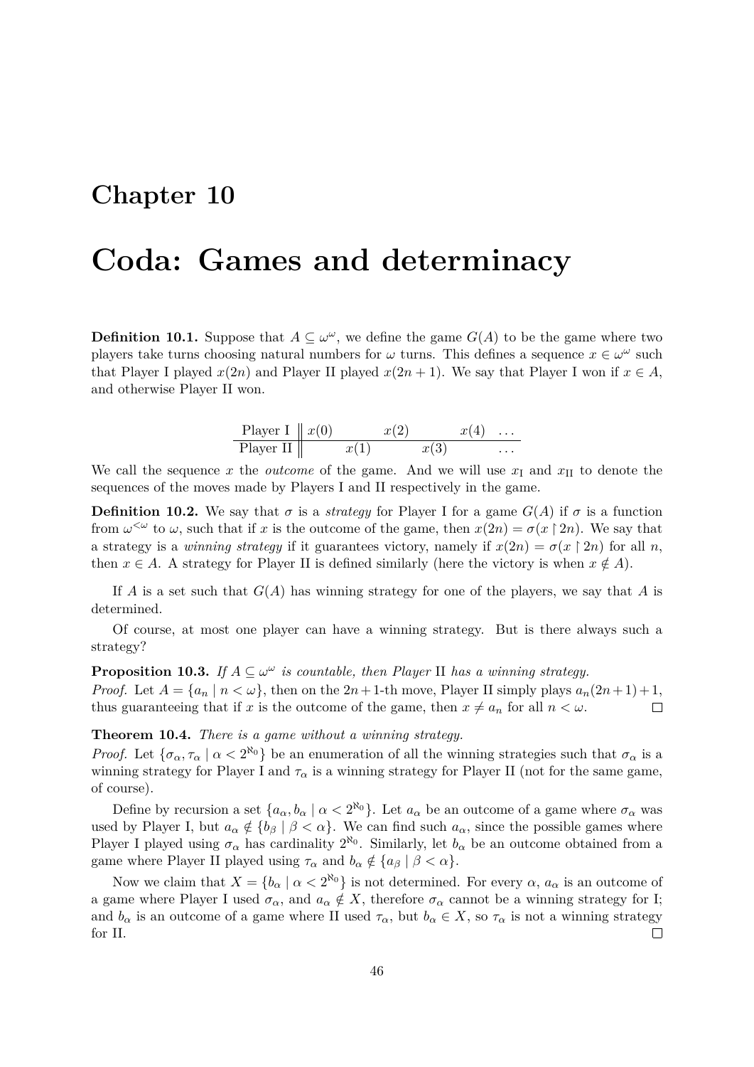# Chapter 10

# Coda: Games and determinacy

**Definition 10.1.** Suppose that $A \subseteq \omega^\omega$, we define the game $G(A)$ to be the game where two players take turns choosing natural numbers for $\omega$ turns. This defines a sequence $x \in \omega^\omega$ such that Player I played $x(2n)$ and Player II played $x(2n+1)$. We say that Player I won if $x \in A$, and otherwise Player II won.

| Player I | $x(0)$ | | $x(2)$ | | $x(4)$ | $\dots$ |
|---|---|---|---|---|---|---|
| Player II | | $x(1)$ | | $x(3)$ | | $\dots$ |

We call the sequence $x$ the *outcome* of the game. And we will use $x_{\text{I}}$ and $x_{\text{II}}$ to denote the sequences of the moves made by Players I and II respectively in the game.

**Definition 10.2.** We say that $\sigma$ is a *strategy* for Player I for a game $G(A)$ if $\sigma$ is a function from $\omega^{<\omega}$ to $\omega$, such that if $x$ is the outcome of the game, then $x(2n) = \sigma(x \upharpoonright 2n)$. We say that a strategy is a *winning strategy* if it guarantees victory, namely if $x(2n) = \sigma(x \upharpoonright 2n)$ for all $n$, then $x \in A$. A strategy for Player II is defined similarly (here the victory is when $x \notin A$).

If $A$ is a set such that $G(A)$ has winning strategy for one of the players, we say that $A$ is determined.

Of course, at most one player can have a winning strategy. But is there always such a strategy?

**Proposition 10.3.** *If $A \subseteq \omega^\omega$ is countable, then Player* II *has a winning strategy.*

*Proof.* Let $A = \{a_n \mid n < \omega\}$, then on the $2n+1$-th move, Player II simply plays $a_n(2n+1)+1$, thus guaranteeing that if $x$ is the outcome of the game, then $x \neq a_n$ for all $n < \omega$. □

**Theorem 10.4.** *There is a game without a winning strategy.*

*Proof.* Let $\{\sigma_\alpha, \tau_\alpha \mid \alpha < 2^{\aleph_0}\}$ be an enumeration of all the winning strategies such that $\sigma_\alpha$ is a winning strategy for Player I and $\tau_\alpha$ is a winning strategy for Player II (not for the same game, of course).

Define by recursion a set $\{a_\alpha, b_\alpha \mid \alpha < 2^{\aleph_0}\}$. Let $a_\alpha$ be an outcome of a game where $\sigma_\alpha$ was used by Player I, but $a_\alpha \notin \{b_\beta \mid \beta < \alpha\}$. We can find such $a_\alpha$, since the possible games where Player I played using $\sigma_\alpha$ has cardinality $2^{\aleph_0}$. Similarly, let $b_\alpha$ be an outcome obtained from a game where Player II played using $\tau_\alpha$ and $b_\alpha \notin \{a_\beta \mid \beta < \alpha\}$.

Now we claim that $X = \{b_\alpha \mid \alpha < 2^{\aleph_0}\}$ is not determined. For every $\alpha$, $a_\alpha$ is an outcome of a game where Player I used $\sigma_\alpha$, and $a_\alpha \notin X$, therefore $\sigma_\alpha$ cannot be a winning strategy for I; and $b_\alpha$ is an outcome of a game where II used $\tau_\alpha$, but $b_\alpha \in X$, so $\tau_\alpha$ is not a winning strategy for II. □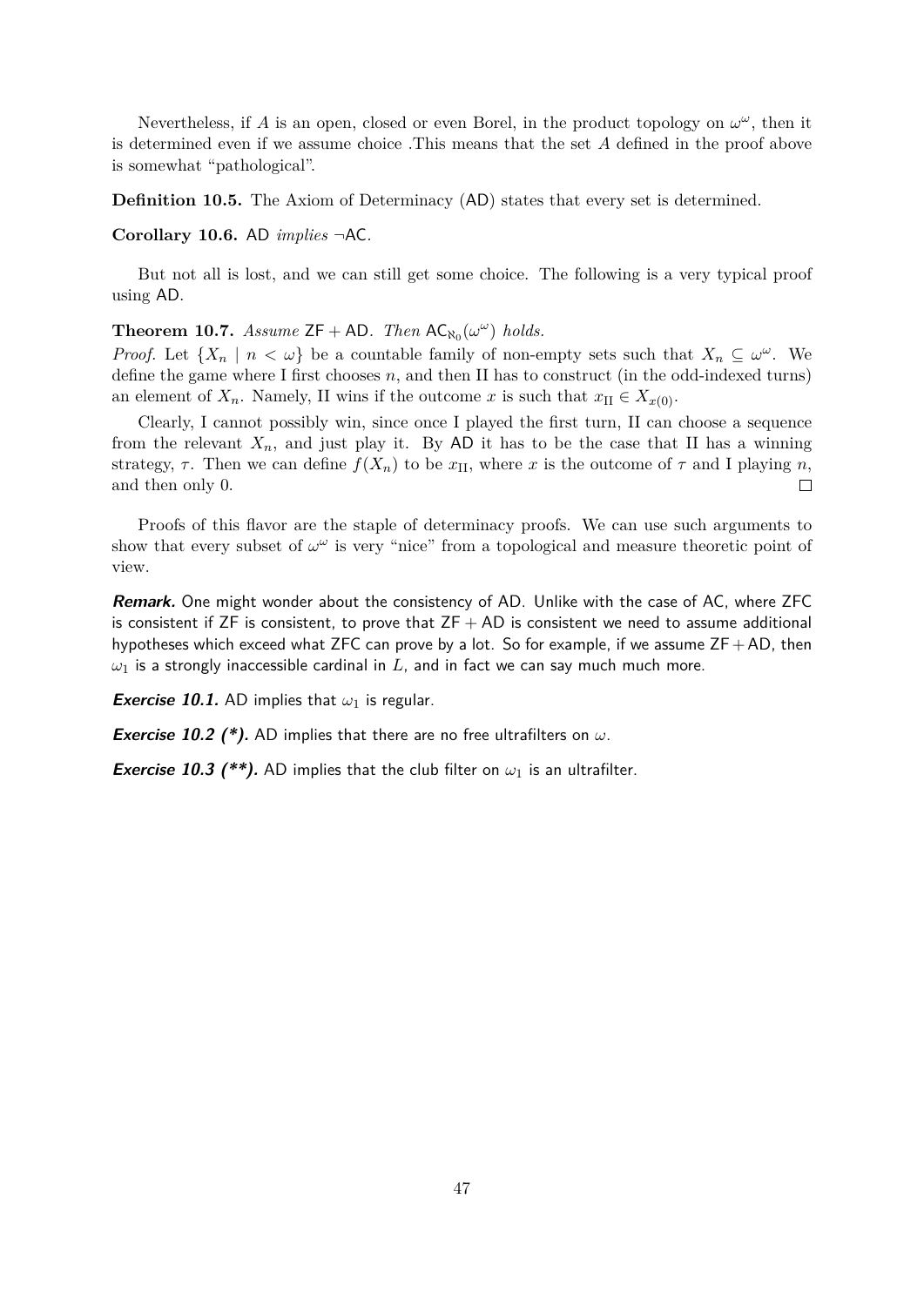Nevertheless, if $A$ is an open, closed or even Borel, in the product topology on $\omega^\omega$, then it is determined even if we assume choice .This means that the set $A$ defined in the proof above is somewhat "pathological".

**Definition 10.5.** The Axiom of Determinacy (AD) states that every set is determined.

**Corollary 10.6.** AD *implies* $\neg$AC.

But not all is lost, and we can still get some choice. The following is a very typical proof using AD.

**Theorem 10.7.** *Assume* $\mathsf{ZF} + \mathsf{AD}$*. Then* $\mathsf{AC}_{\aleph_0}(\omega^\omega)$ *holds.*

*Proof.* Let $\{X_n \mid n < \omega\}$ be a countable family of non-empty sets such that $X_n \subseteq \omega^\omega$. We define the game where I first chooses $n$, and then II has to construct (in the odd-indexed turns) an element of $X_n$. Namely, II wins if the outcome $x$ is such that $x_{\mathrm{II}} \in X_{x(0)}$.

Clearly, I cannot possibly win, since once I played the first turn, II can choose a sequence from the relevant $X_n$, and just play it. By AD it has to be the case that II has a winning strategy, $\tau$. Then we can define $f(X_n)$ to be $x_{\mathrm{II}}$, where $x$ is the outcome of $\tau$ and I playing $n$, and then only 0. $\square$

Proofs of this flavor are the staple of determinacy proofs. We can use such arguments to show that every subset of $\omega^\omega$ is very "nice" from a topological and measure theoretic point of view.

***Remark.*** One might wonder about the consistency of AD. Unlike with the case of AC, where ZFC is consistent if ZF is consistent, to prove that $\mathsf{ZF} + \mathsf{AD}$ is consistent we need to assume additional hypotheses which exceed what ZFC can prove by a lot. So for example, if we assume $\mathsf{ZF} + \mathsf{AD}$, then $\omega_1$ is a strongly inaccessible cardinal in $L$, and in fact we can say much much more.

***Exercise 10.1.*** AD implies that $\omega_1$ is regular.

***Exercise 10.2 (*).*** AD implies that there are no free ultrafilters on $\omega$.

***Exercise 10.3 (**).*** AD implies that the club filter on $\omega_1$ is an ultrafilter.